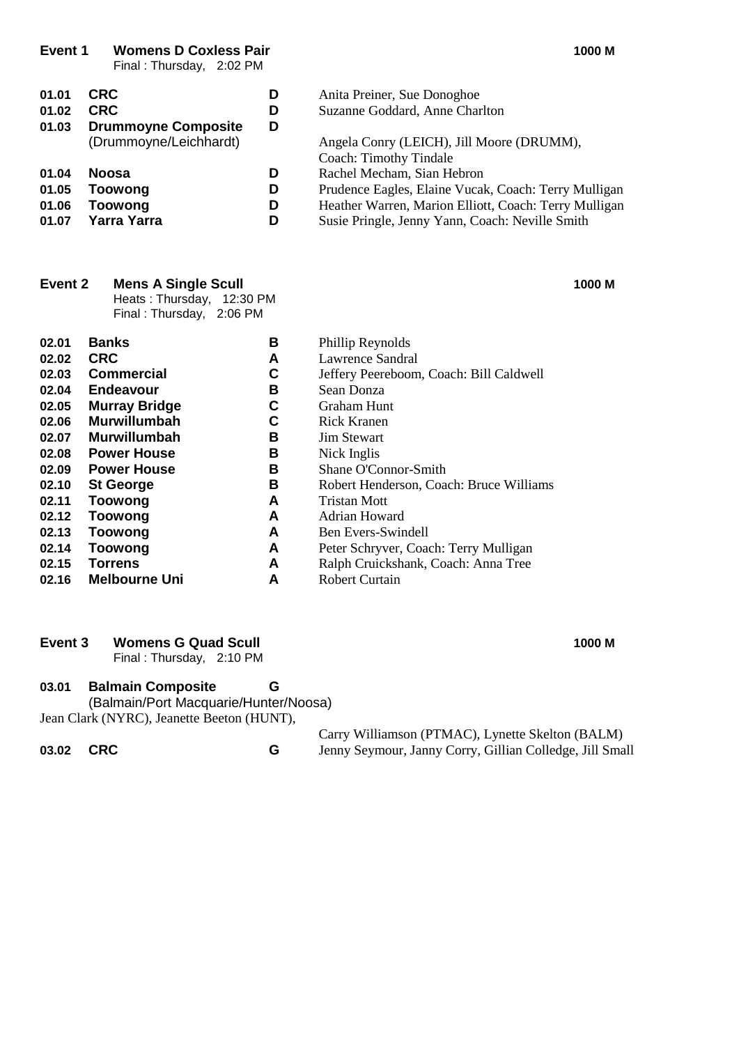## Event 1 Womens D Coxless Pair — 1000 M

Final : Thursday, 2:02 PM

| | | | |
|---|---|---|---|
| 01.01 | **CRC** | **D** | Anita Preiner, Sue Donoghoe |
| 01.02 | **CRC** | **D** | Suzanne Goddard, Anne Charlton |
| 01.03 | **Drummoyne Composite** (Drummoyne/Leichhardt) | **D** | Angela Conry (LEICH), Jill Moore (DRUMM), Coach: Timothy Tindale |
| 01.04 | **Noosa** | **D** | Rachel Mecham, Sian Hebron |
| 01.05 | **Toowong** | **D** | Prudence Eagles, Elaine Vucak, Coach: Terry Mulligan |
| 01.06 | **Toowong** | **D** | Heather Warren, Marion Elliott, Coach: Terry Mulligan |
| 01.07 | **Yarra Yarra** | **D** | Susie Pringle, Jenny Yann, Coach: Neville Smith |

## Event 2 Mens A Single Scull — 1000 M

Heats : Thursday, 12:30 PM
Final : Thursday, 2:06 PM

| | | | |
|---|---|---|---|
| 02.01 | **Banks** | **B** | Phillip Reynolds |
| 02.02 | **CRC** | **A** | Lawrence Sandral |
| 02.03 | **Commercial** | **C** | Jeffery Peereboom, Coach: Bill Caldwell |
| 02.04 | **Endeavour** | **B** | Sean Donza |
| 02.05 | **Murray Bridge** | **C** | Graham Hunt |
| 02.06 | **Murwillumbah** | **C** | Rick Kranen |
| 02.07 | **Murwillumbah** | **B** | Jim Stewart |
| 02.08 | **Power House** | **B** | Nick Inglis |
| 02.09 | **Power House** | **B** | Shane O'Connor-Smith |
| 02.10 | **St George** | **B** | Robert Henderson, Coach: Bruce Williams |
| 02.11 | **Toowong** | **A** | Tristan Mott |
| 02.12 | **Toowong** | **A** | Adrian Howard |
| 02.13 | **Toowong** | **A** | Ben Evers-Swindell |
| 02.14 | **Toowong** | **A** | Peter Schryver, Coach: Terry Mulligan |
| 02.15 | **Torrens** | **A** | Ralph Cruickshank, Coach: Anna Tree |
| 02.16 | **Melbourne Uni** | **A** | Robert Curtain |

## Event 3 Womens G Quad Scull — 1000 M

Final : Thursday, 2:10 PM

| | | | |
|---|---|---|---|
| 03.01 | **Balmain Composite** (Balmain/Port Macquarie/Hunter/Noosa) | **G** | Jean Clark (NYRC), Jeanette Beeton (HUNT), Carry Williamson (PTMAC), Lynette Skelton (BALM) |
| 03.02 | **CRC** | **G** | Jenny Seymour, Janny Corry, Gillian Colledge, Jill Small |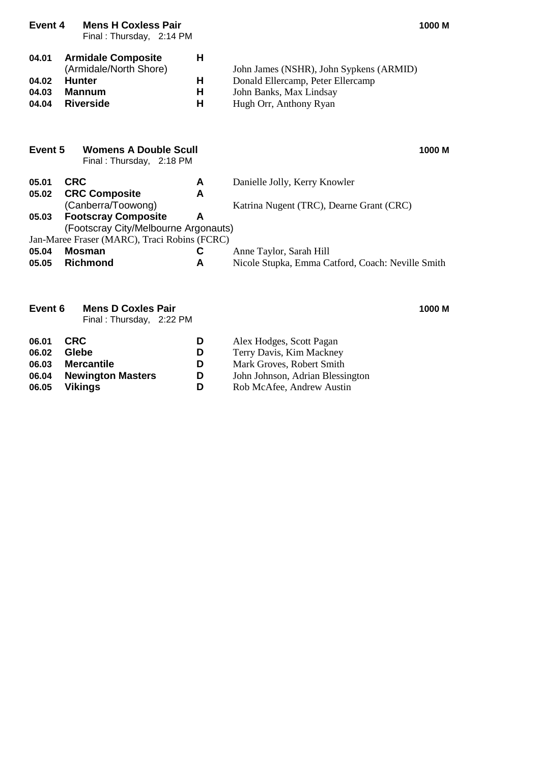## Event 4 Mens H Coxless Pair — 1000 M

Final : Thursday, 2:14 PM

| No. | Crew | Grade | Members |
|---|---|---|---|
| 04.01 | **Armidale Composite** (Armidale/North Shore) | H | John James (NSHR), John Sypkens (ARMID) |
| 04.02 | **Hunter** | H | Donald Ellercamp, Peter Ellercamp |
| 04.03 | **Mannum** | H | John Banks, Max Lindsay |
| 04.04 | **Riverside** | H | Hugh Orr, Anthony Ryan |

## Event 5 Womens A Double Scull — 1000 M

Final : Thursday, 2:18 PM

| No. | Crew | Grade | Members |
|---|---|---|---|
| 05.01 | **CRC** | A | Danielle Jolly, Kerry Knowler |
| 05.02 | **CRC Composite** (Canberra/Toowong) | A | Katrina Nugent (TRC), Dearne Grant (CRC) |
| 05.03 | **Footscray Composite** (Footscray City/Melbourne Argonauts) | A | Jan-Maree Fraser (MARC), Traci Robins (FCRC) |
| 05.04 | **Mosman** | C | Anne Taylor, Sarah Hill |
| 05.05 | **Richmond** | A | Nicole Stupka, Emma Catford, Coach: Neville Smith |

## Event 6 Mens D Coxles Pair — 1000 M

Final : Thursday, 2:22 PM

| No. | Crew | Grade | Members |
|---|---|---|---|
| 06.01 | **CRC** | D | Alex Hodges, Scott Pagan |
| 06.02 | **Glebe** | D | Terry Davis, Kim Mackney |
| 06.03 | **Mercantile** | D | Mark Groves, Robert Smith |
| 06.04 | **Newington Masters** | D | John Johnson, Adrian Blessington |
| 06.05 | **Vikings** | D | Rob McAfee, Andrew Austin |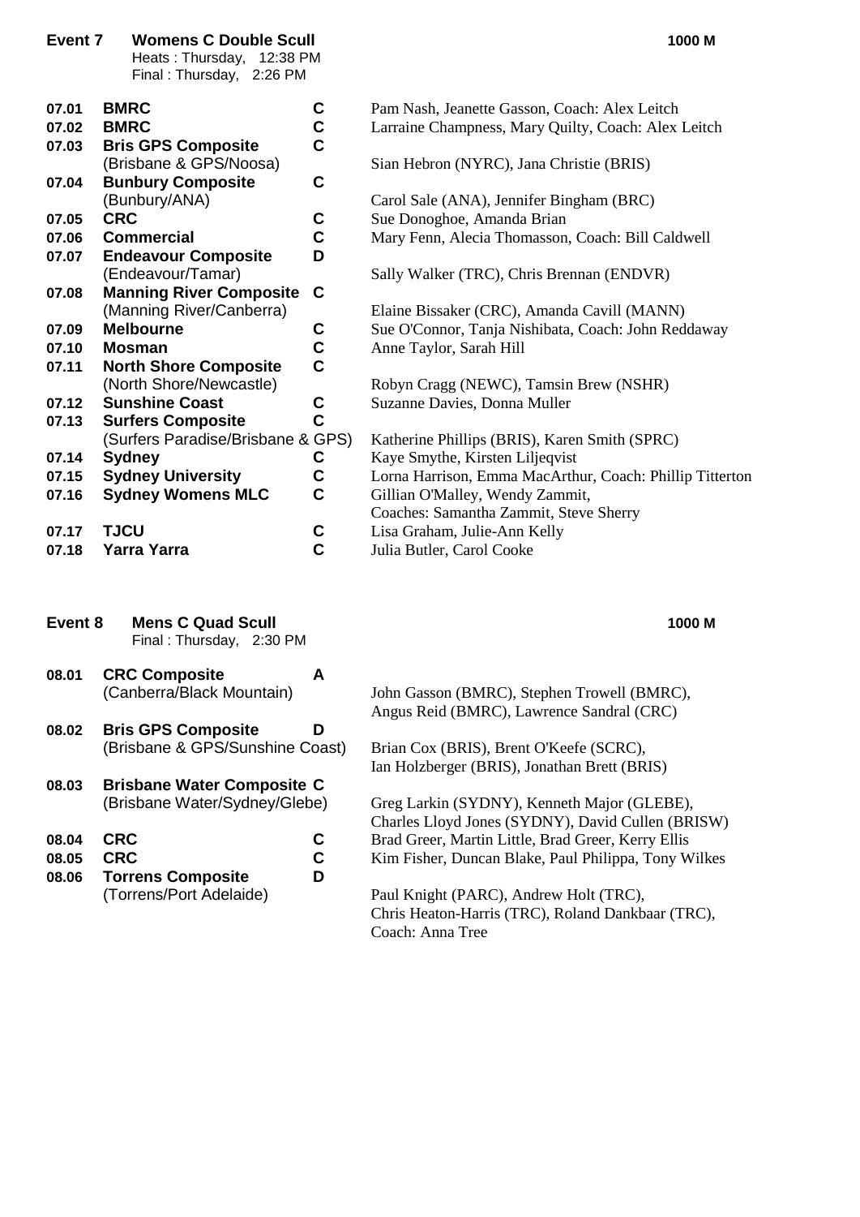## Event 7 Womens C Double Scull — 1000 M

Heats : Thursday, 12:38 PM
Final : Thursday, 2:26 PM

| No. | Crew | Grade | Rowers |
|---|---|---|---|
| 07.01 | **BMRC** | C | Pam Nash, Jeanette Gasson, Coach: Alex Leitch |
| 07.02 | **BMRC** | C | Larraine Champness, Mary Quilty, Coach: Alex Leitch |
| 07.03 | **Bris GPS Composite** (Brisbane & GPS/Noosa) | C | Sian Hebron (NYRC), Jana Christie (BRIS) |
| 07.04 | **Bunbury Composite** (Bunbury/ANA) | C | Carol Sale (ANA), Jennifer Bingham (BRC) |
| 07.05 | **CRC** | C | Sue Donoghoe, Amanda Brian |
| 07.06 | **Commercial** | C | Mary Fenn, Alecia Thomasson, Coach: Bill Caldwell |
| 07.07 | **Endeavour Composite** (Endeavour/Tamar) | D | Sally Walker (TRC), Chris Brennan (ENDVR) |
| 07.08 | **Manning River Composite** (Manning River/Canberra) | C | Elaine Bissaker (CRC), Amanda Cavill (MANN) |
| 07.09 | **Melbourne** | C | Sue O'Connor, Tanja Nishibata, Coach: John Reddaway |
| 07.10 | **Mosman** | C | Anne Taylor, Sarah Hill |
| 07.11 | **North Shore Composite** (North Shore/Newcastle) | C | Robyn Cragg (NEWC), Tamsin Brew (NSHR) |
| 07.12 | **Sunshine Coast** | C | Suzanne Davies, Donna Muller |
| 07.13 | **Surfers Composite** (Surfers Paradise/Brisbane & GPS) | C | Katherine Phillips (BRIS), Karen Smith (SPRC) |
| 07.14 | **Sydney** | C | Kaye Smythe, Kirsten Liljeqvist |
| 07.15 | **Sydney University** | C | Lorna Harrison, Emma MacArthur, Coach: Phillip Titterton |
| 07.16 | **Sydney Womens MLC** | C | Gillian O'Malley, Wendy Zammit, Coaches: Samantha Zammit, Steve Sherry |
| 07.17 | **TJCU** | C | Lisa Graham, Julie-Ann Kelly |
| 07.18 | **Yarra Yarra** | C | Julia Butler, Carol Cooke |

## Event 8 Mens C Quad Scull — 1000 M

Final : Thursday, 2:30 PM

| No. | Crew | Grade | Rowers |
|---|---|---|---|
| 08.01 | **CRC Composite** (Canberra/Black Mountain) | A | John Gasson (BMRC), Stephen Trowell (BMRC), Angus Reid (BMRC), Lawrence Sandral (CRC) |
| 08.02 | **Bris GPS Composite** (Brisbane & GPS/Sunshine Coast) | D | Brian Cox (BRIS), Brent O'Keefe (SCRC), Ian Holzberger (BRIS), Jonathan Brett (BRIS) |
| 08.03 | **Brisbane Water Composite** (Brisbane Water/Sydney/Glebe) | C | Greg Larkin (SYDNY), Kenneth Major (GLEBE), Charles Lloyd Jones (SYDNY), David Cullen (BRISW) |
| 08.04 | **CRC** | C | Brad Greer, Martin Little, Brad Greer, Kerry Ellis |
| 08.05 | **CRC** | C | Kim Fisher, Duncan Blake, Paul Philippa, Tony Wilkes |
| 08.06 | **Torrens Composite** (Torrens/Port Adelaide) | D | Paul Knight (PARC), Andrew Holt (TRC), Chris Heaton-Harris (TRC), Roland Dankbaar (TRC), Coach: Anna Tree |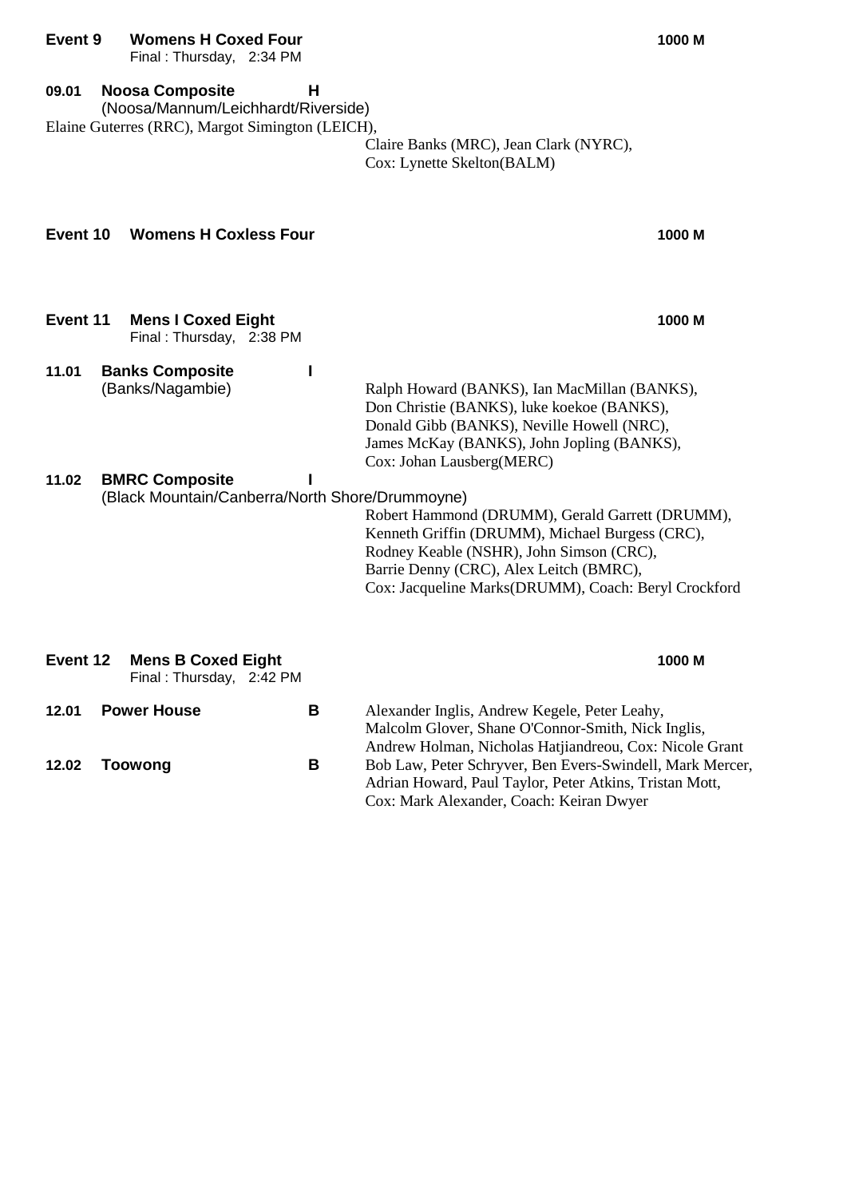**Event 9** **Womens H Coxed Four** **1000 M**
Final : Thursday, 2:34 PM

**09.01** **Noosa Composite** **H**
(Noosa/Mannum/Leichhardt/Riverside)
Elaine Guterres (RRC), Margot Simington (LEICH),
Claire Banks (MRC), Jean Clark (NYRC),
Cox: Lynette Skelton(BALM)

**Event 10** **Womens H Coxless Four** **1000 M**

**Event 11** **Mens I Coxed Eight** **1000 M**
Final : Thursday, 2:38 PM

**11.01** **Banks Composite** **I**
(Banks/Nagambie)
Ralph Howard (BANKS), Ian MacMillan (BANKS),
Don Christie (BANKS), luke koekoe (BANKS),
Donald Gibb (BANKS), Neville Howell (NRC),
James McKay (BANKS), John Jopling (BANKS),
Cox: Johan Lausberg(MERC)

**11.02** **BMRC Composite** **I**
(Black Mountain/Canberra/North Shore/Drummoyne)
Robert Hammond (DRUMM), Gerald Garrett (DRUMM),
Kenneth Griffin (DRUMM), Michael Burgess (CRC),
Rodney Keable (NSHR), John Simson (CRC),
Barrie Denny (CRC), Alex Leitch (BMRC),
Cox: Jacqueline Marks(DRUMM), Coach: Beryl Crockford

**Event 12** **Mens B Coxed Eight** **1000 M**
Final : Thursday, 2:42 PM

**12.01** **Power House** **B**
Alexander Inglis, Andrew Kegele, Peter Leahy,
Malcolm Glover, Shane O'Connor-Smith, Nick Inglis,
Andrew Holman, Nicholas Hatjiandreou, Cox: Nicole Grant

**12.02** **Toowong** **B**
Bob Law, Peter Schryver, Ben Evers-Swindell, Mark Mercer,
Adrian Howard, Paul Taylor, Peter Atkins, Tristan Mott,
Cox: Mark Alexander, Coach: Keiran Dwyer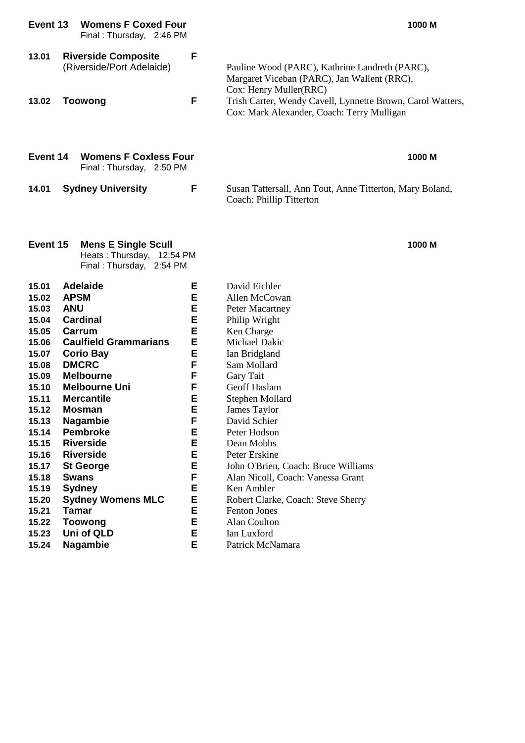## Event 13 Womens F Coxed Four — 1000 M

Final : Thursday, 2:46 PM

| No. | Crew | Grade | Members |
|---|---|---|---|
| 13.01 | **Riverside Composite** (Riverside/Port Adelaide) | F | Pauline Wood (PARC), Kathrine Landreth (PARC), Margaret Viceban (PARC), Jan Wallent (RRC), Cox: Henry Muller(RRC) |
| 13.02 | **Toowong** | F | Trish Carter, Wendy Cavell, Lynnette Brown, Carol Watters, Cox: Mark Alexander, Coach: Terry Mulligan |

## Event 14 Womens F Coxless Four — 1000 M

Final : Thursday, 2:50 PM

| No. | Crew | Grade | Members |
|---|---|---|---|
| 14.01 | **Sydney University** | F | Susan Tattersall, Ann Tout, Anne Titterton, Mary Boland, Coach: Phillip Titterton |

## Event 15 Mens E Single Scull — 1000 M

Heats : Thursday, 12:54 PM
Final : Thursday, 2:54 PM

| No. | Crew | Grade | Members |
|---|---|---|---|
| 15.01 | **Adelaide** | E | David Eichler |
| 15.02 | **APSM** | E | Allen McCowan |
| 15.03 | **ANU** | E | Peter Macartney |
| 15.04 | **Cardinal** | E | Philip Wright |
| 15.05 | **Carrum** | E | Ken Charge |
| 15.06 | **Caulfield Grammarians** | E | Michael Dakic |
| 15.07 | **Corio Bay** | E | Ian Bridgland |
| 15.08 | **DMCRC** | F | Sam Mollard |
| 15.09 | **Melbourne** | F | Gary Tait |
| 15.10 | **Melbourne Uni** | F | Geoff Haslam |
| 15.11 | **Mercantile** | E | Stephen Mollard |
| 15.12 | **Mosman** | E | James Taylor |
| 15.13 | **Nagambie** | F | David Schier |
| 15.14 | **Pembroke** | E | Peter Hodson |
| 15.15 | **Riverside** | E | Dean Mobbs |
| 15.16 | **Riverside** | E | Peter Erskine |
| 15.17 | **St George** | E | John O'Brien, Coach: Bruce Williams |
| 15.18 | **Swans** | F | Alan Nicoll, Coach: Vanessa Grant |
| 15.19 | **Sydney** | E | Ken Ambler |
| 15.20 | **Sydney Womens MLC** | E | Robert Clarke, Coach: Steve Sherry |
| 15.21 | **Tamar** | E | Fenton Jones |
| 15.22 | **Toowong** | E | Alan Coulton |
| 15.23 | **Uni of QLD** | E | Ian Luxford |
| 15.24 | **Nagambie** | E | Patrick McNamara |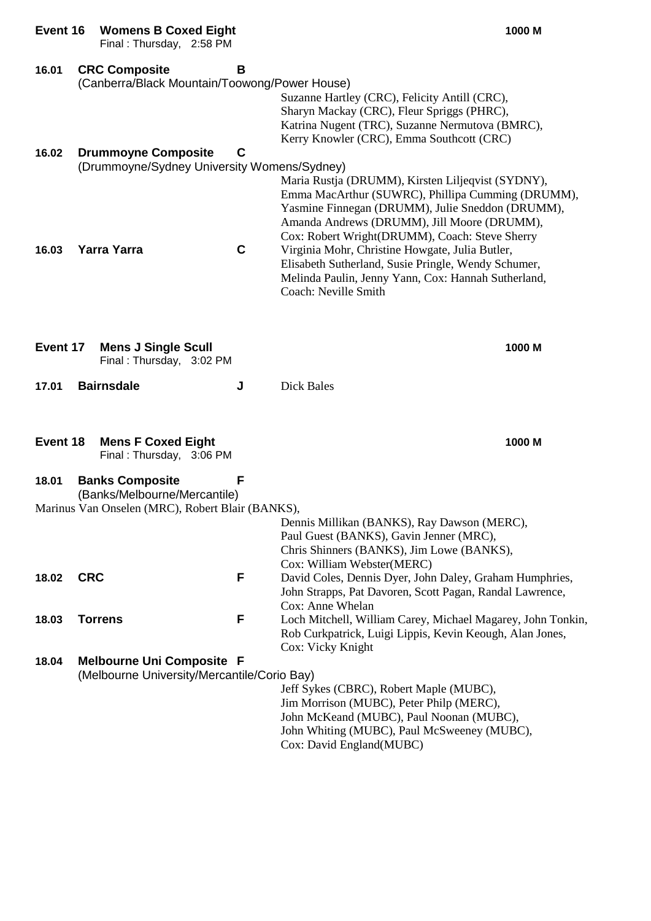## Event 16 Womens B Coxed Eight — 1000 M

Final : Thursday, 2:58 PM

**16.01 CRC Composite** — **B**
(Canberra/Black Mountain/Toowong/Power House)
Suzanne Hartley (CRC), Felicity Antill (CRC), Sharyn Mackay (CRC), Fleur Spriggs (PHRC), Katrina Nugent (TRC), Suzanne Nermutova (BMRC), Kerry Knowler (CRC), Emma Southcott (CRC)

**16.02 Drummoyne Composite** — **C**
(Drummoyne/Sydney University Womens/Sydney)
Maria Rustja (DRUMM), Kirsten Liljeqvist (SYDNY), Emma MacArthur (SUWRC), Phillipa Cumming (DRUMM), Yasmine Finnegan (DRUMM), Julie Sneddon (DRUMM), Amanda Andrews (DRUMM), Jill Moore (DRUMM), Cox: Robert Wright(DRUMM), Coach: Steve Sherry

**16.03 Yarra Yarra** — **C**
Virginia Mohr, Christine Howgate, Julia Butler, Elisabeth Sutherland, Susie Pringle, Wendy Schumer, Melinda Paulin, Jenny Yann, Cox: Hannah Sutherland, Coach: Neville Smith

## Event 17 Mens J Single Scull — 1000 M

Final : Thursday, 3:02 PM

**17.01 Bairnsdale** — **J**
Dick Bales

## Event 18 Mens F Coxed Eight — 1000 M

Final : Thursday, 3:06 PM

**18.01 Banks Composite** — **F**
(Banks/Melbourne/Mercantile)
Marinus Van Onselen (MRC), Robert Blair (BANKS), Dennis Millikan (BANKS), Ray Dawson (MERC), Paul Guest (BANKS), Gavin Jenner (MRC), Chris Shinners (BANKS), Jim Lowe (BANKS), Cox: William Webster(MERC)

**18.02 CRC** — **F**
David Coles, Dennis Dyer, John Daley, Graham Humphries, John Strapps, Pat Davoren, Scott Pagan, Randal Lawrence, Cox: Anne Whelan

**18.03 Torrens** — **F**
Loch Mitchell, William Carey, Michael Magarey, John Tonkin, Rob Curkpatrick, Luigi Lippis, Kevin Keough, Alan Jones, Cox: Vicky Knight

**18.04 Melbourne Uni Composite** — **F**
(Melbourne University/Mercantile/Corio Bay)
Jeff Sykes (CBRC), Robert Maple (MUBC), Jim Morrison (MUBC), Peter Philp (MERC), John McKeand (MUBC), Paul Noonan (MUBC), John Whiting (MUBC), Paul McSweeney (MUBC), Cox: David England(MUBC)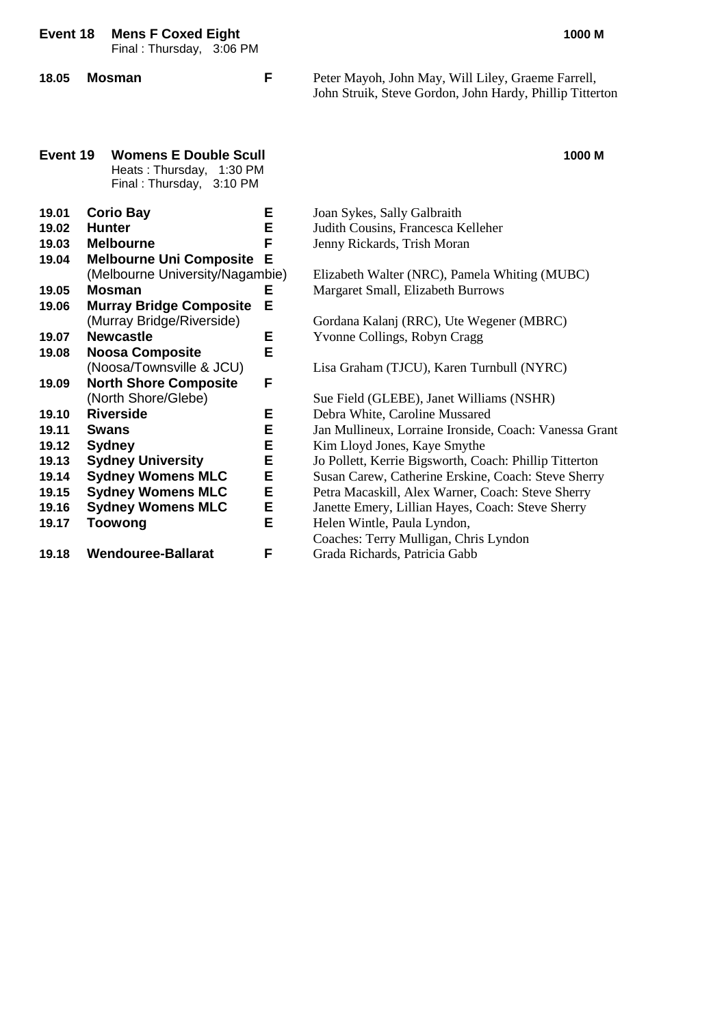## Event 18 Mens F Coxed Eight — 1000 M

Final : Thursday, 3:06 PM

| | | | |
|---|---|---|---|
| 18.05 | **Mosman** | **F** | Peter Mayoh, John May, Will Liley, Graeme Farrell, John Struik, Steve Gordon, John Hardy, Phillip Titterton |

## Event 19 Womens E Double Scull — 1000 M

Heats : Thursday, 1:30 PM
Final : Thursday, 3:10 PM

| | | | |
|---|---|---|---|
| 19.01 | **Corio Bay** | **E** | Joan Sykes, Sally Galbraith |
| 19.02 | **Hunter** | **E** | Judith Cousins, Francesca Kelleher |
| 19.03 | **Melbourne** | **F** | Jenny Rickards, Trish Moran |
| 19.04 | **Melbourne Uni Composite** (Melbourne University/Nagambie) | **E** | Elizabeth Walter (NRC), Pamela Whiting (MUBC) |
| 19.05 | **Mosman** | **E** | Margaret Small, Elizabeth Burrows |
| 19.06 | **Murray Bridge Composite** (Murray Bridge/Riverside) | **E** | Gordana Kalanj (RRC), Ute Wegener (MBRC) |
| 19.07 | **Newcastle** | **E** | Yvonne Collings, Robyn Cragg |
| 19.08 | **Noosa Composite** (Noosa/Townsville & JCU) | **E** | Lisa Graham (TJCU), Karen Turnbull (NYRC) |
| 19.09 | **North Shore Composite** (North Shore/Glebe) | **F** | Sue Field (GLEBE), Janet Williams (NSHR) |
| 19.10 | **Riverside** | **E** | Debra White, Caroline Mussared |
| 19.11 | **Swans** | **E** | Jan Mullineux, Lorraine Ironside, Coach: Vanessa Grant |
| 19.12 | **Sydney** | **E** | Kim Lloyd Jones, Kaye Smythe |
| 19.13 | **Sydney University** | **E** | Jo Pollett, Kerrie Bigsworth, Coach: Phillip Titterton |
| 19.14 | **Sydney Womens MLC** | **E** | Susan Carew, Catherine Erskine, Coach: Steve Sherry |
| 19.15 | **Sydney Womens MLC** | **E** | Petra Macaskill, Alex Warner, Coach: Steve Sherry |
| 19.16 | **Sydney Womens MLC** | **E** | Janette Emery, Lillian Hayes, Coach: Steve Sherry |
| 19.17 | **Toowong** | **E** | Helen Wintle, Paula Lyndon, Coaches: Terry Mulligan, Chris Lyndon |
| 19.18 | **Wendouree-Ballarat** | **F** | Grada Richards, Patricia Gabb |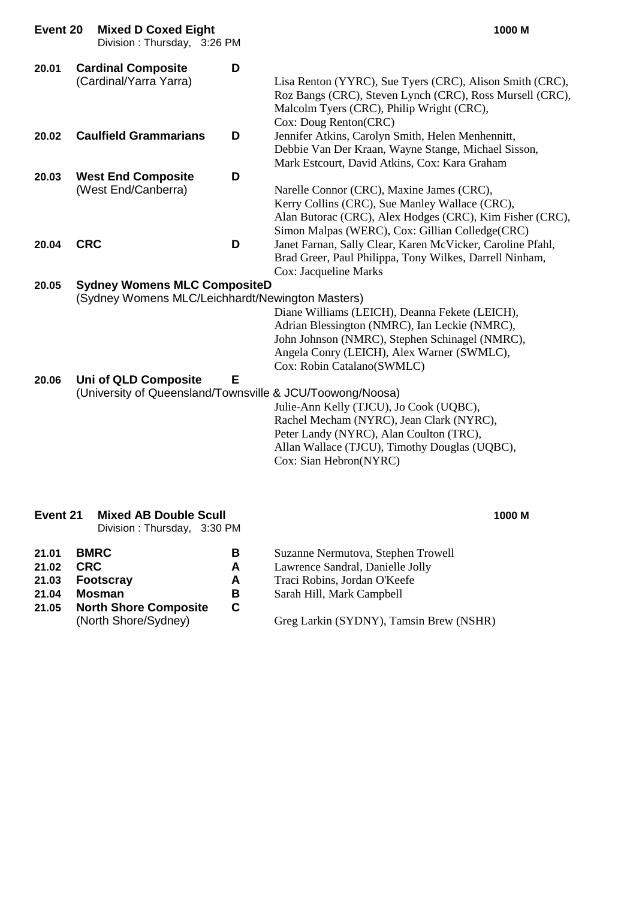## Event 20 Mixed D Coxed Eight

Division : Thursday, 3:26 PM

**1000 M**

| No. | Crew | Grade | Members |
|---|---|---|---|
| 20.01 | **Cardinal Composite** (Cardinal/Yarra Yarra) | D | Lisa Renton (YYRC), Sue Tyers (CRC), Alison Smith (CRC), Roz Bangs (CRC), Steven Lynch (CRC), Ross Mursell (CRC), Malcolm Tyers (CRC), Philip Wright (CRC), Cox: Doug Renton(CRC) |
| 20.02 | **Caulfield Grammarians** | D | Jennifer Atkins, Carolyn Smith, Helen Menhennitt, Debbie Van Der Kraan, Wayne Stange, Michael Sisson, Mark Estcourt, David Atkins, Cox: Kara Graham |
| 20.03 | **West End Composite** (West End/Canberra) | D | Narelle Connor (CRC), Maxine James (CRC), Kerry Collins (CRC), Sue Manley Wallace (CRC), Alan Butorac (CRC), Alex Hodges (CRC), Kim Fisher (CRC), Simon Malpas (WERC), Cox: Gillian Colledge(CRC) |
| 20.04 | **CRC** | D | Janet Farnan, Sally Clear, Karen McVicker, Caroline Pfahl, Brad Greer, Paul Philippa, Tony Wilkes, Darrell Ninham, Cox: Jacqueline Marks |
| 20.05 | **Sydney Womens MLC Composite** (Sydney Womens MLC/Leichhardt/Newington Masters) | D | Diane Williams (LEICH), Deanna Fekete (LEICH), Adrian Blessington (NMRC), Ian Leckie (NMRC), John Johnson (NMRC), Stephen Schinagel (NMRC), Angela Conry (LEICH), Alex Warner (SWMLC), Cox: Robin Catalano(SWMLC) |
| 20.06 | **Uni of QLD Composite** (University of Queensland/Townsville & JCU/Toowong/Noosa) | E | Julie-Ann Kelly (TJCU), Jo Cook (UQBC), Rachel Mecham (NYRC), Jean Clark (NYRC), Peter Landy (NYRC), Alan Coulton (TRC), Allan Wallace (TJCU), Timothy Douglas (UQBC), Cox: Sian Hebron(NYRC) |

## Event 21 Mixed AB Double Scull

Division : Thursday, 3:30 PM

**1000 M**

| No. | Crew | Grade | Members |
|---|---|---|---|
| 21.01 | **BMRC** | B | Suzanne Nermutova, Stephen Trowell |
| 21.02 | **CRC** | A | Lawrence Sandral, Danielle Jolly |
| 21.03 | **Footscray** | A | Traci Robins, Jordan O'Keefe |
| 21.04 | **Mosman** | B | Sarah Hill, Mark Campbell |
| 21.05 | **North Shore Composite** (North Shore/Sydney) | C | Greg Larkin (SYDNY), Tamsin Brew (NSHR) |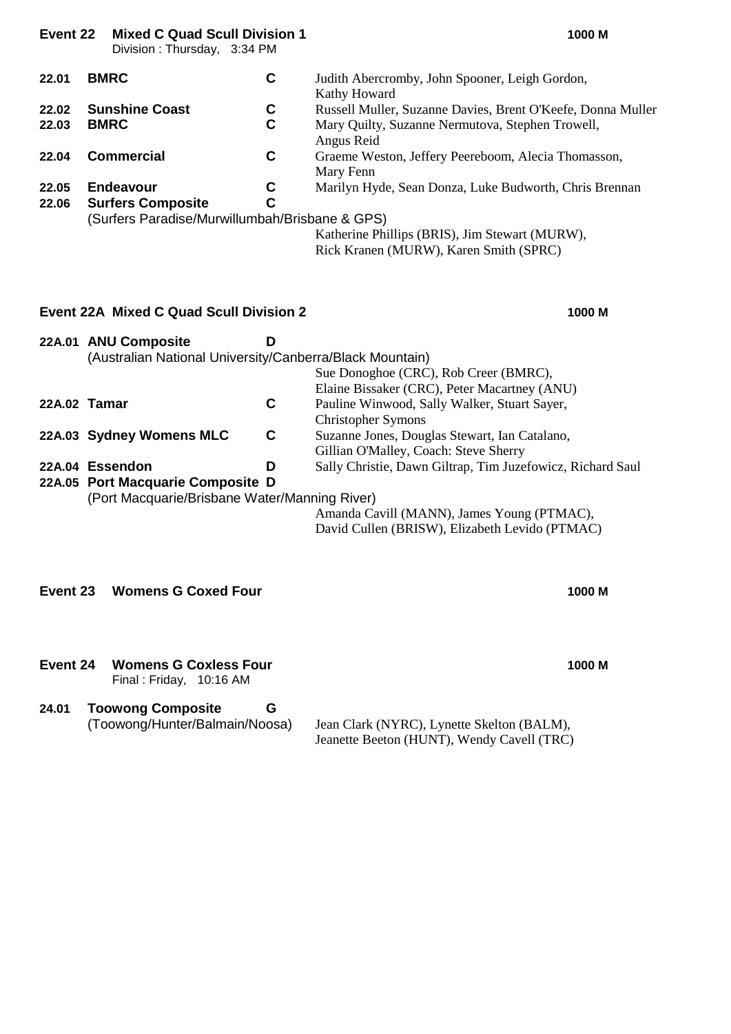## Event 22 Mixed C Quad Scull Division 1 — 1000 M

Division : Thursday, 3:34 PM

| | | | |
|---|---|---|---|
| 22.01 | **BMRC** | C | Judith Abercromby, John Spooner, Leigh Gordon, Kathy Howard |
| 22.02 | **Sunshine Coast** | C | Russell Muller, Suzanne Davies, Brent O'Keefe, Donna Muller |
| 22.03 | **BMRC** | C | Mary Quilty, Suzanne Nermutova, Stephen Trowell, Angus Reid |
| 22.04 | **Commercial** | C | Graeme Weston, Jeffery Peereboom, Alecia Thomasson, Mary Fenn |
| 22.05 | **Endeavour** | C | Marilyn Hyde, Sean Donza, Luke Budworth, Chris Brennan |
| 22.06 | **Surfers Composite** (Surfers Paradise/Murwillumbah/Brisbane & GPS) | C | Katherine Phillips (BRIS), Jim Stewart (MURW), Rick Kranen (MURW), Karen Smith (SPRC) |

## Event 22A Mixed C Quad Scull Division 2 — 1000 M

| | | | |
|---|---|---|---|
| 22A.01 | **ANU Composite** (Australian National University/Canberra/Black Mountain) | D | Sue Donoghoe (CRC), Rob Creer (BMRC), Elaine Bissaker (CRC), Peter Macartney (ANU) |
| 22A.02 | **Tamar** | C | Pauline Winwood, Sally Walker, Stuart Sayer, Christopher Symons |
| 22A.03 | **Sydney Womens MLC** | C | Suzanne Jones, Douglas Stewart, Ian Catalano, Gillian O'Malley, Coach: Steve Sherry |
| 22A.04 | **Essendon** | D | Sally Christie, Dawn Giltrap, Tim Juzefowicz, Richard Saul |
| 22A.05 | **Port Macquarie Composite** (Port Macquarie/Brisbane Water/Manning River) | D | Amanda Cavill (MANN), James Young (PTMAC), David Cullen (BRISW), Elizabeth Levido (PTMAC) |

## Event 23 Womens G Coxed Four — 1000 M

## Event 24 Womens G Coxless Four — 1000 M

Final : Friday, 10:16 AM

| | | | |
|---|---|---|---|
| 24.01 | **Toowong Composite** (Toowong/Hunter/Balmain/Noosa) | G | Jean Clark (NYRC), Lynette Skelton (BALM), Jeanette Beeton (HUNT), Wendy Cavell (TRC) |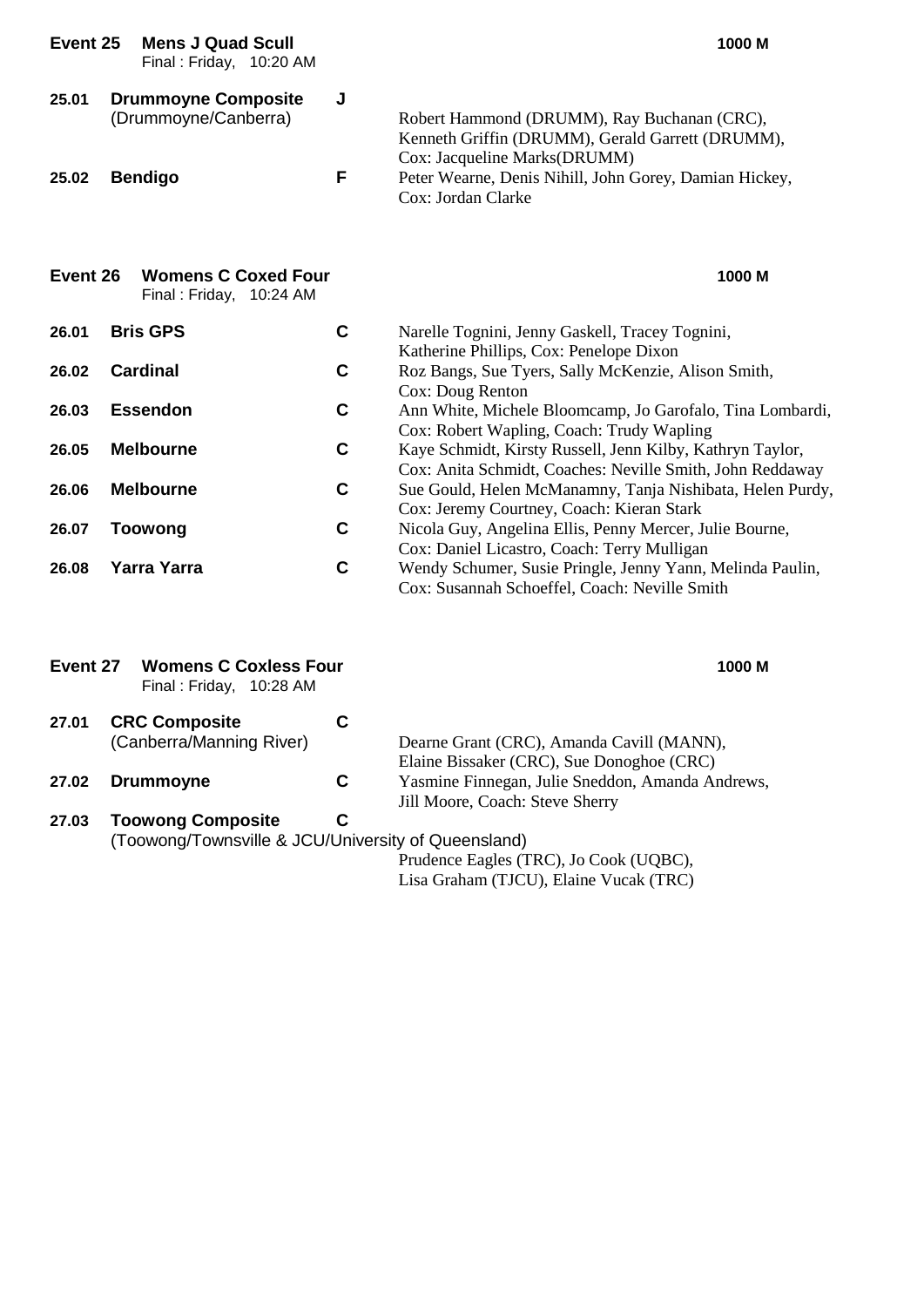## Event 25 Mens J Quad Scull

Final : Friday, 10:20 AM

**1000 M**

| | Crew | Grade | Members |
|---|---|---|---|
| 25.01 | **Drummoyne Composite** (Drummoyne/Canberra) | J | Robert Hammond (DRUMM), Ray Buchanan (CRC), Kenneth Griffin (DRUMM), Gerald Garrett (DRUMM), Cox: Jacqueline Marks(DRUMM) |
| 25.02 | **Bendigo** | F | Peter Wearne, Denis Nihill, John Gorey, Damian Hickey, Cox: Jordan Clarke |

## Event 26 Womens C Coxed Four

Final : Friday, 10:24 AM

**1000 M**

| | Crew | Grade | Members |
|---|---|---|---|
| 26.01 | **Bris GPS** | C | Narelle Tognini, Jenny Gaskell, Tracey Tognini, Katherine Phillips, Cox: Penelope Dixon |
| 26.02 | **Cardinal** | C | Roz Bangs, Sue Tyers, Sally McKenzie, Alison Smith, Cox: Doug Renton |
| 26.03 | **Essendon** | C | Ann White, Michele Bloomcamp, Jo Garofalo, Tina Lombardi, Cox: Robert Wapling, Coach: Trudy Wapling |
| 26.05 | **Melbourne** | C | Kaye Schmidt, Kirsty Russell, Jenn Kilby, Kathryn Taylor, Cox: Anita Schmidt, Coaches: Neville Smith, John Reddaway |
| 26.06 | **Melbourne** | C | Sue Gould, Helen McManamny, Tanja Nishibata, Helen Purdy, Cox: Jeremy Courtney, Coach: Kieran Stark |
| 26.07 | **Toowong** | C | Nicola Guy, Angelina Ellis, Penny Mercer, Julie Bourne, Cox: Daniel Licastro, Coach: Terry Mulligan |
| 26.08 | **Yarra Yarra** | C | Wendy Schumer, Susie Pringle, Jenny Yann, Melinda Paulin, Cox: Susannah Schoeffel, Coach: Neville Smith |

## Event 27 Womens C Coxless Four

Final : Friday, 10:28 AM

**1000 M**

| | Crew | Grade | Members |
|---|---|---|---|
| 27.01 | **CRC Composite** (Canberra/Manning River) | C | Dearne Grant (CRC), Amanda Cavill (MANN), Elaine Bissaker (CRC), Sue Donoghoe (CRC) |
| 27.02 | **Drummoyne** | C | Yasmine Finnegan, Julie Sneddon, Amanda Andrews, Jill Moore, Coach: Steve Sherry |
| 27.03 | **Toowong Composite** (Toowong/Townsville & JCU/University of Queensland) | C | Prudence Eagles (TRC), Jo Cook (UQBC), Lisa Graham (TJCU), Elaine Vucak (TRC) |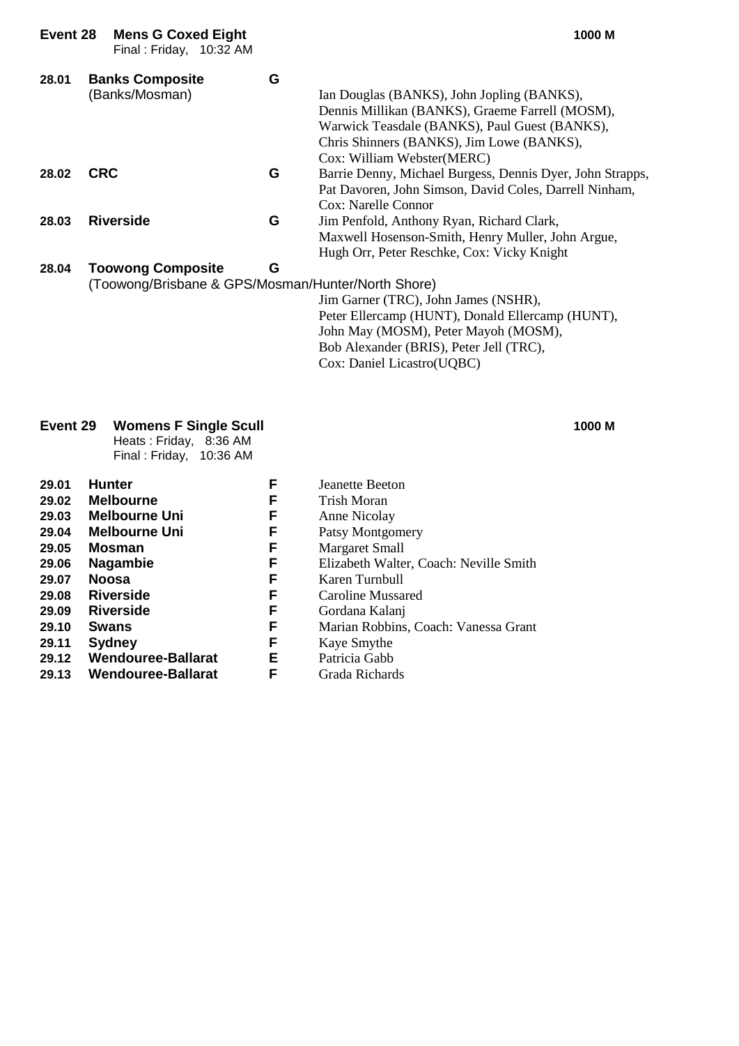## Event 28 Mens G Coxed Eight — 1000 M

Final : Friday, 10:32 AM

| No. | Crew | Grade | Members |
|---|---|---|---|
| 28.01 | **Banks Composite** (Banks/Mosman) | G | Ian Douglas (BANKS), John Jopling (BANKS), Dennis Millikan (BANKS), Graeme Farrell (MOSM), Warwick Teasdale (BANKS), Paul Guest (BANKS), Chris Shinners (BANKS), Jim Lowe (BANKS), Cox: William Webster(MERC) |
| 28.02 | **CRC** | G | Barrie Denny, Michael Burgess, Dennis Dyer, John Strapps, Pat Davoren, John Simson, David Coles, Darrell Ninham, Cox: Narelle Connor |
| 28.03 | **Riverside** | G | Jim Penfold, Anthony Ryan, Richard Clark, Maxwell Hosenson-Smith, Henry Muller, John Argue, Hugh Orr, Peter Reschke, Cox: Vicky Knight |
| 28.04 | **Toowong Composite** (Toowong/Brisbane & GPS/Mosman/Hunter/North Shore) | G | Jim Garner (TRC), John James (NSHR), Peter Ellercamp (HUNT), Donald Ellercamp (HUNT), John May (MOSM), Peter Mayoh (MOSM), Bob Alexander (BRIS), Peter Jell (TRC), Cox: Daniel Licastro(UQBC) |

## Event 29 Womens F Single Scull — 1000 M

Heats : Friday, 8:36 AM
Final : Friday, 10:36 AM

| No. | Club | Grade | Members |
|---|---|---|---|
| 29.01 | **Hunter** | F | Jeanette Beeton |
| 29.02 | **Melbourne** | F | Trish Moran |
| 29.03 | **Melbourne Uni** | F | Anne Nicolay |
| 29.04 | **Melbourne Uni** | F | Patsy Montgomery |
| 29.05 | **Mosman** | F | Margaret Small |
| 29.06 | **Nagambie** | F | Elizabeth Walter, Coach: Neville Smith |
| 29.07 | **Noosa** | F | Karen Turnbull |
| 29.08 | **Riverside** | F | Caroline Mussared |
| 29.09 | **Riverside** | F | Gordana Kalanj |
| 29.10 | **Swans** | F | Marian Robbins, Coach: Vanessa Grant |
| 29.11 | **Sydney** | F | Kaye Smythe |
| 29.12 | **Wendouree-Ballarat** | E | Patricia Gabb |
| 29.13 | **Wendouree-Ballarat** | F | Grada Richards |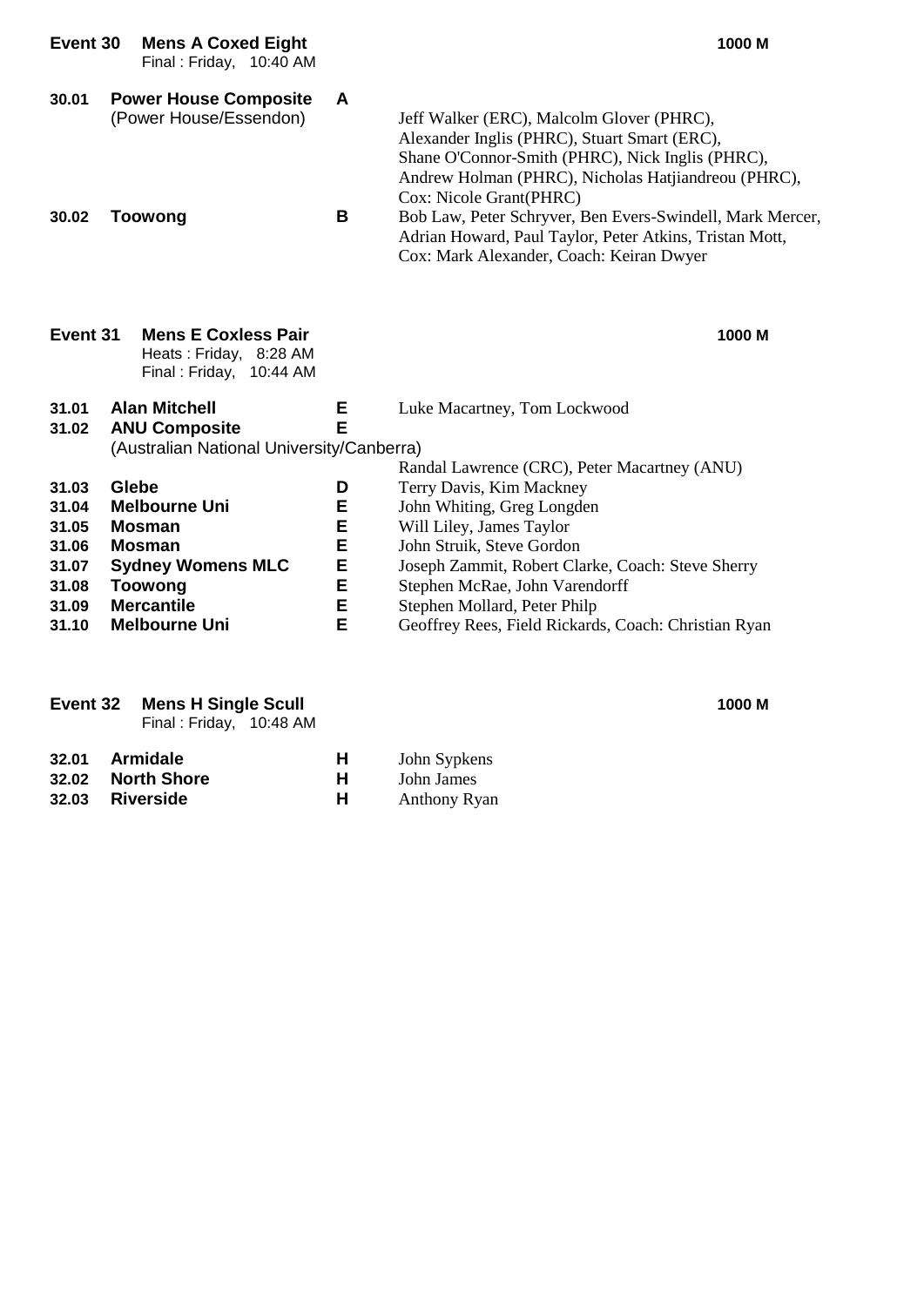## Event 30 Mens A Coxed Eight

1000 M

Final : Friday, 10:40 AM

| No. | Crew | Grade | Members |
|---|---|---|---|
| 30.01 | **Power House Composite** (Power House/Essendon) | **A** | Jeff Walker (ERC), Malcolm Glover (PHRC), Alexander Inglis (PHRC), Stuart Smart (ERC), Shane O'Connor-Smith (PHRC), Nick Inglis (PHRC), Andrew Holman (PHRC), Nicholas Hatjiandreou (PHRC), Cox: Nicole Grant(PHRC) |
| 30.02 | **Toowong** | **B** | Bob Law, Peter Schryver, Ben Evers-Swindell, Mark Mercer, Adrian Howard, Paul Taylor, Peter Atkins, Tristan Mott, Cox: Mark Alexander, Coach: Keiran Dwyer |

## Event 31 Mens E Coxless Pair

1000 M

Heats : Friday, 8:28 AM
Final : Friday, 10:44 AM

| No. | Crew | Grade | Members |
|---|---|---|---|
| 31.01 | **Alan Mitchell** | **E** | Luke Macartney, Tom Lockwood |
| 31.02 | **ANU Composite** (Australian National University/Canberra) | **E** | Randal Lawrence (CRC), Peter Macartney (ANU) |
| 31.03 | **Glebe** | **D** | Terry Davis, Kim Mackney |
| 31.04 | **Melbourne Uni** | **E** | John Whiting, Greg Longden |
| 31.05 | **Mosman** | **E** | Will Liley, James Taylor |
| 31.06 | **Mosman** | **E** | John Struik, Steve Gordon |
| 31.07 | **Sydney Womens MLC** | **E** | Joseph Zammit, Robert Clarke, Coach: Steve Sherry |
| 31.08 | **Toowong** | **E** | Stephen McRae, John Varendorff |
| 31.09 | **Mercantile** | **E** | Stephen Mollard, Peter Philp |
| 31.10 | **Melbourne Uni** | **E** | Geoffrey Rees, Field Rickards, Coach: Christian Ryan |

## Event 32 Mens H Single Scull

1000 M

Final : Friday, 10:48 AM

| No. | Crew | Grade | Members |
|---|---|---|---|
| 32.01 | **Armidale** | **H** | John Sypkens |
| 32.02 | **North Shore** | **H** | John James |
| 32.03 | **Riverside** | **H** | Anthony Ryan |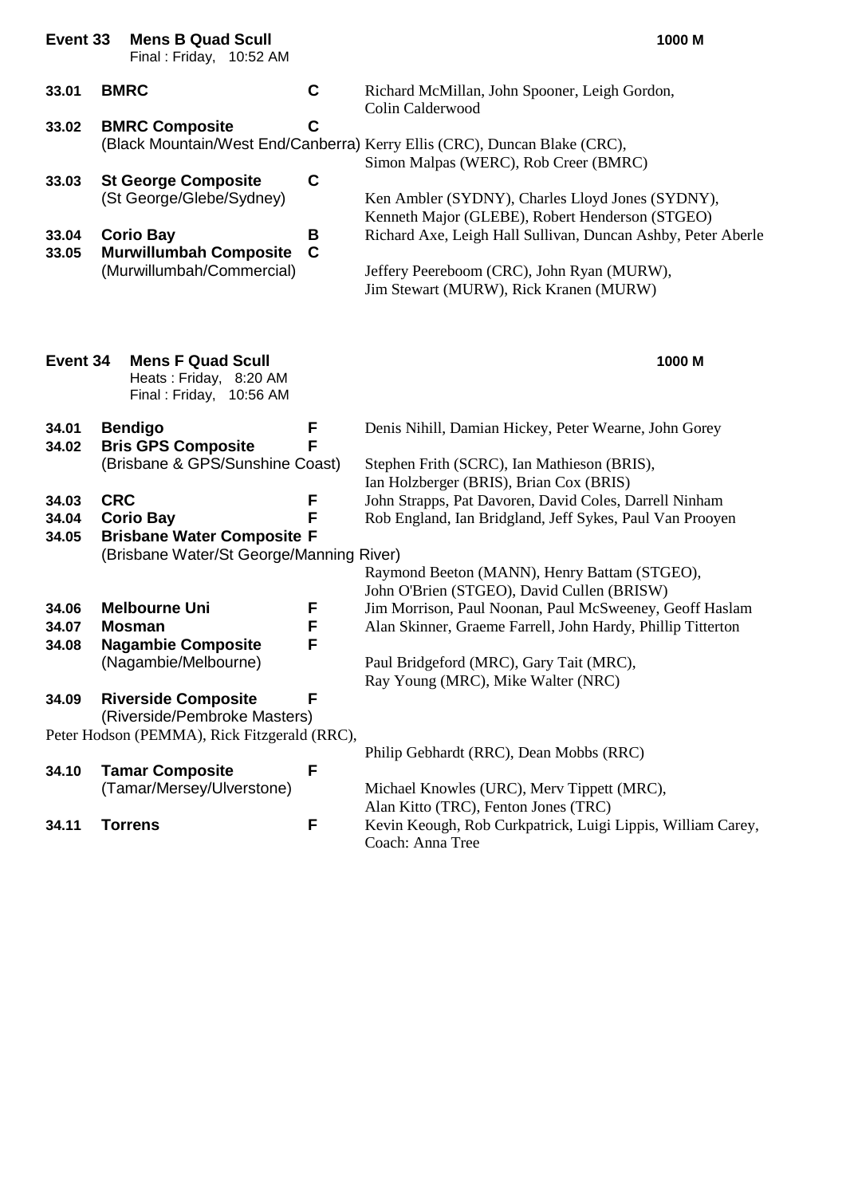**Event 33 Mens B Quad Scull** — 1000 M

Final : Friday, 10:52 AM

| No. | Crew | Grade | Rowers |
|---|---|---|---|
| 33.01 | **BMRC** | **C** | Richard McMillan, John Spooner, Leigh Gordon, Colin Calderwood |
| 33.02 | **BMRC Composite** (Black Mountain/West End/Canberra) | **C** | Kerry Ellis (CRC), Duncan Blake (CRC), Simon Malpas (WERC), Rob Creer (BMRC) |
| 33.03 | **St George Composite** (St George/Glebe/Sydney) | **C** | Ken Ambler (SYDNY), Charles Lloyd Jones (SYDNY), Kenneth Major (GLEBE), Robert Henderson (STGEO) |
| 33.04 | **Corio Bay** | **B** | Richard Axe, Leigh Hall Sullivan, Duncan Ashby, Peter Aberle |
| 33.05 | **Murwillumbah Composite** (Murwillumbah/Commercial) | **C** | Jeffery Peereboom (CRC), John Ryan (MURW), Jim Stewart (MURW), Rick Kranen (MURW) |

**Event 34 Mens F Quad Scull** — 1000 M

Heats : Friday, 8:20 AM
Final : Friday, 10:56 AM

| No. | Crew | Grade | Rowers |
|---|---|---|---|
| 34.01 | **Bendigo** | **F** | Denis Nihill, Damian Hickey, Peter Wearne, John Gorey |
| 34.02 | **Bris GPS Composite** (Brisbane & GPS/Sunshine Coast) | **F** | Stephen Frith (SCRC), Ian Mathieson (BRIS), Ian Holzberger (BRIS), Brian Cox (BRIS) |
| 34.03 | **CRC** | **F** | John Strapps, Pat Davoren, David Coles, Darrell Ninham |
| 34.04 | **Corio Bay** | **F** | Rob England, Ian Bridgland, Jeff Sykes, Paul Van Prooyen |
| 34.05 | **Brisbane Water Composite** (Brisbane Water/St George/Manning River) | **F** | Raymond Beeton (MANN), Henry Battam (STGEO), John O'Brien (STGEO), David Cullen (BRISW) |
| 34.06 | **Melbourne Uni** | **F** | Jim Morrison, Paul Noonan, Paul McSweeney, Geoff Haslam |
| 34.07 | **Mosman** | **F** | Alan Skinner, Graeme Farrell, John Hardy, Phillip Titterton |
| 34.08 | **Nagambie Composite** (Nagambie/Melbourne) | **F** | Paul Bridgeford (MRC), Gary Tait (MRC), Ray Young (MRC), Mike Walter (NRC) |
| 34.09 | **Riverside Composite** (Riverside/Pembroke Masters) | **F** | Peter Hodson (PEMMA), Rick Fitzgerald (RRC), Philip Gebhardt (RRC), Dean Mobbs (RRC) |
| 34.10 | **Tamar Composite** (Tamar/Mersey/Ulverstone) | **F** | Michael Knowles (URC), Merv Tippett (MRC), Alan Kitto (TRC), Fenton Jones (TRC) |
| 34.11 | **Torrens** | **F** | Kevin Keough, Rob Curkpatrick, Luigi Lippis, William Carey, Coach: Anna Tree |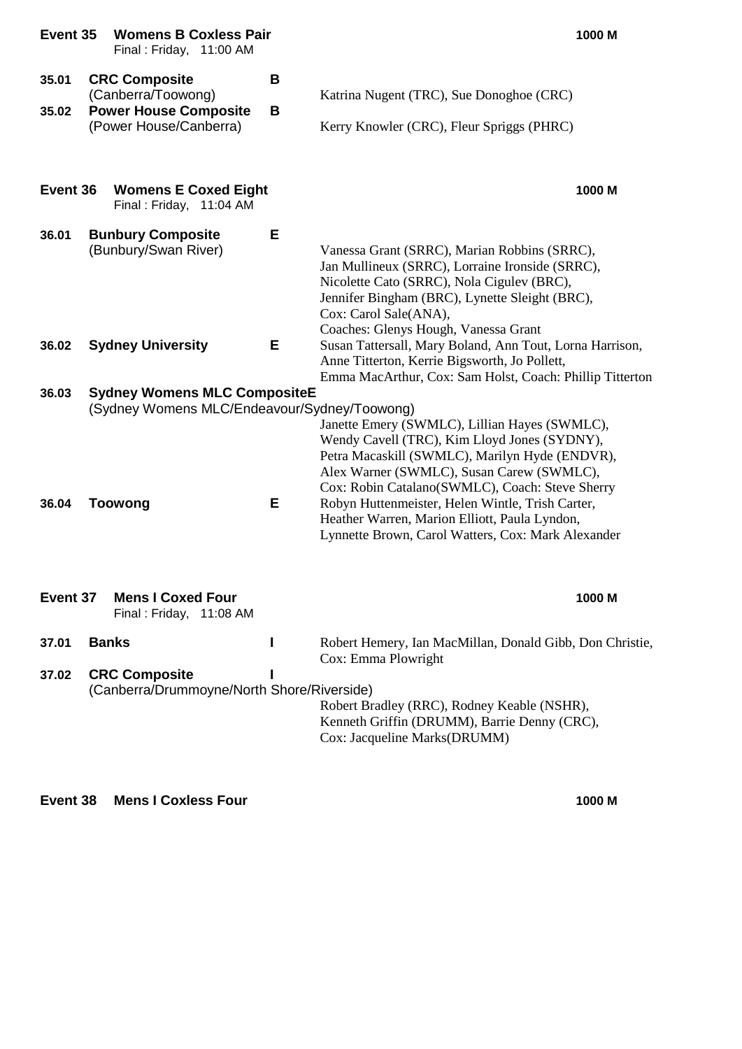## Event 35 Womens B Coxless Pair — 1000 M

Final : Friday, 11:00 AM

**35.01 CRC Composite** — B
(Canberra/Toowong)
Katrina Nugent (TRC), Sue Donoghoe (CRC)

**35.02 Power House Composite** — B
(Power House/Canberra)
Kerry Knowler (CRC), Fleur Spriggs (PHRC)

## Event 36 Womens E Coxed Eight — 1000 M

Final : Friday, 11:04 AM

**36.01 Bunbury Composite** — E
(Bunbury/Swan River)
Vanessa Grant (SRRC), Marian Robbins (SRRC), Jan Mullineux (SRRC), Lorraine Ironside (SRRC), Nicolette Cato (SRRC), Nola Cigulev (BRC), Jennifer Bingham (BRC), Lynette Sleight (BRC), Cox: Carol Sale(ANA), Coaches: Glenys Hough, Vanessa Grant

**36.02 Sydney University** — E
Susan Tattersall, Mary Boland, Ann Tout, Lorna Harrison, Anne Titterton, Kerrie Bigsworth, Jo Pollett, Emma MacArthur, Cox: Sam Holst, Coach: Phillip Titterton

**36.03 Sydney Womens MLC Composite** — E
(Sydney Womens MLC/Endeavour/Sydney/Toowong)
Janette Emery (SWMLC), Lillian Hayes (SWMLC), Wendy Cavell (TRC), Kim Lloyd Jones (SYDNY), Petra Macaskill (SWMLC), Marilyn Hyde (ENDVR), Alex Warner (SWMLC), Susan Carew (SWMLC), Cox: Robin Catalano(SWMLC), Coach: Steve Sherry

**36.04 Toowong** — E
Robyn Huttenmeister, Helen Wintle, Trish Carter, Heather Warren, Marion Elliott, Paula Lyndon, Lynnette Brown, Carol Watters, Cox: Mark Alexander

## Event 37 Mens I Coxed Four — 1000 M

Final : Friday, 11:08 AM

**37.01 Banks** — I
Robert Hemery, Ian MacMillan, Donald Gibb, Don Christie, Cox: Emma Plowright

**37.02 CRC Composite** — I
(Canberra/Drummoyne/North Shore/Riverside)
Robert Bradley (RRC), Rodney Keable (NSHR), Kenneth Griffin (DRUMM), Barrie Denny (CRC), Cox: Jacqueline Marks(DRUMM)

## Event 38 Mens I Coxless Four — 1000 M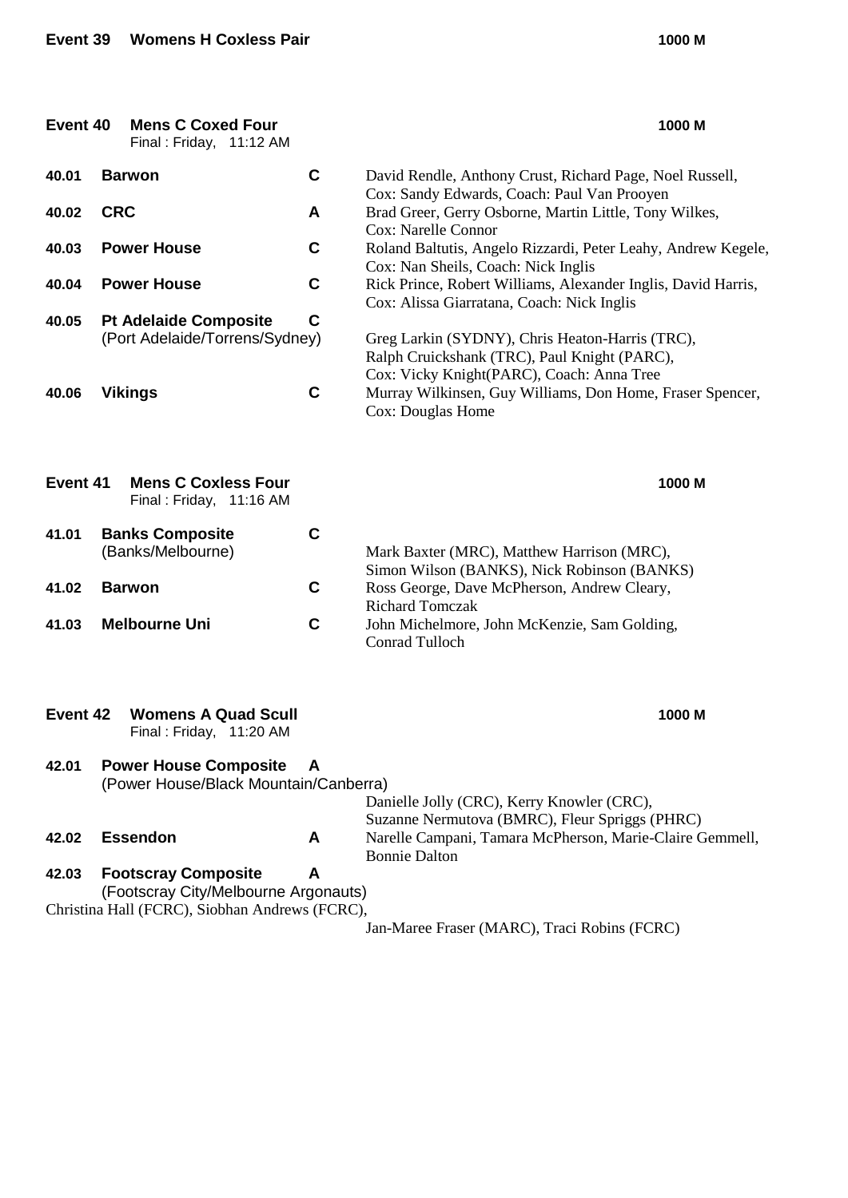## Event 39 Womens H Coxless Pair — 1000 M

## Event 40 Mens C Coxed Four — 1000 M

Final : Friday, 11:12 AM

| | | | |
|---|---|---|---|
| 40.01 | **Barwon** | C | David Rendle, Anthony Crust, Richard Page, Noel Russell, Cox: Sandy Edwards, Coach: Paul Van Prooyen |
| 40.02 | **CRC** | A | Brad Greer, Gerry Osborne, Martin Little, Tony Wilkes, Cox: Narelle Connor |
| 40.03 | **Power House** | C | Roland Baltutis, Angelo Rizzardi, Peter Leahy, Andrew Kegele, Cox: Nan Sheils, Coach: Nick Inglis |
| 40.04 | **Power House** | C | Rick Prince, Robert Williams, Alexander Inglis, David Harris, Cox: Alissa Giarratana, Coach: Nick Inglis |
| 40.05 | **Pt Adelaide Composite** (Port Adelaide/Torrens/Sydney) | C | Greg Larkin (SYDNY), Chris Heaton-Harris (TRC), Ralph Cruickshank (TRC), Paul Knight (PARC), Cox: Vicky Knight(PARC), Coach: Anna Tree |
| 40.06 | **Vikings** | C | Murray Wilkinsen, Guy Williams, Don Home, Fraser Spencer, Cox: Douglas Home |

## Event 41 Mens C Coxless Four — 1000 M

Final : Friday, 11:16 AM

| | | | |
|---|---|---|---|
| 41.01 | **Banks Composite** (Banks/Melbourne) | C | Mark Baxter (MRC), Matthew Harrison (MRC), Simon Wilson (BANKS), Nick Robinson (BANKS) |
| 41.02 | **Barwon** | C | Ross George, Dave McPherson, Andrew Cleary, Richard Tomczak |
| 41.03 | **Melbourne Uni** | C | John Michelmore, John McKenzie, Sam Golding, Conrad Tulloch |

## Event 42 Womens A Quad Scull — 1000 M

Final : Friday, 11:20 AM

| | | | |
|---|---|---|---|
| 42.01 | **Power House Composite** (Power House/Black Mountain/Canberra) | A | Danielle Jolly (CRC), Kerry Knowler (CRC), Suzanne Nermutova (BMRC), Fleur Spriggs (PHRC) |
| 42.02 | **Essendon** | A | Narelle Campani, Tamara McPherson, Marie-Claire Gemmell, Bonnie Dalton |
| 42.03 | **Footscray Composite** (Footscray City/Melbourne Argonauts) | A | Christina Hall (FCRC), Siobhan Andrews (FCRC), Jan-Maree Fraser (MARC), Traci Robins (FCRC) |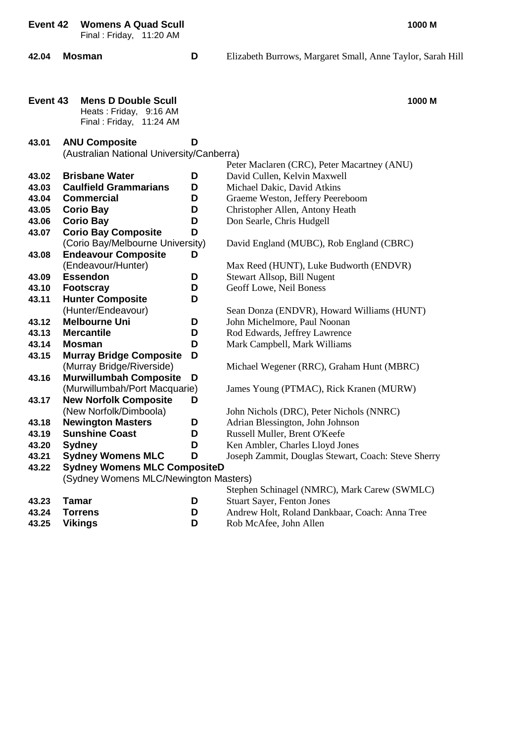**Event 42 Womens A Quad Scull** — **1000 M**

Final : Friday, 11:20 AM

| | | | |
|---|---|---|---|
| **42.04** | **Mosman** | **D** | Elizabeth Burrows, Margaret Small, Anne Taylor, Sarah Hill |

**Event 43 Mens D Double Scull** — **1000 M**

Heats : Friday, 9:16 AM
Final : Friday, 11:24 AM

| | | | |
|---|---|---|---|
| **43.01** | **ANU Composite** (Australian National University/Canberra) | **D** | Peter Maclaren (CRC), Peter Macartney (ANU) |
| **43.02** | **Brisbane Water** | **D** | David Cullen, Kelvin Maxwell |
| **43.03** | **Caulfield Grammarians** | **D** | Michael Dakic, David Atkins |
| **43.04** | **Commercial** | **D** | Graeme Weston, Jeffery Peereboom |
| **43.05** | **Corio Bay** | **D** | Christopher Allen, Antony Heath |
| **43.06** | **Corio Bay** | **D** | Don Searle, Chris Hudgell |
| **43.07** | **Corio Bay Composite** (Corio Bay/Melbourne University) | **D** | David England (MUBC), Rob England (CBRC) |
| **43.08** | **Endeavour Composite** (Endeavour/Hunter) | **D** | Max Reed (HUNT), Luke Budworth (ENDVR) |
| **43.09** | **Essendon** | **D** | Stewart Allsop, Bill Nugent |
| **43.10** | **Footscray** | **D** | Geoff Lowe, Neil Boness |
| **43.11** | **Hunter Composite** (Hunter/Endeavour) | **D** | Sean Donza (ENDVR), Howard Williams (HUNT) |
| **43.12** | **Melbourne Uni** | **D** | John Michelmore, Paul Noonan |
| **43.13** | **Mercantile** | **D** | Rod Edwards, Jeffrey Lawrence |
| **43.14** | **Mosman** | **D** | Mark Campbell, Mark Williams |
| **43.15** | **Murray Bridge Composite** (Murray Bridge/Riverside) | **D** | Michael Wegener (RRC), Graham Hunt (MBRC) |
| **43.16** | **Murwillumbah Composite** (Murwillumbah/Port Macquarie) | **D** | James Young (PTMAC), Rick Kranen (MURW) |
| **43.17** | **New Norfolk Composite** (New Norfolk/Dimboola) | **D** | John Nichols (DRC), Peter Nichols (NNRC) |
| **43.18** | **Newington Masters** | **D** | Adrian Blessington, John Johnson |
| **43.19** | **Sunshine Coast** | **D** | Russell Muller, Brent O'Keefe |
| **43.20** | **Sydney** | **D** | Ken Ambler, Charles Lloyd Jones |
| **43.21** | **Sydney Womens MLC** | **D** | Joseph Zammit, Douglas Stewart, Coach: Steve Sherry |
| **43.22** | **Sydney Womens MLC Composite** (Sydney Womens MLC/Newington Masters) | **D** | Stephen Schinagel (NMRC), Mark Carew (SWMLC) |
| **43.23** | **Tamar** | **D** | Stuart Sayer, Fenton Jones |
| **43.24** | **Torrens** | **D** | Andrew Holt, Roland Dankbaar, Coach: Anna Tree |
| **43.25** | **Vikings** | **D** | Rob McAfee, John Allen |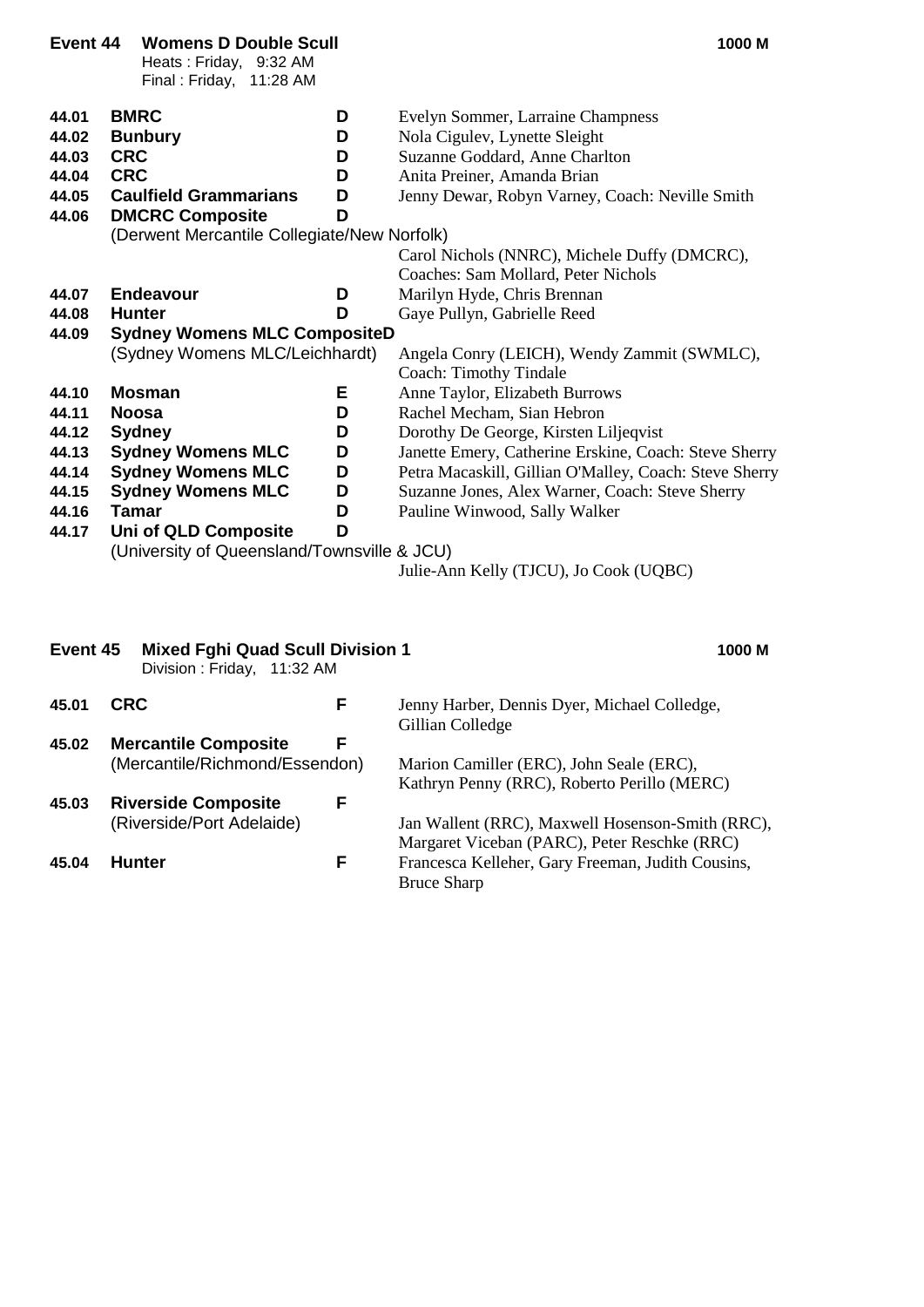## Event 44 Womens D Double Scull — 1000 M

Heats : Friday, 9:32 AM
Final : Friday, 11:28 AM

| No. | Club | Grade | Crew |
|---|---|---|---|
| 44.01 | **BMRC** | **D** | Evelyn Sommer, Larraine Champness |
| 44.02 | **Bunbury** | **D** | Nola Cigulev, Lynette Sleight |
| 44.03 | **CRC** | **D** | Suzanne Goddard, Anne Charlton |
| 44.04 | **CRC** | **D** | Anita Preiner, Amanda Brian |
| 44.05 | **Caulfield Grammarians** | **D** | Jenny Dewar, Robyn Varney, Coach: Neville Smith |
| 44.06 | **DMCRC Composite** (Derwent Mercantile Collegiate/New Norfolk) | **D** | Carol Nichols (NNRC), Michele Duffy (DMCRC), Coaches: Sam Mollard, Peter Nichols |
| 44.07 | **Endeavour** | **D** | Marilyn Hyde, Chris Brennan |
| 44.08 | **Hunter** | **D** | Gaye Pullyn, Gabrielle Reed |
| 44.09 | **Sydney Womens MLC Composite** (Sydney Womens MLC/Leichhardt) | **D** | Angela Conry (LEICH), Wendy Zammit (SWMLC), Coach: Timothy Tindale |
| 44.10 | **Mosman** | **E** | Anne Taylor, Elizabeth Burrows |
| 44.11 | **Noosa** | **D** | Rachel Mecham, Sian Hebron |
| 44.12 | **Sydney** | **D** | Dorothy De George, Kirsten Liljeqvist |
| 44.13 | **Sydney Womens MLC** | **D** | Janette Emery, Catherine Erskine, Coach: Steve Sherry |
| 44.14 | **Sydney Womens MLC** | **D** | Petra Macaskill, Gillian O'Malley, Coach: Steve Sherry |
| 44.15 | **Sydney Womens MLC** | **D** | Suzanne Jones, Alex Warner, Coach: Steve Sherry |
| 44.16 | **Tamar** | **D** | Pauline Winwood, Sally Walker |
| 44.17 | **Uni of QLD Composite** (University of Queensland/Townsville & JCU) | **D** | Julie-Ann Kelly (TJCU), Jo Cook (UQBC) |

## Event 45 Mixed Fghi Quad Scull Division 1 — 1000 M

Division : Friday, 11:32 AM

| No. | Club | Grade | Crew |
|---|---|---|---|
| 45.01 | **CRC** | **F** | Jenny Harber, Dennis Dyer, Michael Colledge, Gillian Colledge |
| 45.02 | **Mercantile Composite** (Mercantile/Richmond/Essendon) | **F** | Marion Camiller (ERC), John Seale (ERC), Kathryn Penny (RRC), Roberto Perillo (MERC) |
| 45.03 | **Riverside Composite** (Riverside/Port Adelaide) | **F** | Jan Wallent (RRC), Maxwell Hosenson-Smith (RRC), Margaret Viceban (PARC), Peter Reschke (RRC) |
| 45.04 | **Hunter** | **F** | Francesca Kelleher, Gary Freeman, Judith Cousins, Bruce Sharp |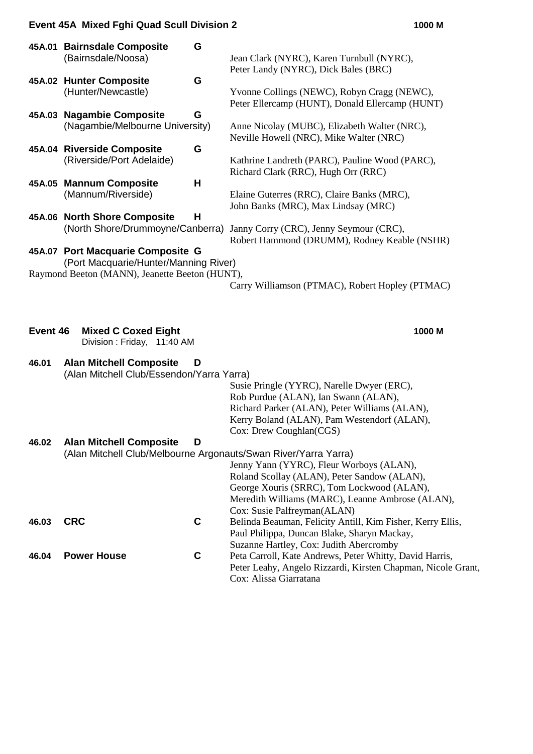## Event 45A Mixed Fghi Quad Scull Division 2 — 1000 M

**45A.01 Bairnsdale Composite** **G**
(Bairnsdale/Noosa)
Jean Clark (NYRC), Karen Turnbull (NYRC), Peter Landy (NYRC), Dick Bales (BRC)

**45A.02 Hunter Composite** **G**
(Hunter/Newcastle)
Yvonne Collings (NEWC), Robyn Cragg (NEWC), Peter Ellercamp (HUNT), Donald Ellercamp (HUNT)

**45A.03 Nagambie Composite** **G**
(Nagambie/Melbourne University)
Anne Nicolay (MUBC), Elizabeth Walter (NRC), Neville Howell (NRC), Mike Walter (NRC)

**45A.04 Riverside Composite** **G**
(Riverside/Port Adelaide)
Kathrine Landreth (PARC), Pauline Wood (PARC), Richard Clark (RRC), Hugh Orr (RRC)

**45A.05 Mannum Composite** **H**
(Mannum/Riverside)
Elaine Guterres (RRC), Claire Banks (MRC), John Banks (MRC), Max Lindsay (MRC)

**45A.06 North Shore Composite** **H**
(North Shore/Drummoyne/Canberra)
Janny Corry (CRC), Jenny Seymour (CRC), Robert Hammond (DRUMM), Rodney Keable (NSHR)

**45A.07 Port Macquarie Composite** **G**
(Port Macquarie/Hunter/Manning River)
Raymond Beeton (MANN), Jeanette Beeton (HUNT), Carry Williamson (PTMAC), Robert Hopley (PTMAC)

## Event 46 Mixed C Coxed Eight — 1000 M

Division : Friday, 11:40 AM

**46.01 Alan Mitchell Composite** **D**
(Alan Mitchell Club/Essendon/Yarra Yarra)
Susie Pringle (YYRC), Narelle Dwyer (ERC), Rob Purdue (ALAN), Ian Swann (ALAN), Richard Parker (ALAN), Peter Williams (ALAN), Kerry Boland (ALAN), Pam Westendorf (ALAN), Cox: Drew Coughlan(CGS)

**46.02 Alan Mitchell Composite** **D**
(Alan Mitchell Club/Melbourne Argonauts/Swan River/Yarra Yarra)
Jenny Yann (YYRC), Fleur Worboys (ALAN), Roland Scollay (ALAN), Peter Sandow (ALAN), George Xouris (SRRC), Tom Lockwood (ALAN), Meredith Williams (MARC), Leanne Ambrose (ALAN), Cox: Susie Palfreyman(ALAN)

**46.03 CRC** **C**
Belinda Beauman, Felicity Antill, Kim Fisher, Kerry Ellis, Paul Philippa, Duncan Blake, Sharyn Mackay, Suzanne Hartley, Cox: Judith Abercromby

**46.04 Power House** **C**
Peta Carroll, Kate Andrews, Peter Whitty, David Harris, Peter Leahy, Angelo Rizzardi, Kirsten Chapman, Nicole Grant, Cox: Alissa Giarratana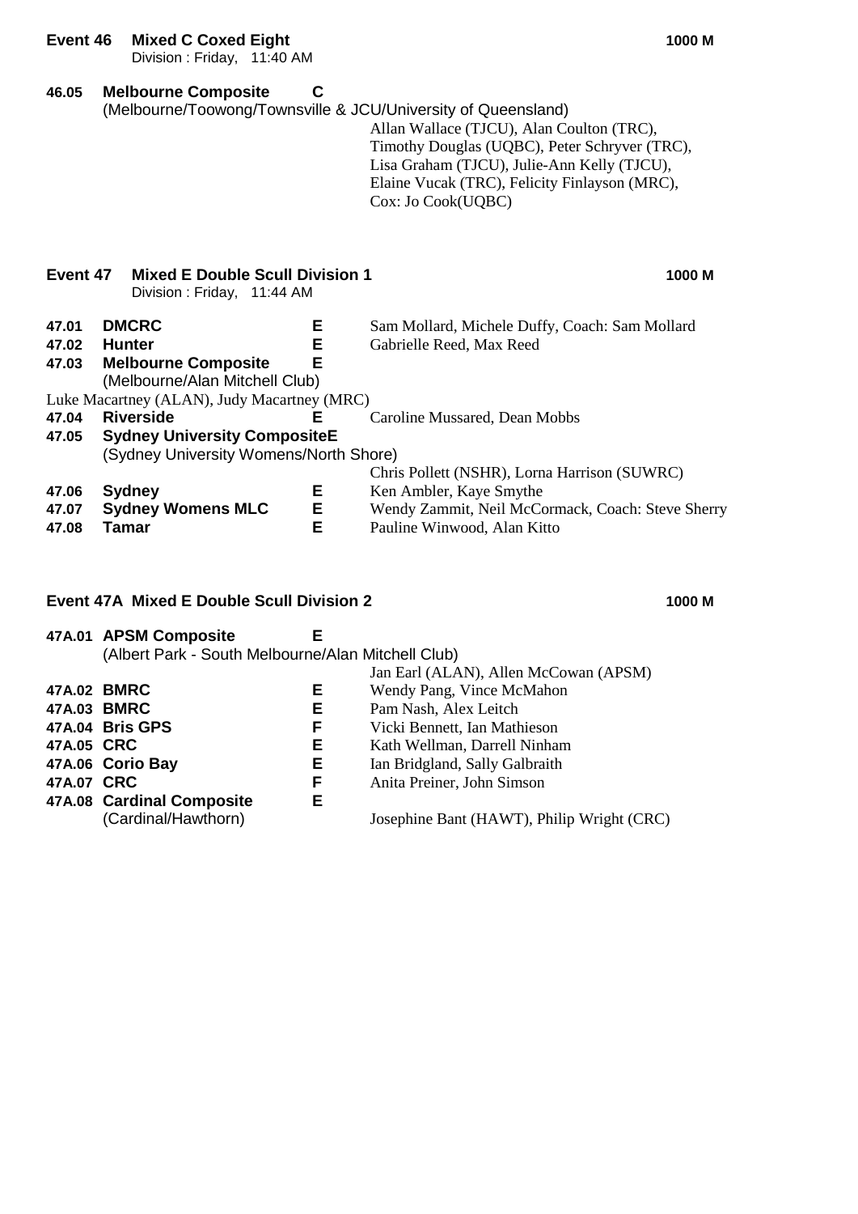## Event 46 Mixed C Coxed Eight — 1000 M

Division : Friday, 11:40 AM

**46.05 Melbourne Composite** **C**
(Melbourne/Toowong/Townsville & JCU/University of Queensland)
Allan Wallace (TJCU), Alan Coulton (TRC), Timothy Douglas (UQBC), Peter Schryver (TRC), Lisa Graham (TJCU), Julie-Ann Kelly (TJCU), Elaine Vucak (TRC), Felicity Finlayson (MRC), Cox: Jo Cook(UQBC)

## Event 47 Mixed E Double Scull Division 1 — 1000 M

Division : Friday, 11:44 AM

| | | | |
|---|---|---|---|
| **47.01** | **DMCRC** | **E** | Sam Mollard, Michele Duffy, Coach: Sam Mollard |
| **47.02** | **Hunter** | **E** | Gabrielle Reed, Max Reed |
| **47.03** | **Melbourne Composite** (Melbourne/Alan Mitchell Club) | **E** | Luke Macartney (ALAN), Judy Macartney (MRC) |
| **47.04** | **Riverside** | **E** | Caroline Mussared, Dean Mobbs |
| **47.05** | **Sydney University Composite** (Sydney University Womens/North Shore) | **E** | Chris Pollett (NSHR), Lorna Harrison (SUWRC) |
| **47.06** | **Sydney** | **E** | Ken Ambler, Kaye Smythe |
| **47.07** | **Sydney Womens MLC** | **E** | Wendy Zammit, Neil McCormack, Coach: Steve Sherry |
| **47.08** | **Tamar** | **E** | Pauline Winwood, Alan Kitto |

## Event 47A Mixed E Double Scull Division 2 — 1000 M

| | | | |
|---|---|---|---|
| **47A.01** | **APSM Composite** (Albert Park - South Melbourne/Alan Mitchell Club) | **E** | Jan Earl (ALAN), Allen McCowan (APSM) |
| **47A.02** | **BMRC** | **E** | Wendy Pang, Vince McMahon |
| **47A.03** | **BMRC** | **E** | Pam Nash, Alex Leitch |
| **47A.04** | **Bris GPS** | **F** | Vicki Bennett, Ian Mathieson |
| **47A.05** | **CRC** | **E** | Kath Wellman, Darrell Ninham |
| **47A.06** | **Corio Bay** | **E** | Ian Bridgland, Sally Galbraith |
| **47A.07** | **CRC** | **F** | Anita Preiner, John Simson |
| **47A.08** | **Cardinal Composite** (Cardinal/Hawthorn) | **E** | Josephine Bant (HAWT), Philip Wright (CRC) |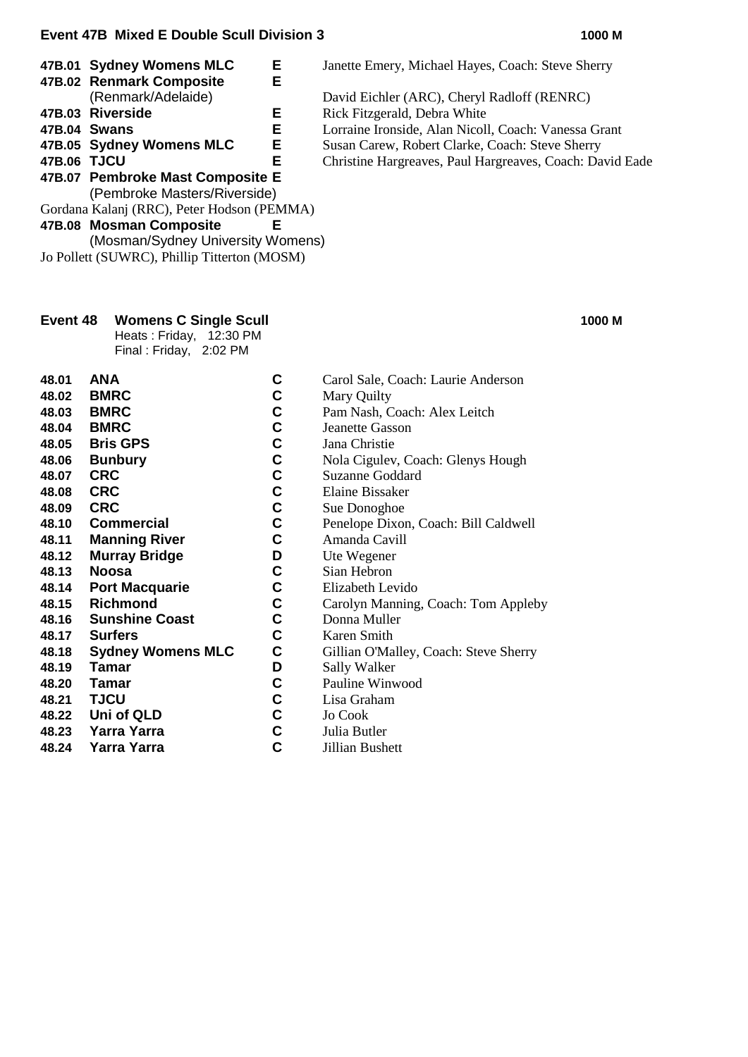## Event 47B Mixed E Double Scull Division 3 — 1000 M

| No. | Crew | Grade | Members |
|---|---|---|---|
| 47B.01 | **Sydney Womens MLC** | **E** | Janette Emery, Michael Hayes, Coach: Steve Sherry |
| 47B.02 | **Renmark Composite** (Renmark/Adelaide) | **E** | David Eichler (ARC), Cheryl Radloff (RENRC) |
| 47B.03 | **Riverside** | **E** | Rick Fitzgerald, Debra White |
| 47B.04 | **Swans** | **E** | Lorraine Ironside, Alan Nicoll, Coach: Vanessa Grant |
| 47B.05 | **Sydney Womens MLC** | **E** | Susan Carew, Robert Clarke, Coach: Steve Sherry |
| 47B.06 | **TJCU** | **E** | Christine Hargreaves, Paul Hargreaves, Coach: David Eade |
| 47B.07 | **Pembroke Mast Composite** (Pembroke Masters/Riverside) | **E** | Gordana Kalanj (RRC), Peter Hodson (PEMMA) |
| 47B.08 | **Mosman Composite** (Mosman/Sydney University Womens) | **E** | Jo Pollett (SUWRC), Phillip Titterton (MOSM) |

## Event 48 Womens C Single Scull — 1000 M

Heats : Friday, 12:30 PM
Final : Friday, 2:02 PM

| No. | Club | Grade | Members |
|---|---|---|---|
| 48.01 | **ANA** | **C** | Carol Sale, Coach: Laurie Anderson |
| 48.02 | **BMRC** | **C** | Mary Quilty |
| 48.03 | **BMRC** | **C** | Pam Nash, Coach: Alex Leitch |
| 48.04 | **BMRC** | **C** | Jeanette Gasson |
| 48.05 | **Bris GPS** | **C** | Jana Christie |
| 48.06 | **Bunbury** | **C** | Nola Cigulev, Coach: Glenys Hough |
| 48.07 | **CRC** | **C** | Suzanne Goddard |
| 48.08 | **CRC** | **C** | Elaine Bissaker |
| 48.09 | **CRC** | **C** | Sue Donoghoe |
| 48.10 | **Commercial** | **C** | Penelope Dixon, Coach: Bill Caldwell |
| 48.11 | **Manning River** | **C** | Amanda Cavill |
| 48.12 | **Murray Bridge** | **D** | Ute Wegener |
| 48.13 | **Noosa** | **C** | Sian Hebron |
| 48.14 | **Port Macquarie** | **C** | Elizabeth Levido |
| 48.15 | **Richmond** | **C** | Carolyn Manning, Coach: Tom Appleby |
| 48.16 | **Sunshine Coast** | **C** | Donna Muller |
| 48.17 | **Surfers** | **C** | Karen Smith |
| 48.18 | **Sydney Womens MLC** | **C** | Gillian O'Malley, Coach: Steve Sherry |
| 48.19 | **Tamar** | **D** | Sally Walker |
| 48.20 | **Tamar** | **C** | Pauline Winwood |
| 48.21 | **TJCU** | **C** | Lisa Graham |
| 48.22 | **Uni of QLD** | **C** | Jo Cook |
| 48.23 | **Yarra Yarra** | **C** | Julia Butler |
| 48.24 | **Yarra Yarra** | **C** | Jillian Bushett |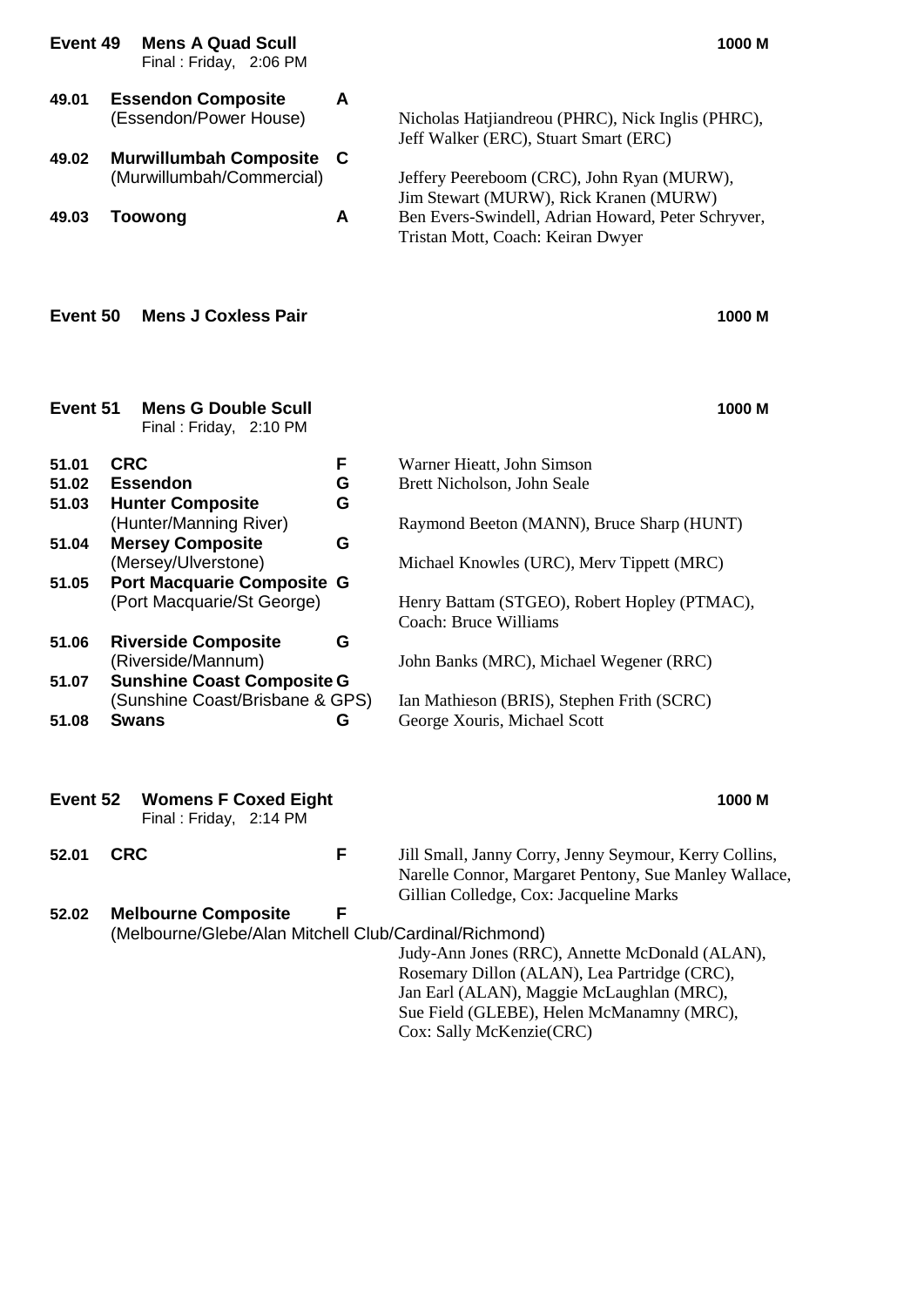**Event 49 Mens A Quad Scull** — 1000 M
Final : Friday, 2:06 PM

| | Crew | Grade | Members |
|---|---|---|---|
| 49.01 | **Essendon Composite** (Essendon/Power House) | **A** | Nicholas Hatjiandreou (PHRC), Nick Inglis (PHRC), Jeff Walker (ERC), Stuart Smart (ERC) |
| 49.02 | **Murwillumbah Composite** (Murwillumbah/Commercial) | **C** | Jeffery Peereboom (CRC), John Ryan (MURW), Jim Stewart (MURW), Rick Kranen (MURW) |
| 49.03 | **Toowong** | **A** | Ben Evers-Swindell, Adrian Howard, Peter Schryver, Tristan Mott, Coach: Keiran Dwyer |

**Event 50 Mens J Coxless Pair** — 1000 M

**Event 51 Mens G Double Scull** — 1000 M
Final : Friday, 2:10 PM

| | Crew | Grade | Members |
|---|---|---|---|
| 51.01 | **CRC** | **F** | Warner Hieatt, John Simson |
| 51.02 | **Essendon** | **G** | Brett Nicholson, John Seale |
| 51.03 | **Hunter Composite** (Hunter/Manning River) | **G** | Raymond Beeton (MANN), Bruce Sharp (HUNT) |
| 51.04 | **Mersey Composite** (Mersey/Ulverstone) | **G** | Michael Knowles (URC), Merv Tippett (MRC) |
| 51.05 | **Port Macquarie Composite** (Port Macquarie/St George) | **G** | Henry Battam (STGEO), Robert Hopley (PTMAC), Coach: Bruce Williams |
| 51.06 | **Riverside Composite** (Riverside/Mannum) | **G** | John Banks (MRC), Michael Wegener (RRC) |
| 51.07 | **Sunshine Coast Composite** (Sunshine Coast/Brisbane & GPS) | **G** | Ian Mathieson (BRIS), Stephen Frith (SCRC) |
| 51.08 | **Swans** | **G** | George Xouris, Michael Scott |

**Event 52 Womens F Coxed Eight** — 1000 M
Final : Friday, 2:14 PM

| | Crew | Grade | Members |
|---|---|---|---|
| 52.01 | **CRC** | **F** | Jill Small, Janny Corry, Jenny Seymour, Kerry Collins, Narelle Connor, Margaret Pentony, Sue Manley Wallace, Gillian Colledge, Cox: Jacqueline Marks |
| 52.02 | **Melbourne Composite** (Melbourne/Glebe/Alan Mitchell Club/Cardinal/Richmond) | **F** | Judy-Ann Jones (RRC), Annette McDonald (ALAN), Rosemary Dillon (ALAN), Lea Partridge (CRC), Jan Earl (ALAN), Maggie McLaughlan (MRC), Sue Field (GLEBE), Helen McManamny (MRC), Cox: Sally McKenzie(CRC) |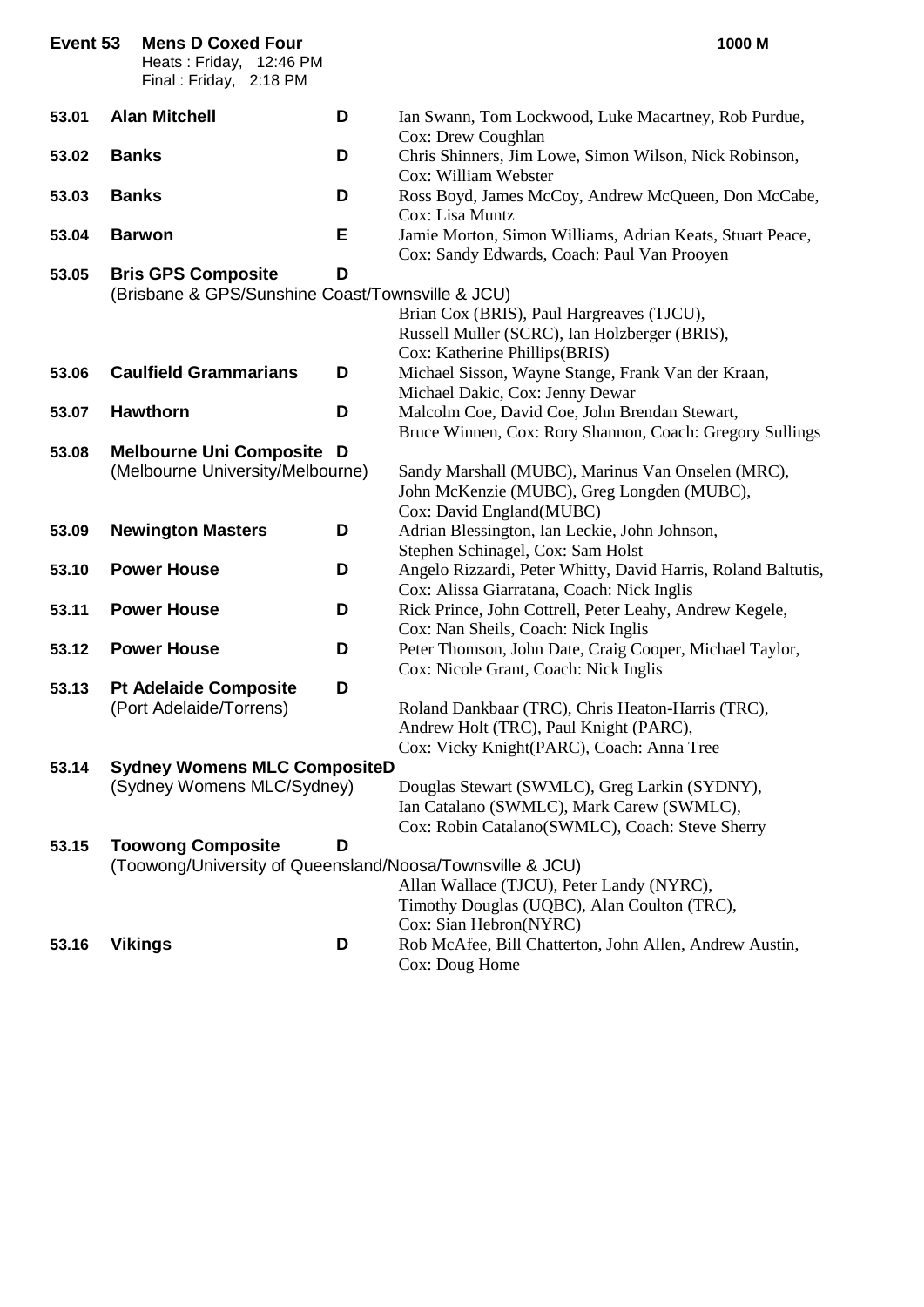**Event 53 Mens D Coxed Four** **1000 M**

Heats : Friday, 12:46 PM
Final : Friday, 2:18 PM

| No. | Crew | Grade | Members |
|---|---|---|---|
| 53.01 | **Alan Mitchell** | **D** | Ian Swann, Tom Lockwood, Luke Macartney, Rob Purdue, Cox: Drew Coughlan |
| 53.02 | **Banks** | **D** | Chris Shinners, Jim Lowe, Simon Wilson, Nick Robinson, Cox: William Webster |
| 53.03 | **Banks** | **D** | Ross Boyd, James McCoy, Andrew McQueen, Don McCabe, Cox: Lisa Muntz |
| 53.04 | **Barwon** | **E** | Jamie Morton, Simon Williams, Adrian Keats, Stuart Peace, Cox: Sandy Edwards, Coach: Paul Van Prooyen |
| 53.05 | **Bris GPS Composite** (Brisbane & GPS/Sunshine Coast/Townsville & JCU) | **D** | Brian Cox (BRIS), Paul Hargreaves (TJCU), Russell Muller (SCRC), Ian Holzberger (BRIS), Cox: Katherine Phillips(BRIS) |
| 53.06 | **Caulfield Grammarians** | **D** | Michael Sisson, Wayne Stange, Frank Van der Kraan, Michael Dakic, Cox: Jenny Dewar |
| 53.07 | **Hawthorn** | **D** | Malcolm Coe, David Coe, John Brendan Stewart, Bruce Winnen, Cox: Rory Shannon, Coach: Gregory Sullings |
| 53.08 | **Melbourne Uni Composite** (Melbourne University/Melbourne) | **D** | Sandy Marshall (MUBC), Marinus Van Onselen (MRC), John McKenzie (MUBC), Greg Longden (MUBC), Cox: David England(MUBC) |
| 53.09 | **Newington Masters** | **D** | Adrian Blessington, Ian Leckie, John Johnson, Stephen Schinagel, Cox: Sam Holst |
| 53.10 | **Power House** | **D** | Angelo Rizzardi, Peter Whitty, David Harris, Roland Baltutis, Cox: Alissa Giarratana, Coach: Nick Inglis |
| 53.11 | **Power House** | **D** | Rick Prince, John Cottrell, Peter Leahy, Andrew Kegele, Cox: Nan Sheils, Coach: Nick Inglis |
| 53.12 | **Power House** | **D** | Peter Thomson, John Date, Craig Cooper, Michael Taylor, Cox: Nicole Grant, Coach: Nick Inglis |
| 53.13 | **Pt Adelaide Composite** (Port Adelaide/Torrens) | **D** | Roland Dankbaar (TRC), Chris Heaton-Harris (TRC), Andrew Holt (TRC), Paul Knight (PARC), Cox: Vicky Knight(PARC), Coach: Anna Tree |
| 53.14 | **Sydney Womens MLC Composite** (Sydney Womens MLC/Sydney) | **D** | Douglas Stewart (SWMLC), Greg Larkin (SYDNY), Ian Catalano (SWMLC), Mark Carew (SWMLC), Cox: Robin Catalano(SWMLC), Coach: Steve Sherry |
| 53.15 | **Toowong Composite** (Toowong/University of Queensland/Noosa/Townsville & JCU) | **D** | Allan Wallace (TJCU), Peter Landy (NYRC), Timothy Douglas (UQBC), Alan Coulton (TRC), Cox: Sian Hebron(NYRC) |
| 53.16 | **Vikings** | **D** | Rob McAfee, Bill Chatterton, John Allen, Andrew Austin, Cox: Doug Home |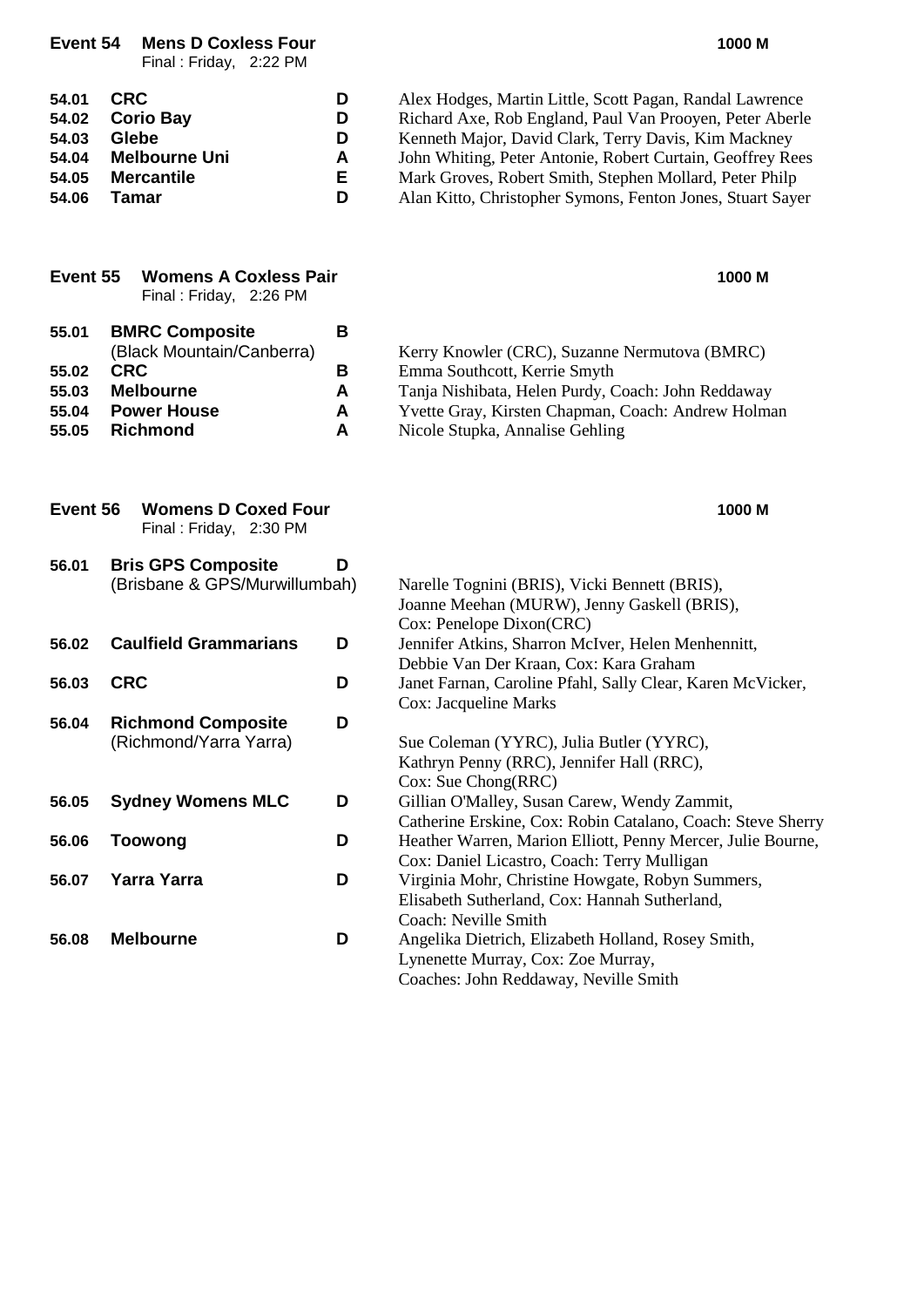## Event 54 Mens D Coxless Four

Final : Friday, 2:22 PM

**1000 M**

| | | | |
|---|---|---|---|
| **54.01** | **CRC** | **D** | Alex Hodges, Martin Little, Scott Pagan, Randal Lawrence |
| **54.02** | **Corio Bay** | **D** | Richard Axe, Rob England, Paul Van Prooyen, Peter Aberle |
| **54.03** | **Glebe** | **D** | Kenneth Major, David Clark, Terry Davis, Kim Mackney |
| **54.04** | **Melbourne Uni** | **A** | John Whiting, Peter Antonie, Robert Curtain, Geoffrey Rees |
| **54.05** | **Mercantile** | **E** | Mark Groves, Robert Smith, Stephen Mollard, Peter Philp |
| **54.06** | **Tamar** | **D** | Alan Kitto, Christopher Symons, Fenton Jones, Stuart Sayer |

## Event 55 Womens A Coxless Pair

Final : Friday, 2:26 PM

**1000 M**

| | | | |
|---|---|---|---|
| **55.01** | **BMRC Composite** (Black Mountain/Canberra) | **B** | Kerry Knowler (CRC), Suzanne Nermutova (BMRC) |
| **55.02** | **CRC** | **B** | Emma Southcott, Kerrie Smyth |
| **55.03** | **Melbourne** | **A** | Tanja Nishibata, Helen Purdy, Coach: John Reddaway |
| **55.04** | **Power House** | **A** | Yvette Gray, Kirsten Chapman, Coach: Andrew Holman |
| **55.05** | **Richmond** | **A** | Nicole Stupka, Annalise Gehling |

## Event 56 Womens D Coxed Four

Final : Friday, 2:30 PM

**1000 M**

| | | | |
|---|---|---|---|
| **56.01** | **Bris GPS Composite** (Brisbane & GPS/Murwillumbah) | **D** | Narelle Tognini (BRIS), Vicki Bennett (BRIS), Joanne Meehan (MURW), Jenny Gaskell (BRIS), Cox: Penelope Dixon(CRC) |
| **56.02** | **Caulfield Grammarians** | **D** | Jennifer Atkins, Sharron McIver, Helen Menhennitt, Debbie Van Der Kraan, Cox: Kara Graham |
| **56.03** | **CRC** | **D** | Janet Farnan, Caroline Pfahl, Sally Clear, Karen McVicker, Cox: Jacqueline Marks |
| **56.04** | **Richmond Composite** (Richmond/Yarra Yarra) | **D** | Sue Coleman (YYRC), Julia Butler (YYRC), Kathryn Penny (RRC), Jennifer Hall (RRC), Cox: Sue Chong(RRC) |
| **56.05** | **Sydney Womens MLC** | **D** | Gillian O'Malley, Susan Carew, Wendy Zammit, Catherine Erskine, Cox: Robin Catalano, Coach: Steve Sherry |
| **56.06** | **Toowong** | **D** | Heather Warren, Marion Elliott, Penny Mercer, Julie Bourne, Cox: Daniel Licastro, Coach: Terry Mulligan |
| **56.07** | **Yarra Yarra** | **D** | Virginia Mohr, Christine Howgate, Robyn Summers, Elisabeth Sutherland, Cox: Hannah Sutherland, Coach: Neville Smith |
| **56.08** | **Melbourne** | **D** | Angelika Dietrich, Elizabeth Holland, Rosey Smith, Lynenette Murray, Cox: Zoe Murray, Coaches: John Reddaway, Neville Smith |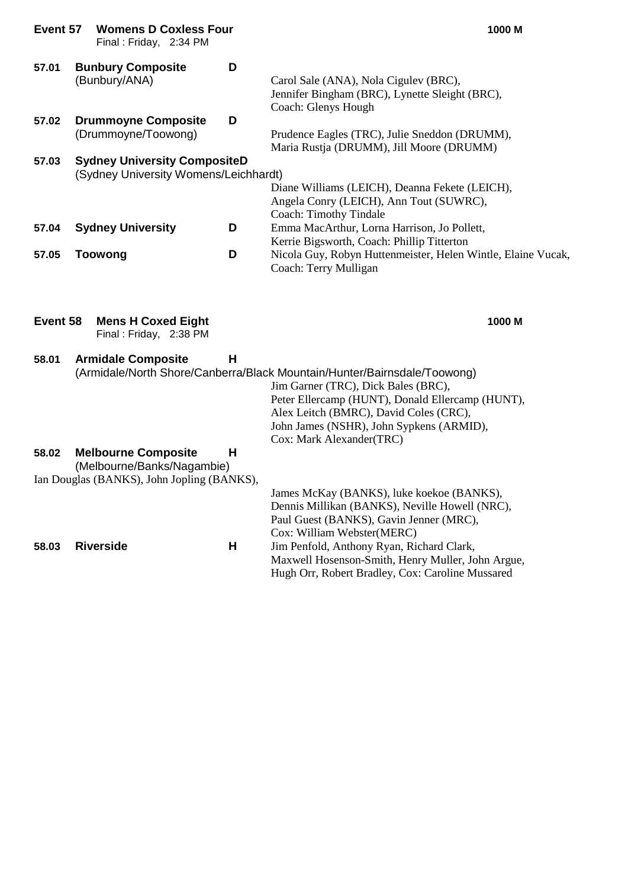## Event 57 Womens D Coxless Four — 1000 M

Final : Friday, 2:34 PM

**57.01 Bunbury Composite** — D
(Bunbury/ANA)
Carol Sale (ANA), Nola Cigulev (BRC), Jennifer Bingham (BRC), Lynette Sleight (BRC), Coach: Glenys Hough

**57.02 Drummoyne Composite** — D
(Drummoyne/Toowong)
Prudence Eagles (TRC), Julie Sneddon (DRUMM), Maria Rustja (DRUMM), Jill Moore (DRUMM)

**57.03 Sydney University Composite** — D
(Sydney University Womens/Leichhardt)
Diane Williams (LEICH), Deanna Fekete (LEICH), Angela Conry (LEICH), Ann Tout (SUWRC), Coach: Timothy Tindale

**57.04 Sydney University** — D
Emma MacArthur, Lorna Harrison, Jo Pollett, Kerrie Bigsworth, Coach: Phillip Titterton

**57.05 Toowong** — D
Nicola Guy, Robyn Huttenmeister, Helen Wintle, Elaine Vucak, Coach: Terry Mulligan

## Event 58 Mens H Coxed Eight — 1000 M

Final : Friday, 2:38 PM

**58.01 Armidale Composite** — H
(Armidale/North Shore/Canberra/Black Mountain/Hunter/Bairnsdale/Toowong)
Jim Garner (TRC), Dick Bales (BRC), Peter Ellercamp (HUNT), Donald Ellercamp (HUNT), Alex Leitch (BMRC), David Coles (CRC), John James (NSHR), John Sypkens (ARMID), Cox: Mark Alexander(TRC)

**58.02 Melbourne Composite** — H
(Melbourne/Banks/Nagambie)
Ian Douglas (BANKS), John Jopling (BANKS), James McKay (BANKS), luke koekoe (BANKS), Dennis Millikan (BANKS), Neville Howell (NRC), Paul Guest (BANKS), Gavin Jenner (MRC), Cox: William Webster(MERC)

**58.03 Riverside** — H
Jim Penfold, Anthony Ryan, Richard Clark, Maxwell Hosenson-Smith, Henry Muller, John Argue, Hugh Orr, Robert Bradley, Cox: Caroline Mussared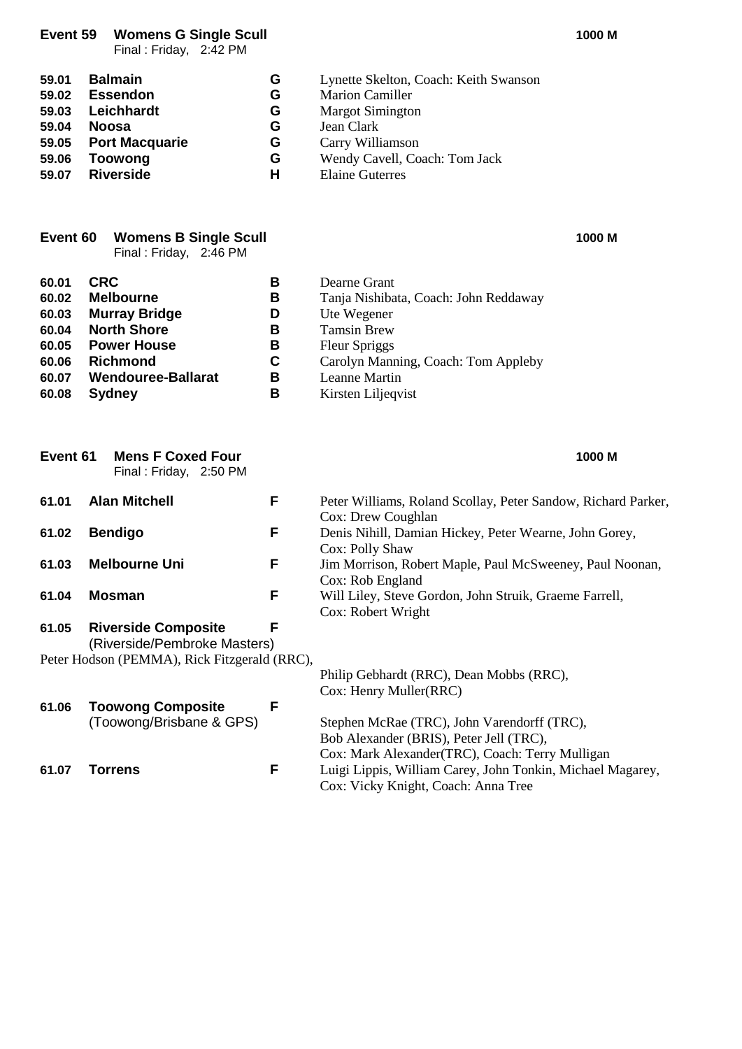## Event 59 Womens G Single Scull

**1000 M**

Final : Friday, 2:42 PM

| | | | |
|---|---|---|---|
| 59.01 | **Balmain** | **G** | Lynette Skelton, Coach: Keith Swanson |
| 59.02 | **Essendon** | **G** | Marion Camiller |
| 59.03 | **Leichhardt** | **G** | Margot Simington |
| 59.04 | **Noosa** | **G** | Jean Clark |
| 59.05 | **Port Macquarie** | **G** | Carry Williamson |
| 59.06 | **Toowong** | **G** | Wendy Cavell, Coach: Tom Jack |
| 59.07 | **Riverside** | **H** | Elaine Guterres |

## Event 60 Womens B Single Scull

**1000 M**

Final : Friday, 2:46 PM

| | | | |
|---|---|---|---|
| 60.01 | **CRC** | **B** | Dearne Grant |
| 60.02 | **Melbourne** | **B** | Tanja Nishibata, Coach: John Reddaway |
| 60.03 | **Murray Bridge** | **D** | Ute Wegener |
| 60.04 | **North Shore** | **B** | Tamsin Brew |
| 60.05 | **Power House** | **B** | Fleur Spriggs |
| 60.06 | **Richmond** | **C** | Carolyn Manning, Coach: Tom Appleby |
| 60.07 | **Wendouree-Ballarat** | **B** | Leanne Martin |
| 60.08 | **Sydney** | **B** | Kirsten Liljeqvist |

## Event 61 Mens F Coxed Four

**1000 M**

Final : Friday, 2:50 PM

| | | | |
|---|---|---|---|
| 61.01 | **Alan Mitchell** | **F** | Peter Williams, Roland Scollay, Peter Sandow, Richard Parker, Cox: Drew Coughlan |
| 61.02 | **Bendigo** | **F** | Denis Nihill, Damian Hickey, Peter Wearne, John Gorey, Cox: Polly Shaw |
| 61.03 | **Melbourne Uni** | **F** | Jim Morrison, Robert Maple, Paul McSweeney, Paul Noonan, Cox: Rob England |
| 61.04 | **Mosman** | **F** | Will Liley, Steve Gordon, John Struik, Graeme Farrell, Cox: Robert Wright |
| 61.05 | **Riverside Composite** (Riverside/Pembroke Masters) | **F** | Peter Hodson (PEMMA), Rick Fitzgerald (RRC), Philip Gebhardt (RRC), Dean Mobbs (RRC), Cox: Henry Muller(RRC) |
| 61.06 | **Toowong Composite** (Toowong/Brisbane & GPS) | **F** | Stephen McRae (TRC), John Varendorff (TRC), Bob Alexander (BRIS), Peter Jell (TRC), Cox: Mark Alexander(TRC), Coach: Terry Mulligan |
| 61.07 | **Torrens** | **F** | Luigi Lippis, William Carey, John Tonkin, Michael Magarey, Cox: Vicky Knight, Coach: Anna Tree |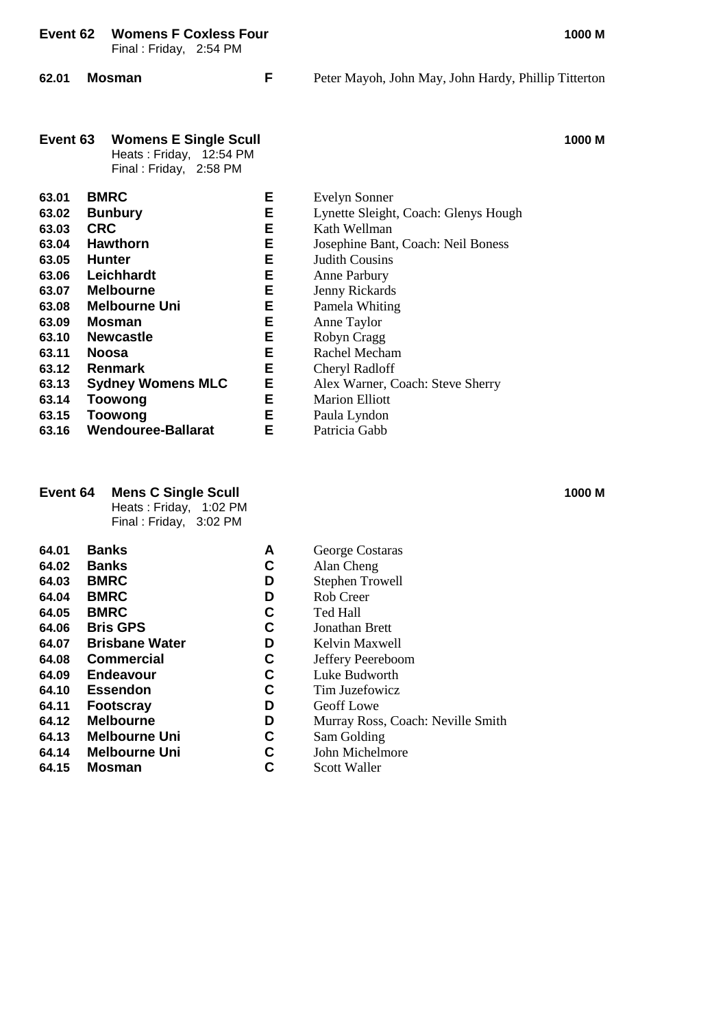## Event 62 Womens F Coxless Four

Final : Friday, 2:54 PM

1000 M

| | | | |
|---|---|---|---|
| 62.01 | Mosman | F | Peter Mayoh, John May, John Hardy, Phillip Titterton |

## Event 63 Womens E Single Scull

Heats : Friday, 12:54 PM
Final : Friday, 2:58 PM

1000 M

| | | | |
|---|---|---|---|
| 63.01 | BMRC | E | Evelyn Sonner |
| 63.02 | Bunbury | E | Lynette Sleight, Coach: Glenys Hough |
| 63.03 | CRC | E | Kath Wellman |
| 63.04 | Hawthorn | E | Josephine Bant, Coach: Neil Boness |
| 63.05 | Hunter | E | Judith Cousins |
| 63.06 | Leichhardt | E | Anne Parbury |
| 63.07 | Melbourne | E | Jenny Rickards |
| 63.08 | Melbourne Uni | E | Pamela Whiting |
| 63.09 | Mosman | E | Anne Taylor |
| 63.10 | Newcastle | E | Robyn Cragg |
| 63.11 | Noosa | E | Rachel Mecham |
| 63.12 | Renmark | E | Cheryl Radloff |
| 63.13 | Sydney Womens MLC | E | Alex Warner, Coach: Steve Sherry |
| 63.14 | Toowong | E | Marion Elliott |
| 63.15 | Toowong | E | Paula Lyndon |
| 63.16 | Wendouree-Ballarat | E | Patricia Gabb |

## Event 64 Mens C Single Scull

Heats : Friday, 1:02 PM
Final : Friday, 3:02 PM

1000 M

| | | | |
|---|---|---|---|
| 64.01 | Banks | A | George Costaras |
| 64.02 | Banks | C | Alan Cheng |
| 64.03 | BMRC | D | Stephen Trowell |
| 64.04 | BMRC | D | Rob Creer |
| 64.05 | BMRC | C | Ted Hall |
| 64.06 | Bris GPS | C | Jonathan Brett |
| 64.07 | Brisbane Water | D | Kelvin Maxwell |
| 64.08 | Commercial | C | Jeffery Peereboom |
| 64.09 | Endeavour | C | Luke Budworth |
| 64.10 | Essendon | C | Tim Juzefowicz |
| 64.11 | Footscray | D | Geoff Lowe |
| 64.12 | Melbourne | D | Murray Ross, Coach: Neville Smith |
| 64.13 | Melbourne Uni | C | Sam Golding |
| 64.14 | Melbourne Uni | C | John Michelmore |
| 64.15 | Mosman | C | Scott Waller |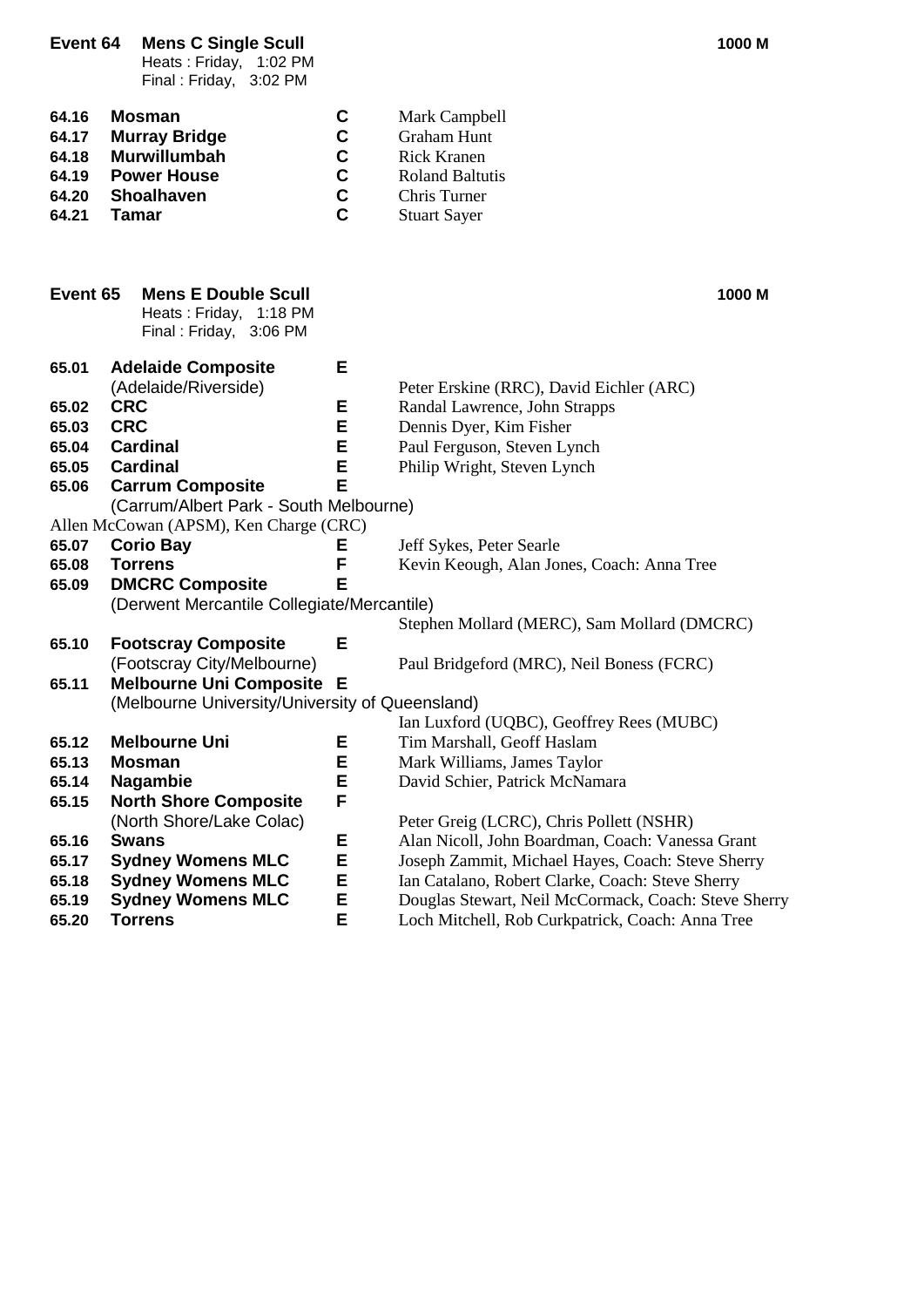**Event 64 Mens C Single Scull** **1000 M**
Heats : Friday, 1:02 PM
Final : Friday, 3:02 PM

| | | | |
|---|---|---|---|
| 64.16 | **Mosman** | **C** | Mark Campbell |
| 64.17 | **Murray Bridge** | **C** | Graham Hunt |
| 64.18 | **Murwillumbah** | **C** | Rick Kranen |
| 64.19 | **Power House** | **C** | Roland Baltutis |
| 64.20 | **Shoalhaven** | **C** | Chris Turner |
| 64.21 | **Tamar** | **C** | Stuart Sayer |

**Event 65 Mens E Double Scull** **1000 M**
Heats : Friday, 1:18 PM
Final : Friday, 3:06 PM

| | | | |
|---|---|---|---|
| 65.01 | **Adelaide Composite** (Adelaide/Riverside) | **E** | Peter Erskine (RRC), David Eichler (ARC) |
| 65.02 | **CRC** | **E** | Randal Lawrence, John Strapps |
| 65.03 | **CRC** | **E** | Dennis Dyer, Kim Fisher |
| 65.04 | **Cardinal** | **E** | Paul Ferguson, Steven Lynch |
| 65.05 | **Cardinal** | **E** | Philip Wright, Steven Lynch |
| 65.06 | **Carrum Composite** (Carrum/Albert Park - South Melbourne) | **E** | Allen McCowan (APSM), Ken Charge (CRC) |
| 65.07 | **Corio Bay** | **E** | Jeff Sykes, Peter Searle |
| 65.08 | **Torrens** | **F** | Kevin Keough, Alan Jones, Coach: Anna Tree |
| 65.09 | **DMCRC Composite** (Derwent Mercantile Collegiate/Mercantile) | **E** | Stephen Mollard (MERC), Sam Mollard (DMCRC) |
| 65.10 | **Footscray Composite** (Footscray City/Melbourne) | **E** | Paul Bridgeford (MRC), Neil Boness (FCRC) |
| 65.11 | **Melbourne Uni Composite** (Melbourne University/University of Queensland) | **E** | Ian Luxford (UQBC), Geoffrey Rees (MUBC) |
| 65.12 | **Melbourne Uni** | **E** | Tim Marshall, Geoff Haslam |
| 65.13 | **Mosman** | **E** | Mark Williams, James Taylor |
| 65.14 | **Nagambie** | **E** | David Schier, Patrick McNamara |
| 65.15 | **North Shore Composite** (North Shore/Lake Colac) | **F** | Peter Greig (LCRC), Chris Pollett (NSHR) |
| 65.16 | **Swans** | **E** | Alan Nicoll, John Boardman, Coach: Vanessa Grant |
| 65.17 | **Sydney Womens MLC** | **E** | Joseph Zammit, Michael Hayes, Coach: Steve Sherry |
| 65.18 | **Sydney Womens MLC** | **E** | Ian Catalano, Robert Clarke, Coach: Steve Sherry |
| 65.19 | **Sydney Womens MLC** | **E** | Douglas Stewart, Neil McCormack, Coach: Steve Sherry |
| 65.20 | **Torrens** | **E** | Loch Mitchell, Rob Curkpatrick, Coach: Anna Tree |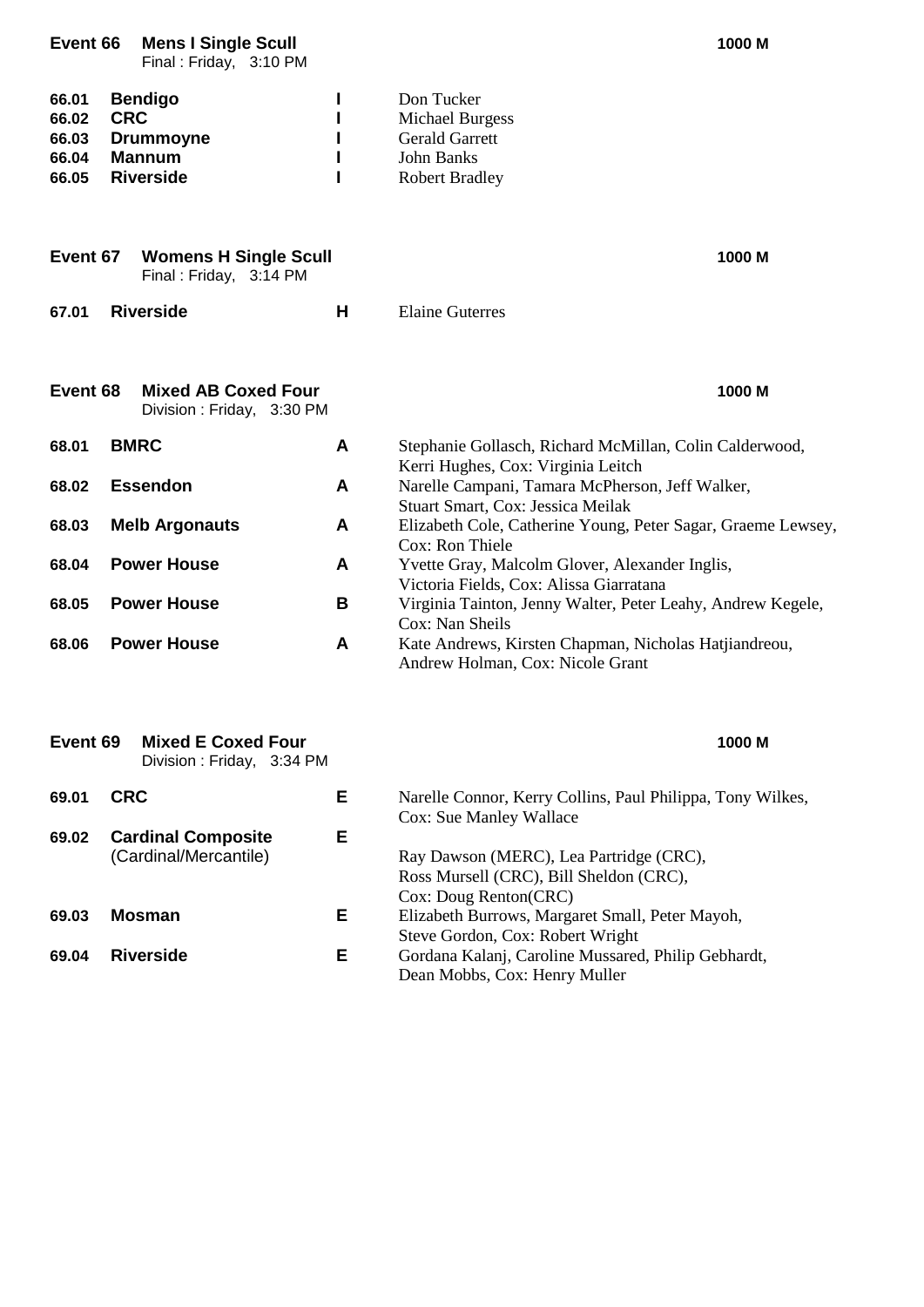## Event 66 Mens I Single Scull — 1000 M

Final : Friday, 3:10 PM

| No. | Club | Grade | Crew |
|---|---|---|---|
| 66.01 | **Bendigo** | **I** | Don Tucker |
| 66.02 | **CRC** | **I** | Michael Burgess |
| 66.03 | **Drummoyne** | **I** | Gerald Garrett |
| 66.04 | **Mannum** | **I** | John Banks |
| 66.05 | **Riverside** | **I** | Robert Bradley |

## Event 67 Womens H Single Scull — 1000 M

Final : Friday, 3:14 PM

| No. | Club | Grade | Crew |
|---|---|---|---|
| 67.01 | **Riverside** | **H** | Elaine Guterres |

## Event 68 Mixed AB Coxed Four — 1000 M

Division : Friday, 3:30 PM

| No. | Club | Grade | Crew |
|---|---|---|---|
| 68.01 | **BMRC** | **A** | Stephanie Gollasch, Richard McMillan, Colin Calderwood, Kerri Hughes, Cox: Virginia Leitch |
| 68.02 | **Essendon** | **A** | Narelle Campani, Tamara McPherson, Jeff Walker, Stuart Smart, Cox: Jessica Meilak |
| 68.03 | **Melb Argonauts** | **A** | Elizabeth Cole, Catherine Young, Peter Sagar, Graeme Lewsey, Cox: Ron Thiele |
| 68.04 | **Power House** | **A** | Yvette Gray, Malcolm Glover, Alexander Inglis, Victoria Fields, Cox: Alissa Giarratana |
| 68.05 | **Power House** | **B** | Virginia Tainton, Jenny Walter, Peter Leahy, Andrew Kegele, Cox: Nan Sheils |
| 68.06 | **Power House** | **A** | Kate Andrews, Kirsten Chapman, Nicholas Hatjiandreou, Andrew Holman, Cox: Nicole Grant |

## Event 69 Mixed E Coxed Four — 1000 M

Division : Friday, 3:34 PM

| No. | Club | Grade | Crew |
|---|---|---|---|
| 69.01 | **CRC** | **E** | Narelle Connor, Kerry Collins, Paul Philippa, Tony Wilkes, Cox: Sue Manley Wallace |
| 69.02 | **Cardinal Composite** (Cardinal/Mercantile) | **E** | Ray Dawson (MERC), Lea Partridge (CRC), Ross Mursell (CRC), Bill Sheldon (CRC), Cox: Doug Renton(CRC) |
| 69.03 | **Mosman** | **E** | Elizabeth Burrows, Margaret Small, Peter Mayoh, Steve Gordon, Cox: Robert Wright |
| 69.04 | **Riverside** | **E** | Gordana Kalanj, Caroline Mussared, Philip Gebhardt, Dean Mobbs, Cox: Henry Muller |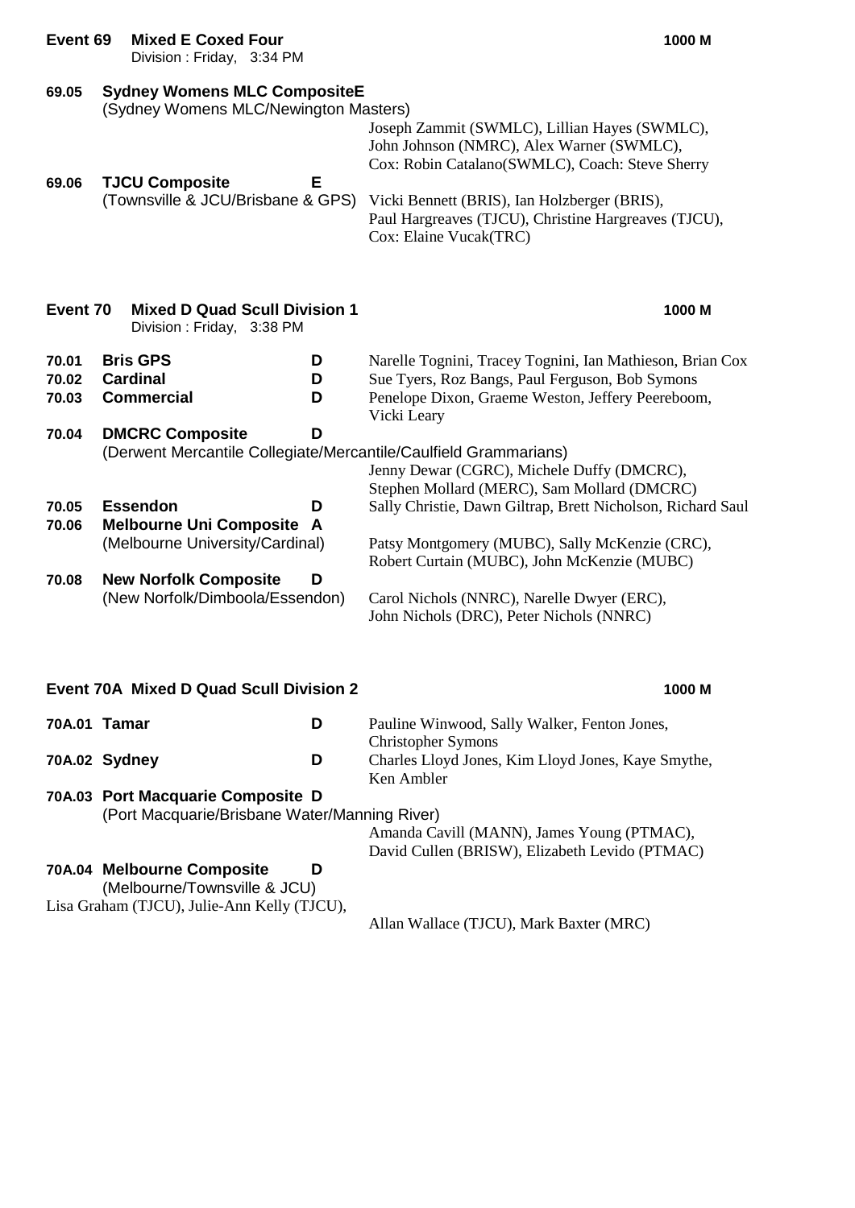**Event 69 Mixed E Coxed Four** — 1000 M

Division : Friday, 3:34 PM

**69.05 Sydney Womens MLC CompositeE**
(Sydney Womens MLC/Newington Masters)
Joseph Zammit (SWMLC), Lillian Hayes (SWMLC), John Johnson (NMRC), Alex Warner (SWMLC), Cox: Robin Catalano(SWMLC), Coach: Steve Sherry

**69.06 TJCU Composite E**
(Townsville & JCU/Brisbane & GPS) Vicki Bennett (BRIS), Ian Holzberger (BRIS), Paul Hargreaves (TJCU), Christine Hargreaves (TJCU), Cox: Elaine Vucak(TRC)

**Event 70 Mixed D Quad Scull Division 1** — 1000 M

Division : Friday, 3:38 PM

**70.01 Bris GPS D** Narelle Tognini, Tracey Tognini, Ian Mathieson, Brian Cox

**70.02 Cardinal D** Sue Tyers, Roz Bangs, Paul Ferguson, Bob Symons

**70.03 Commercial D** Penelope Dixon, Graeme Weston, Jeffery Peereboom, Vicki Leary

**70.04 DMCRC Composite D**
(Derwent Mercantile Collegiate/Mercantile/Caulfield Grammarians)
Jenny Dewar (CGRC), Michele Duffy (DMCRC), Stephen Mollard (MERC), Sam Mollard (DMCRC)

**70.05 Essendon D** Sally Christie, Dawn Giltrap, Brett Nicholson, Richard Saul

**70.06 Melbourne Uni Composite A**
(Melbourne University/Cardinal) Patsy Montgomery (MUBC), Sally McKenzie (CRC), Robert Curtain (MUBC), John McKenzie (MUBC)

**70.08 New Norfolk Composite D**
(New Norfolk/Dimboola/Essendon) Carol Nichols (NNRC), Narelle Dwyer (ERC), John Nichols (DRC), Peter Nichols (NNRC)

**Event 70A Mixed D Quad Scull Division 2** — 1000 M

**70A.01 Tamar D** Pauline Winwood, Sally Walker, Fenton Jones, Christopher Symons

**70A.02 Sydney D** Charles Lloyd Jones, Kim Lloyd Jones, Kaye Smythe, Ken Ambler

**70A.03 Port Macquarie Composite D**
(Port Macquarie/Brisbane Water/Manning River)
Amanda Cavill (MANN), James Young (PTMAC), David Cullen (BRISW), Elizabeth Levido (PTMAC)

**70A.04 Melbourne Composite D**
(Melbourne/Townsville & JCU)
Lisa Graham (TJCU), Julie-Ann Kelly (TJCU), Allan Wallace (TJCU), Mark Baxter (MRC)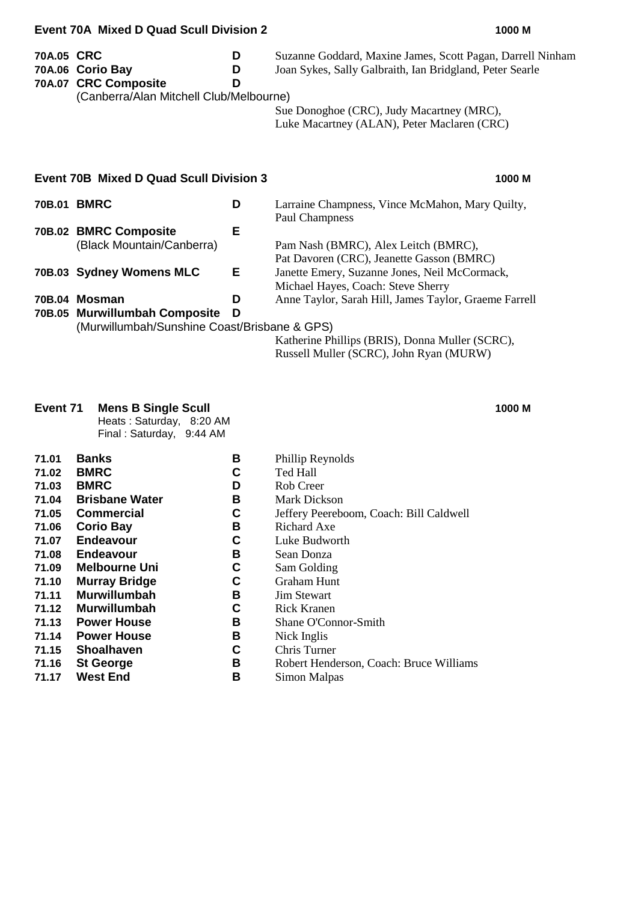## Event 70A Mixed D Quad Scull Division 2

1000 M

| | | | |
|---|---|---|---|
| 70A.05 | CRC | D | Suzanne Goddard, Maxine James, Scott Pagan, Darrell Ninham |
| 70A.06 | Corio Bay | D | Joan Sykes, Sally Galbraith, Ian Bridgland, Peter Searle |
| 70A.07 | CRC Composite (Canberra/Alan Mitchell Club/Melbourne) | D | Sue Donoghoe (CRC), Judy Macartney (MRC), Luke Macartney (ALAN), Peter Maclaren (CRC) |

## Event 70B Mixed D Quad Scull Division 3

1000 M

| | | | |
|---|---|---|---|
| 70B.01 | BMRC | D | Larraine Champness, Vince McMahon, Mary Quilty, Paul Champness |
| 70B.02 | BMRC Composite (Black Mountain/Canberra) | E | Pam Nash (BMRC), Alex Leitch (BMRC), Pat Davoren (CRC), Jeanette Gasson (BMRC) |
| 70B.03 | Sydney Womens MLC | E | Janette Emery, Suzanne Jones, Neil McCormack, Michael Hayes, Coach: Steve Sherry |
| 70B.04 | Mosman | D | Anne Taylor, Sarah Hill, James Taylor, Graeme Farrell |
| 70B.05 | Murwillumbah Composite (Murwillumbah/Sunshine Coast/Brisbane & GPS) | D | Katherine Phillips (BRIS), Donna Muller (SCRC), Russell Muller (SCRC), John Ryan (MURW) |

## Event 71 Mens B Single Scull

1000 M

Heats : Saturday, 8:20 AM
Final : Saturday, 9:44 AM

| | | | |
|---|---|---|---|
| 71.01 | Banks | B | Phillip Reynolds |
| 71.02 | BMRC | C | Ted Hall |
| 71.03 | BMRC | D | Rob Creer |
| 71.04 | Brisbane Water | B | Mark Dickson |
| 71.05 | Commercial | C | Jeffery Peereboom, Coach: Bill Caldwell |
| 71.06 | Corio Bay | B | Richard Axe |
| 71.07 | Endeavour | C | Luke Budworth |
| 71.08 | Endeavour | B | Sean Donza |
| 71.09 | Melbourne Uni | C | Sam Golding |
| 71.10 | Murray Bridge | C | Graham Hunt |
| 71.11 | Murwillumbah | B | Jim Stewart |
| 71.12 | Murwillumbah | C | Rick Kranen |
| 71.13 | Power House | B | Shane O'Connor-Smith |
| 71.14 | Power House | B | Nick Inglis |
| 71.15 | Shoalhaven | C | Chris Turner |
| 71.16 | St George | B | Robert Henderson, Coach: Bruce Williams |
| 71.17 | West End | B | Simon Malpas |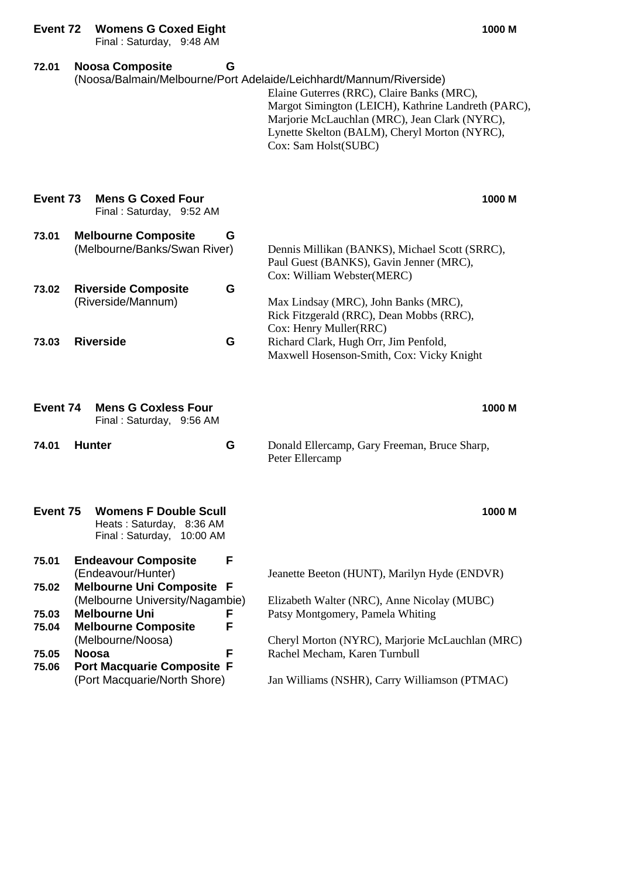## Event 72 Womens G Coxed Eight — 1000 M

Final : Saturday, 9:48 AM

**72.01 Noosa Composite** G
(Noosa/Balmain/Melbourne/Port Adelaide/Leichhardt/Mannum/Riverside)
Elaine Guterres (RRC), Claire Banks (MRC), Margot Simington (LEICH), Kathrine Landreth (PARC), Marjorie McLauchlan (MRC), Jean Clark (NYRC), Lynette Skelton (BALM), Cheryl Morton (NYRC), Cox: Sam Holst(SUBC)

## Event 73 Mens G Coxed Four — 1000 M

Final : Saturday, 9:52 AM

**73.01 Melbourne Composite** G
(Melbourne/Banks/Swan River)
Dennis Millikan (BANKS), Michael Scott (SRRC), Paul Guest (BANKS), Gavin Jenner (MRC), Cox: William Webster(MERC)

**73.02 Riverside Composite** G
(Riverside/Mannum)
Max Lindsay (MRC), John Banks (MRC), Rick Fitzgerald (RRC), Dean Mobbs (RRC), Cox: Henry Muller(RRC)

**73.03 Riverside** G
Richard Clark, Hugh Orr, Jim Penfold, Maxwell Hosenson-Smith, Cox: Vicky Knight

## Event 74 Mens G Coxless Four — 1000 M

Final : Saturday, 9:56 AM

**74.01 Hunter** G
Donald Ellercamp, Gary Freeman, Bruce Sharp, Peter Ellercamp

## Event 75 Womens F Double Scull — 1000 M

Heats : Saturday, 8:36 AM
Final : Saturday, 10:00 AM

**75.01 Endeavour Composite** F
(Endeavour/Hunter)
Jeanette Beeton (HUNT), Marilyn Hyde (ENDVR)

**75.02 Melbourne Uni Composite** F
(Melbourne University/Nagambie)
Elizabeth Walter (NRC), Anne Nicolay (MUBC)

**75.03 Melbourne Uni** F
Patsy Montgomery, Pamela Whiting

**75.04 Melbourne Composite** F
(Melbourne/Noosa)
Cheryl Morton (NYRC), Marjorie McLauchlan (MRC)

**75.05 Noosa** F
Rachel Mecham, Karen Turnbull

**75.06 Port Macquarie Composite** F
(Port Macquarie/North Shore)
Jan Williams (NSHR), Carry Williamson (PTMAC)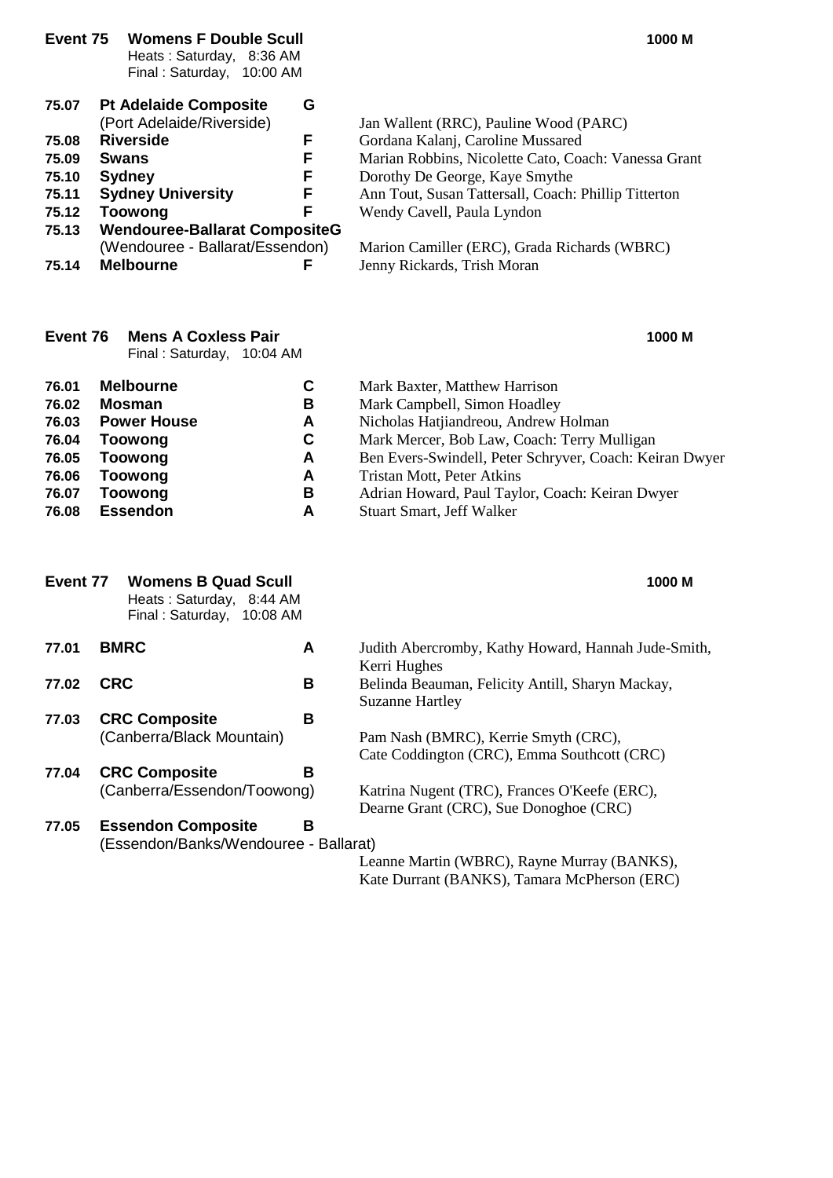## Event 75 Womens F Double Scull — 1000 M

Heats : Saturday, 8:36 AM
Final : Saturday, 10:00 AM

| No. | Crew | Grade | Rowers |
|---|---|---|---|
| 75.07 | **Pt Adelaide Composite** (Port Adelaide/Riverside) | G | Jan Wallent (RRC), Pauline Wood (PARC) |
| 75.08 | **Riverside** | F | Gordana Kalanj, Caroline Mussared |
| 75.09 | **Swans** | F | Marian Robbins, Nicolette Cato, Coach: Vanessa Grant |
| 75.10 | **Sydney** | F | Dorothy De George, Kaye Smythe |
| 75.11 | **Sydney University** | F | Ann Tout, Susan Tattersall, Coach: Phillip Titterton |
| 75.12 | **Toowong** | F | Wendy Cavell, Paula Lyndon |
| 75.13 | **Wendouree-Ballarat Composite** (Wendouree - Ballarat/Essendon) | G | Marion Camiller (ERC), Grada Richards (WBRC) |
| 75.14 | **Melbourne** | F | Jenny Rickards, Trish Moran |

## Event 76 Mens A Coxless Pair — 1000 M

Final : Saturday, 10:04 AM

| No. | Crew | Grade | Rowers |
|---|---|---|---|
| 76.01 | **Melbourne** | C | Mark Baxter, Matthew Harrison |
| 76.02 | **Mosman** | B | Mark Campbell, Simon Hoadley |
| 76.03 | **Power House** | A | Nicholas Hatjiandreou, Andrew Holman |
| 76.04 | **Toowong** | C | Mark Mercer, Bob Law, Coach: Terry Mulligan |
| 76.05 | **Toowong** | A | Ben Evers-Swindell, Peter Schryver, Coach: Keiran Dwyer |
| 76.06 | **Toowong** | A | Tristan Mott, Peter Atkins |
| 76.07 | **Toowong** | B | Adrian Howard, Paul Taylor, Coach: Keiran Dwyer |
| 76.08 | **Essendon** | A | Stuart Smart, Jeff Walker |

## Event 77 Womens B Quad Scull — 1000 M

Heats : Saturday, 8:44 AM
Final : Saturday, 10:08 AM

| No. | Crew | Grade | Rowers |
|---|---|---|---|
| 77.01 | **BMRC** | A | Judith Abercromby, Kathy Howard, Hannah Jude-Smith, Kerri Hughes |
| 77.02 | **CRC** | B | Belinda Beauman, Felicity Antill, Sharyn Mackay, Suzanne Hartley |
| 77.03 | **CRC Composite** (Canberra/Black Mountain) | B | Pam Nash (BMRC), Kerrie Smyth (CRC), Cate Coddington (CRC), Emma Southcott (CRC) |
| 77.04 | **CRC Composite** (Canberra/Essendon/Toowong) | B | Katrina Nugent (TRC), Frances O'Keefe (ERC), Dearne Grant (CRC), Sue Donoghoe (CRC) |
| 77.05 | **Essendon Composite** (Essendon/Banks/Wendouree - Ballarat) | B | Leanne Martin (WBRC), Rayne Murray (BANKS), Kate Durrant (BANKS), Tamara McPherson (ERC) |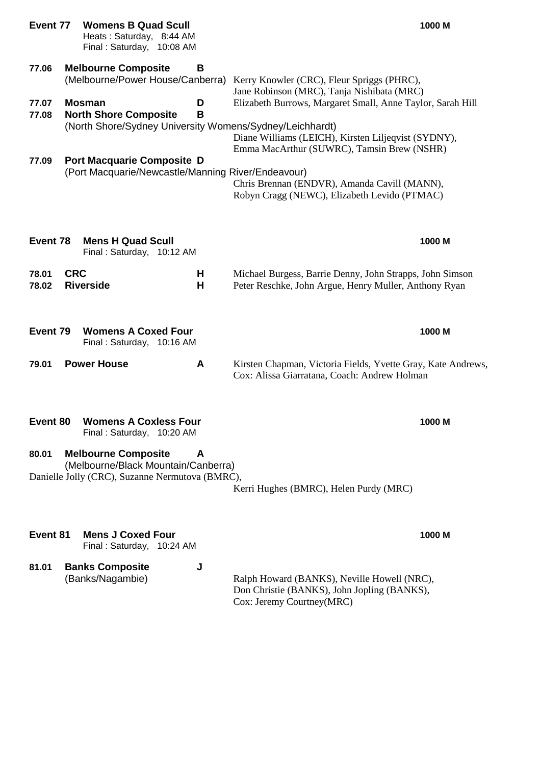**Event 77 Womens B Quad Scull** — 1000 M

Heats : Saturday, 8:44 AM
Final : Saturday, 10:08 AM

**77.06 Melbourne Composite** **B**
(Melbourne/Power House/Canberra) Kerry Knowler (CRC), Fleur Spriggs (PHRC), Jane Robinson (MRC), Tanja Nishibata (MRC)

**77.07 Mosman** **D** Elizabeth Burrows, Margaret Small, Anne Taylor, Sarah Hill

**77.08 North Shore Composite** **B**
(North Shore/Sydney University Womens/Sydney/Leichhardt)
Diane Williams (LEICH), Kirsten Liljeqvist (SYDNY), Emma MacArthur (SUWRC), Tamsin Brew (NSHR)

**77.09 Port Macquarie Composite** **D**
(Port Macquarie/Newcastle/Manning River/Endeavour)
Chris Brennan (ENDVR), Amanda Cavill (MANN), Robyn Cragg (NEWC), Elizabeth Levido (PTMAC)

**Event 78 Mens H Quad Scull** — 1000 M

Final : Saturday, 10:12 AM

**78.01 CRC** **H** Michael Burgess, Barrie Denny, John Strapps, John Simson

**78.02 Riverside** **H** Peter Reschke, John Argue, Henry Muller, Anthony Ryan

**Event 79 Womens A Coxed Four** — 1000 M

Final : Saturday, 10:16 AM

**79.01 Power House** **A** Kirsten Chapman, Victoria Fields, Yvette Gray, Kate Andrews, Cox: Alissa Giarratana, Coach: Andrew Holman

**Event 80 Womens A Coxless Four** — 1000 M

Final : Saturday, 10:20 AM

**80.01 Melbourne Composite** **A**
(Melbourne/Black Mountain/Canberra)
Danielle Jolly (CRC), Suzanne Nermutova (BMRC), Kerri Hughes (BMRC), Helen Purdy (MRC)

**Event 81 Mens J Coxed Four** — 1000 M

Final : Saturday, 10:24 AM

**81.01 Banks Composite** **J**
(Banks/Nagambie) Ralph Howard (BANKS), Neville Howell (NRC), Don Christie (BANKS), John Jopling (BANKS), Cox: Jeremy Courtney(MRC)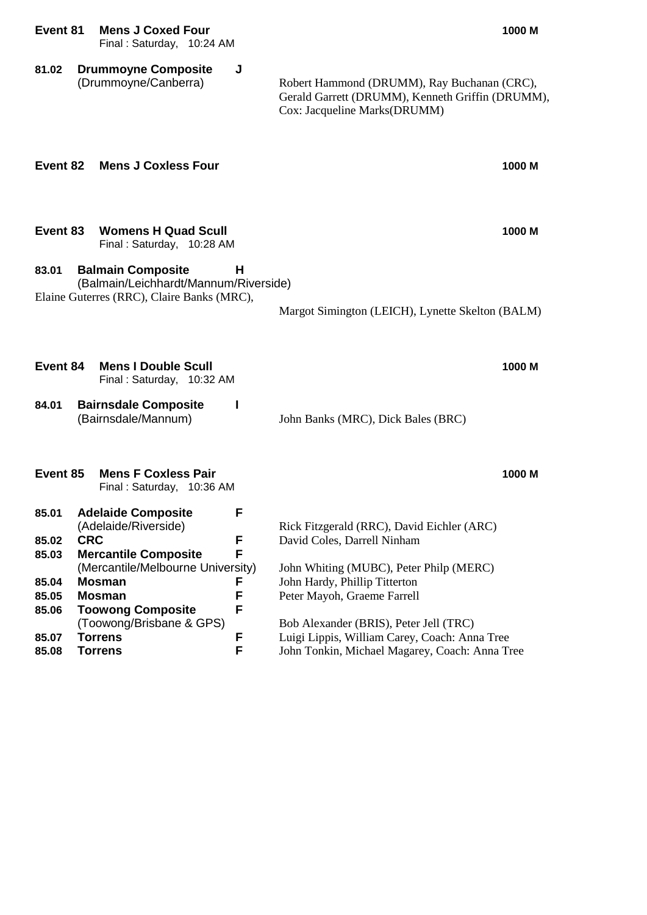**Event 81 Mens J Coxed Four** — 1000 M
Final : Saturday, 10:24 AM

| | | | |
|---|---|---|---|
| 81.02 | **Drummoyne Composite** (Drummoyne/Canberra) | J | Robert Hammond (DRUMM), Ray Buchanan (CRC), Gerald Garrett (DRUMM), Kenneth Griffin (DRUMM), Cox: Jacqueline Marks(DRUMM) |

**Event 82 Mens J Coxless Four** — 1000 M

**Event 83 Womens H Quad Scull** — 1000 M
Final : Saturday, 10:28 AM

| | | | |
|---|---|---|---|
| 83.01 | **Balmain Composite** (Balmain/Leichhardt/Mannum/Riverside) | H | Elaine Guterres (RRC), Claire Banks (MRC), Margot Simington (LEICH), Lynette Skelton (BALM) |

**Event 84 Mens I Double Scull** — 1000 M
Final : Saturday, 10:32 AM

| | | | |
|---|---|---|---|
| 84.01 | **Bairnsdale Composite** (Bairnsdale/Mannum) | I | John Banks (MRC), Dick Bales (BRC) |

**Event 85 Mens F Coxless Pair** — 1000 M
Final : Saturday, 10:36 AM

| | | | |
|---|---|---|---|
| 85.01 | **Adelaide Composite** (Adelaide/Riverside) | F | Rick Fitzgerald (RRC), David Eichler (ARC) |
| 85.02 | **CRC** | F | David Coles, Darrell Ninham |
| 85.03 | **Mercantile Composite** (Mercantile/Melbourne University) | F | John Whiting (MUBC), Peter Philp (MERC) |
| 85.04 | **Mosman** | F | John Hardy, Phillip Titterton |
| 85.05 | **Mosman** | F | Peter Mayoh, Graeme Farrell |
| 85.06 | **Toowong Composite** (Toowong/Brisbane & GPS) | F | Bob Alexander (BRIS), Peter Jell (TRC) |
| 85.07 | **Torrens** | F | Luigi Lippis, William Carey, Coach: Anna Tree |
| 85.08 | **Torrens** | F | John Tonkin, Michael Magarey, Coach: Anna Tree |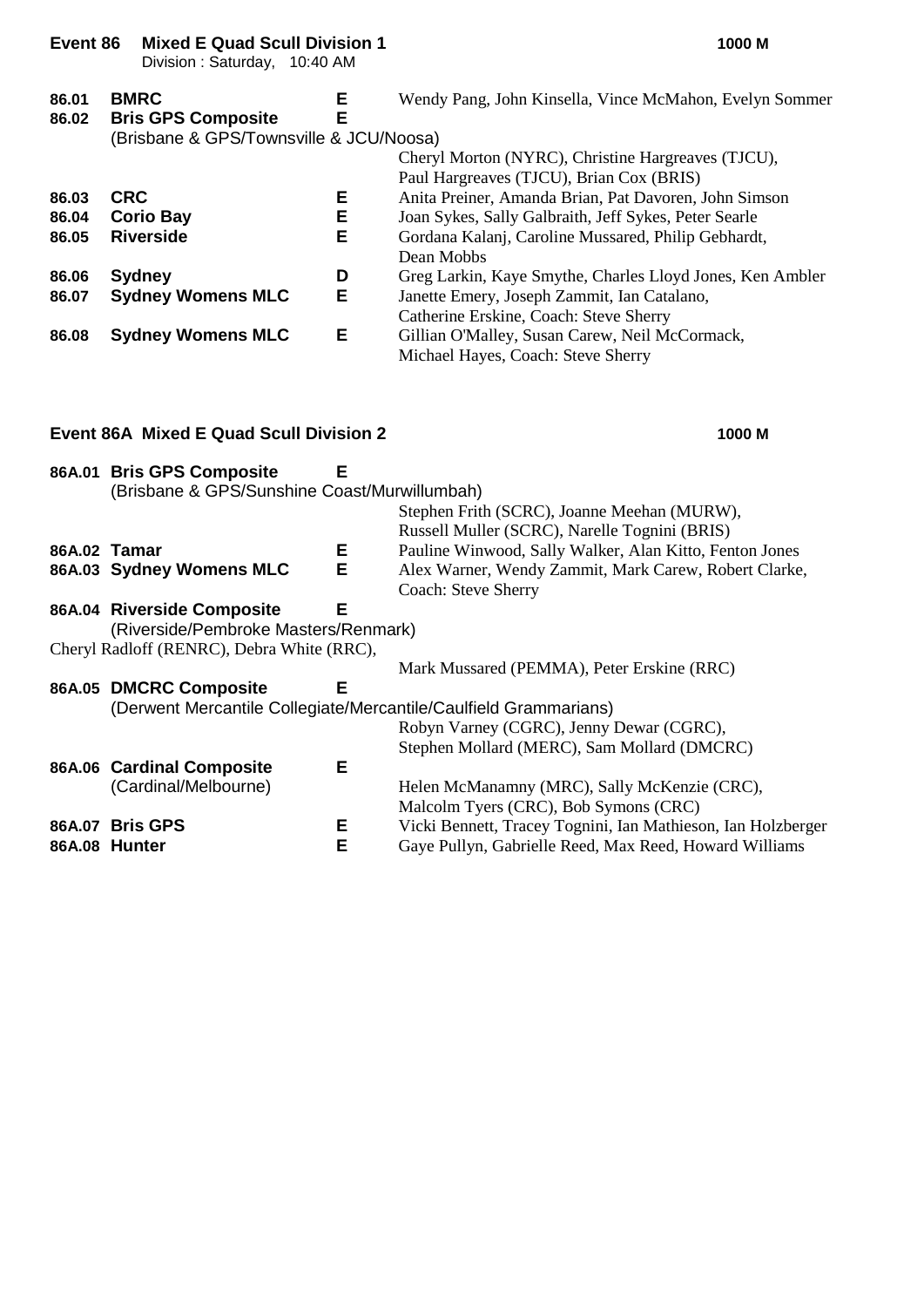## Event 86 Mixed E Quad Scull Division 1 — 1000 M

Division : Saturday, 10:40 AM

| No. | Crew | Grade | Members |
|---|---|---|---|
| 86.01 | **BMRC** | **E** | Wendy Pang, John Kinsella, Vince McMahon, Evelyn Sommer |
| 86.02 | **Bris GPS Composite** (Brisbane & GPS/Townsville & JCU/Noosa) | **E** | Cheryl Morton (NYRC), Christine Hargreaves (TJCU), Paul Hargreaves (TJCU), Brian Cox (BRIS) |
| 86.03 | **CRC** | **E** | Anita Preiner, Amanda Brian, Pat Davoren, John Simson |
| 86.04 | **Corio Bay** | **E** | Joan Sykes, Sally Galbraith, Jeff Sykes, Peter Searle |
| 86.05 | **Riverside** | **E** | Gordana Kalanj, Caroline Mussared, Philip Gebhardt, Dean Mobbs |
| 86.06 | **Sydney** | **D** | Greg Larkin, Kaye Smythe, Charles Lloyd Jones, Ken Ambler |
| 86.07 | **Sydney Womens MLC** | **E** | Janette Emery, Joseph Zammit, Ian Catalano, Catherine Erskine, Coach: Steve Sherry |
| 86.08 | **Sydney Womens MLC** | **E** | Gillian O'Malley, Susan Carew, Neil McCormack, Michael Hayes, Coach: Steve Sherry |

## Event 86A Mixed E Quad Scull Division 2 — 1000 M

| No. | Crew | Grade | Members |
|---|---|---|---|
| 86A.01 | **Bris GPS Composite** (Brisbane & GPS/Sunshine Coast/Murwillumbah) | **E** | Stephen Frith (SCRC), Joanne Meehan (MURW), Russell Muller (SCRC), Narelle Tognini (BRIS) |
| 86A.02 | **Tamar** | **E** | Pauline Winwood, Sally Walker, Alan Kitto, Fenton Jones |
| 86A.03 | **Sydney Womens MLC** | **E** | Alex Warner, Wendy Zammit, Mark Carew, Robert Clarke, Coach: Steve Sherry |
| 86A.04 | **Riverside Composite** (Riverside/Pembroke Masters/Renmark) | **E** | Cheryl Radloff (RENRC), Debra White (RRC), Mark Mussared (PEMMA), Peter Erskine (RRC) |
| 86A.05 | **DMCRC Composite** (Derwent Mercantile Collegiate/Mercantile/Caulfield Grammarians) | **E** | Robyn Varney (CGRC), Jenny Dewar (CGRC), Stephen Mollard (MERC), Sam Mollard (DMCRC) |
| 86A.06 | **Cardinal Composite** (Cardinal/Melbourne) | **E** | Helen McManamny (MRC), Sally McKenzie (CRC), Malcolm Tyers (CRC), Bob Symons (CRC) |
| 86A.07 | **Bris GPS** | **E** | Vicki Bennett, Tracey Tognini, Ian Mathieson, Ian Holzberger |
| 86A.08 | **Hunter** | **E** | Gaye Pullyn, Gabrielle Reed, Max Reed, Howard Williams |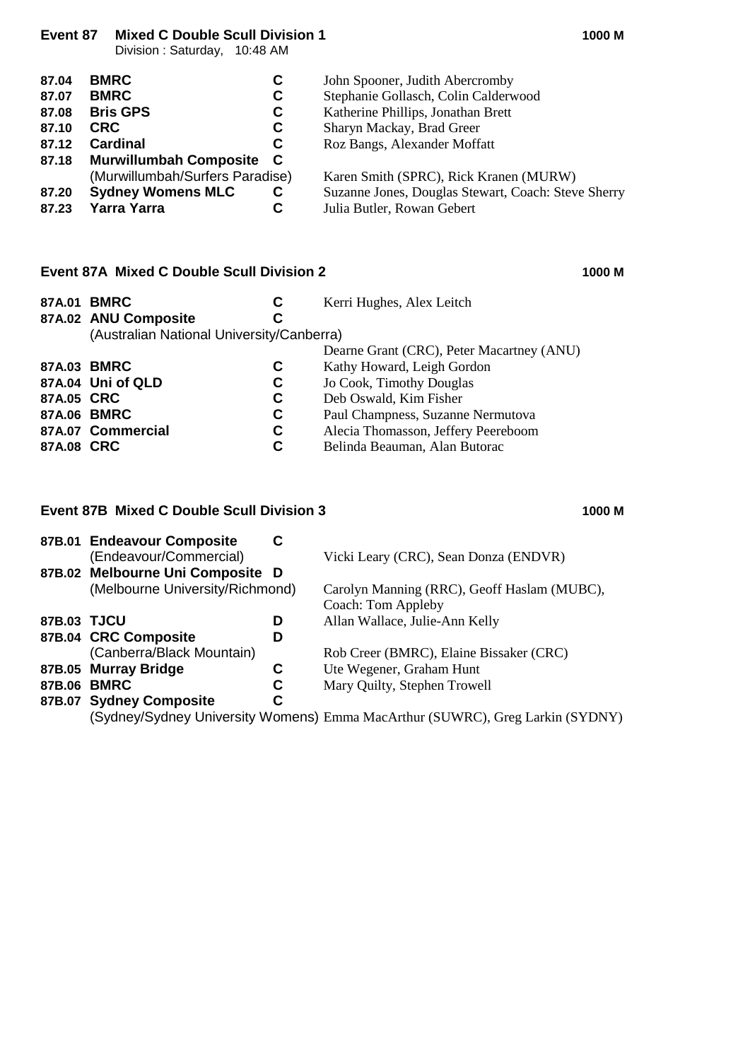## Event 87 Mixed C Double Scull Division 1 — 1000 M

Division : Saturday, 10:48 AM

| | | | |
|---|---|---|---|
| **87.04** | **BMRC** | **C** | John Spooner, Judith Abercromby |
| **87.07** | **BMRC** | **C** | Stephanie Gollasch, Colin Calderwood |
| **87.08** | **Bris GPS** | **C** | Katherine Phillips, Jonathan Brett |
| **87.10** | **CRC** | **C** | Sharyn Mackay, Brad Greer |
| **87.12** | **Cardinal** | **C** | Roz Bangs, Alexander Moffatt |
| **87.18** | **Murwillumbah Composite** (Murwillumbah/Surfers Paradise) | **C** | Karen Smith (SPRC), Rick Kranen (MURW) |
| **87.20** | **Sydney Womens MLC** | **C** | Suzanne Jones, Douglas Stewart, Coach: Steve Sherry |
| **87.23** | **Yarra Yarra** | **C** | Julia Butler, Rowan Gebert |

## Event 87A Mixed C Double Scull Division 2 — 1000 M

| | | | |
|---|---|---|---|
| **87A.01** | **BMRC** | **C** | Kerri Hughes, Alex Leitch |
| **87A.02** | **ANU Composite** (Australian National University/Canberra) | **C** | Dearne Grant (CRC), Peter Macartney (ANU) |
| **87A.03** | **BMRC** | **C** | Kathy Howard, Leigh Gordon |
| **87A.04** | **Uni of QLD** | **C** | Jo Cook, Timothy Douglas |
| **87A.05** | **CRC** | **C** | Deb Oswald, Kim Fisher |
| **87A.06** | **BMRC** | **C** | Paul Champness, Suzanne Nermutova |
| **87A.07** | **Commercial** | **C** | Alecia Thomasson, Jeffery Peereboom |
| **87A.08** | **CRC** | **C** | Belinda Beauman, Alan Butorac |

## Event 87B Mixed C Double Scull Division 3 — 1000 M

| | | | |
|---|---|---|---|
| **87B.01** | **Endeavour Composite** (Endeavour/Commercial) | **C** | Vicki Leary (CRC), Sean Donza (ENDVR) |
| **87B.02** | **Melbourne Uni Composite** (Melbourne University/Richmond) | **D** | Carolyn Manning (RRC), Geoff Haslam (MUBC), Coach: Tom Appleby |
| **87B.03** | **TJCU** | **D** | Allan Wallace, Julie-Ann Kelly |
| **87B.04** | **CRC Composite** (Canberra/Black Mountain) | **D** | Rob Creer (BMRC), Elaine Bissaker (CRC) |
| **87B.05** | **Murray Bridge** | **C** | Ute Wegener, Graham Hunt |
| **87B.06** | **BMRC** | **C** | Mary Quilty, Stephen Trowell |
| **87B.07** | **Sydney Composite** (Sydney/Sydney University Womens) | **C** | Emma MacArthur (SUWRC), Greg Larkin (SYDNY) |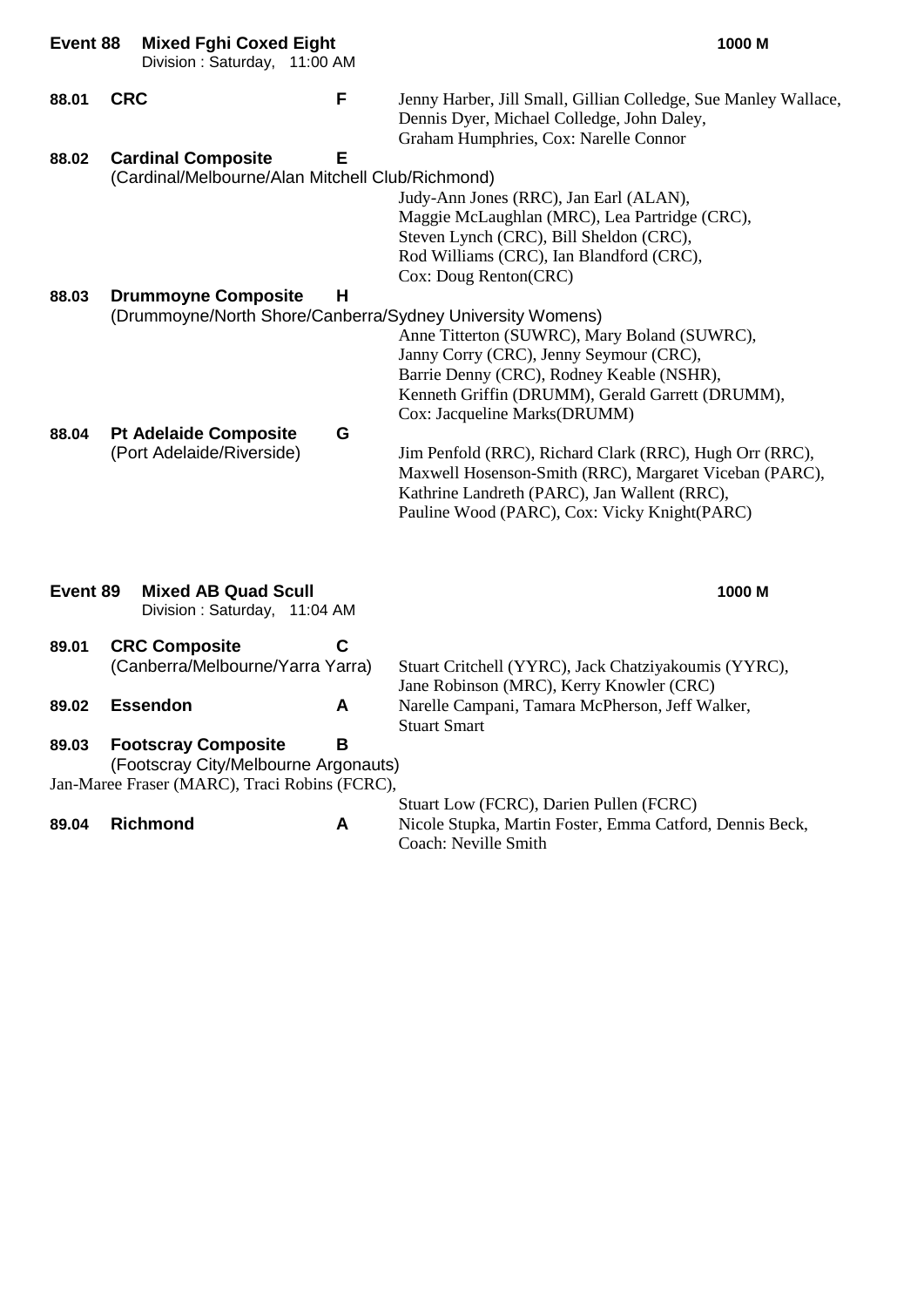## Event 88 Mixed Fghi Coxed Eight — 1000 M

Division : Saturday, 11:00 AM

| No. | Crew | Grade | Members |
|---|---|---|---|
| 88.01 | **CRC** | F | Jenny Harber, Jill Small, Gillian Colledge, Sue Manley Wallace, Dennis Dyer, Michael Colledge, John Daley, Graham Humphries, Cox: Narelle Connor |
| 88.02 | **Cardinal Composite** (Cardinal/Melbourne/Alan Mitchell Club/Richmond) | E | Judy-Ann Jones (RRC), Jan Earl (ALAN), Maggie McLaughlan (MRC), Lea Partridge (CRC), Steven Lynch (CRC), Bill Sheldon (CRC), Rod Williams (CRC), Ian Blandford (CRC), Cox: Doug Renton(CRC) |
| 88.03 | **Drummoyne Composite** (Drummoyne/North Shore/Canberra/Sydney University Womens) | H | Anne Titterton (SUWRC), Mary Boland (SUWRC), Janny Corry (CRC), Jenny Seymour (CRC), Barrie Denny (CRC), Rodney Keable (NSHR), Kenneth Griffin (DRUMM), Gerald Garrett (DRUMM), Cox: Jacqueline Marks(DRUMM) |
| 88.04 | **Pt Adelaide Composite** (Port Adelaide/Riverside) | G | Jim Penfold (RRC), Richard Clark (RRC), Hugh Orr (RRC), Maxwell Hosenson-Smith (RRC), Margaret Viceban (PARC), Kathrine Landreth (PARC), Jan Wallent (RRC), Pauline Wood (PARC), Cox: Vicky Knight(PARC) |

## Event 89 Mixed AB Quad Scull — 1000 M

Division : Saturday, 11:04 AM

| No. | Crew | Grade | Members |
|---|---|---|---|
| 89.01 | **CRC Composite** (Canberra/Melbourne/Yarra Yarra) | C | Stuart Critchell (YYRC), Jack Chatziyakoumis (YYRC), Jane Robinson (MRC), Kerry Knowler (CRC) |
| 89.02 | **Essendon** | A | Narelle Campani, Tamara McPherson, Jeff Walker, Stuart Smart |
| 89.03 | **Footscray Composite** (Footscray City/Melbourne Argonauts) | B | Jan-Maree Fraser (MARC), Traci Robins (FCRC), Stuart Low (FCRC), Darien Pullen (FCRC) |
| 89.04 | **Richmond** | A | Nicole Stupka, Martin Foster, Emma Catford, Dennis Beck, Coach: Neville Smith |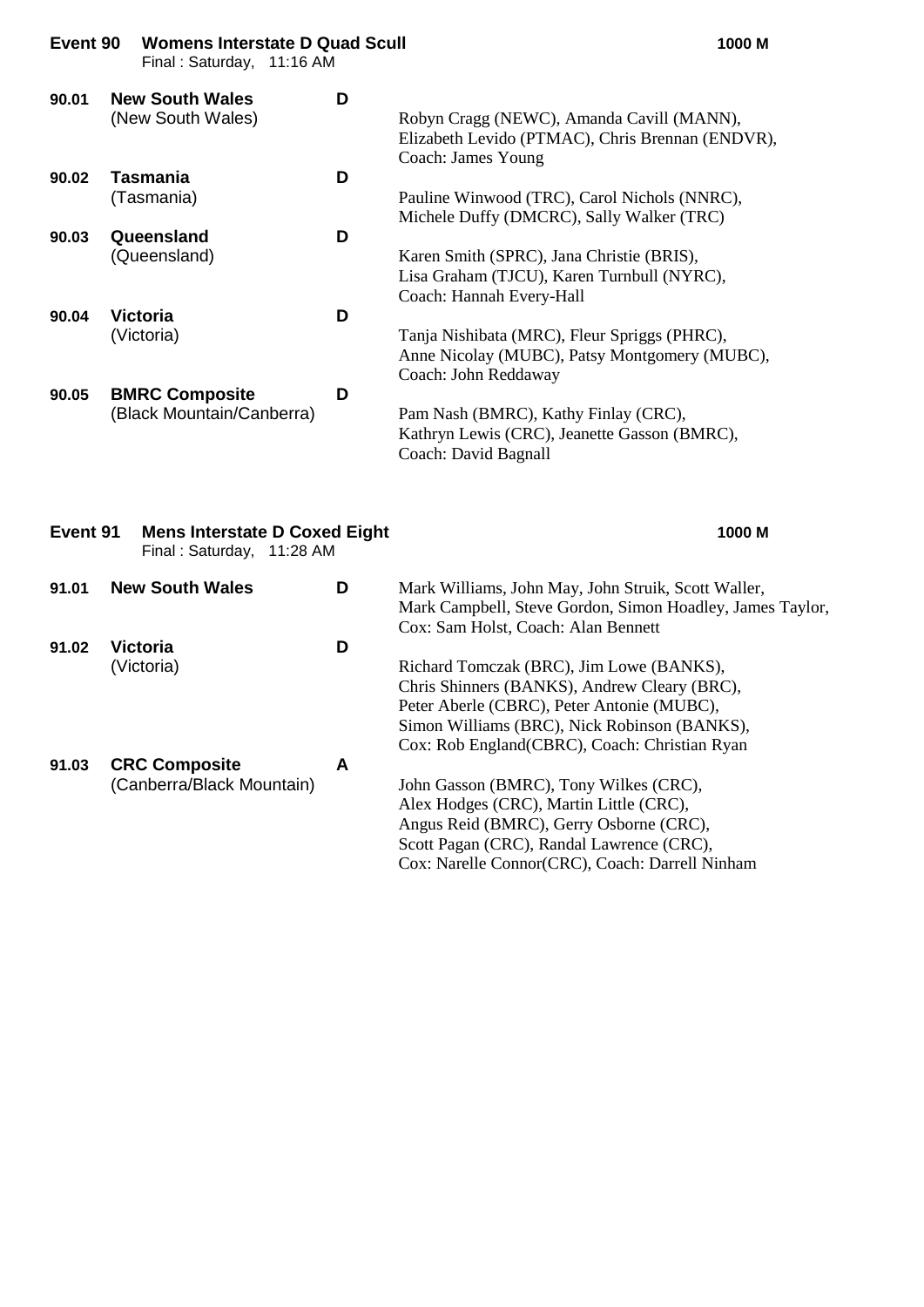## Event 90 Womens Interstate D Quad Scull

1000 M

Final : Saturday, 11:16 AM

| | Crew | Grade | Members |
|---|---|---|---|
| 90.01 | **New South Wales** (New South Wales) | D | Robyn Cragg (NEWC), Amanda Cavill (MANN), Elizabeth Levido (PTMAC), Chris Brennan (ENDVR), Coach: James Young |
| 90.02 | **Tasmania** (Tasmania) | D | Pauline Winwood (TRC), Carol Nichols (NNRC), Michele Duffy (DMCRC), Sally Walker (TRC) |
| 90.03 | **Queensland** (Queensland) | D | Karen Smith (SPRC), Jana Christie (BRIS), Lisa Graham (TJCU), Karen Turnbull (NYRC), Coach: Hannah Every-Hall |
| 90.04 | **Victoria** (Victoria) | D | Tanja Nishibata (MRC), Fleur Spriggs (PHRC), Anne Nicolay (MUBC), Patsy Montgomery (MUBC), Coach: John Reddaway |
| 90.05 | **BMRC Composite** (Black Mountain/Canberra) | D | Pam Nash (BMRC), Kathy Finlay (CRC), Kathryn Lewis (CRC), Jeanette Gasson (BMRC), Coach: David Bagnall |

## Event 91 Mens Interstate D Coxed Eight

1000 M

Final : Saturday, 11:28 AM

| | Crew | Grade | Members |
|---|---|---|---|
| 91.01 | **New South Wales** | D | Mark Williams, John May, John Struik, Scott Waller, Mark Campbell, Steve Gordon, Simon Hoadley, James Taylor, Cox: Sam Holst, Coach: Alan Bennett |
| 91.02 | **Victoria** (Victoria) | D | Richard Tomczak (BRC), Jim Lowe (BANKS), Chris Shinners (BANKS), Andrew Cleary (BRC), Peter Aberle (CBRC), Peter Antonie (MUBC), Simon Williams (BRC), Nick Robinson (BANKS), Cox: Rob England(CBRC), Coach: Christian Ryan |
| 91.03 | **CRC Composite** (Canberra/Black Mountain) | A | John Gasson (BMRC), Tony Wilkes (CRC), Alex Hodges (CRC), Martin Little (CRC), Angus Reid (BMRC), Gerry Osborne (CRC), Scott Pagan (CRC), Randal Lawrence (CRC), Cox: Narelle Connor(CRC), Coach: Darrell Ninham |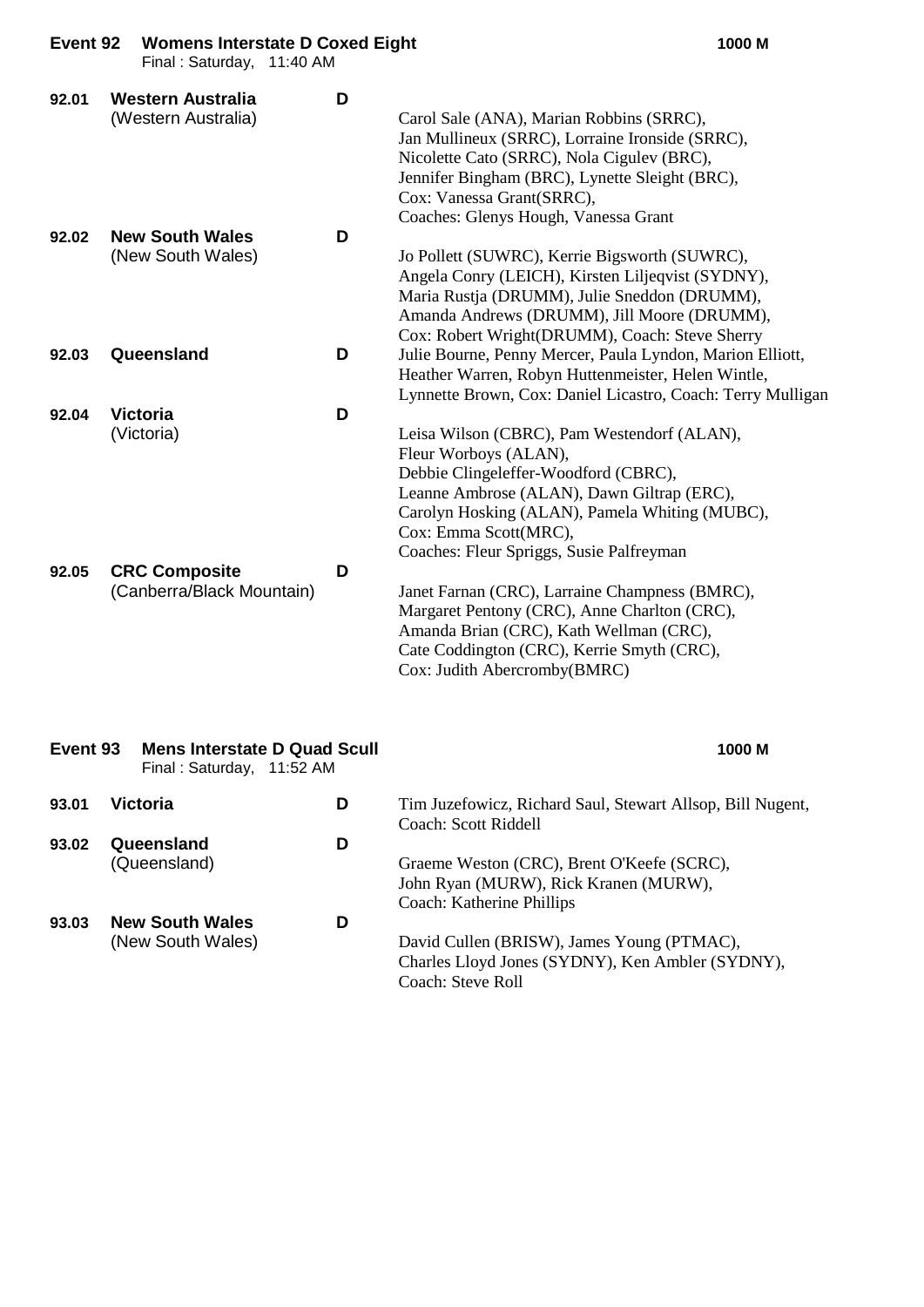## Event 92 Womens Interstate D Coxed Eight — 1000 M

Final : Saturday, 11:40 AM

**92.01 Western Australia** (Western Australia) — **D**

Carol Sale (ANA), Marian Robbins (SRRC), Jan Mullineux (SRRC), Lorraine Ironside (SRRC), Nicolette Cato (SRRC), Nola Cigulev (BRC), Jennifer Bingham (BRC), Lynette Sleight (BRC), Cox: Vanessa Grant(SRRC), Coaches: Glenys Hough, Vanessa Grant

**92.02 New South Wales** (New South Wales) — **D**

Jo Pollett (SUWRC), Kerrie Bigsworth (SUWRC), Angela Conry (LEICH), Kirsten Liljeqvist (SYDNY), Maria Rustja (DRUMM), Julie Sneddon (DRUMM), Amanda Andrews (DRUMM), Jill Moore (DRUMM), Cox: Robert Wright(DRUMM), Coach: Steve Sherry

**92.03 Queensland** — **D**

Julie Bourne, Penny Mercer, Paula Lyndon, Marion Elliott, Heather Warren, Robyn Huttenmeister, Helen Wintle, Lynnette Brown, Cox: Daniel Licastro, Coach: Terry Mulligan

**92.04 Victoria** (Victoria) — **D**

Leisa Wilson (CBRC), Pam Westendorf (ALAN), Fleur Worboys (ALAN), Debbie Clingeleffer-Woodford (CBRC), Leanne Ambrose (ALAN), Dawn Giltrap (ERC), Carolyn Hosking (ALAN), Pamela Whiting (MUBC), Cox: Emma Scott(MRC), Coaches: Fleur Spriggs, Susie Palfreyman

**92.05 CRC Composite** (Canberra/Black Mountain) — **D**

Janet Farnan (CRC), Larraine Champness (BMRC), Margaret Pentony (CRC), Anne Charlton (CRC), Amanda Brian (CRC), Kath Wellman (CRC), Cate Coddington (CRC), Kerrie Smyth (CRC), Cox: Judith Abercromby(BMRC)

## Event 93 Mens Interstate D Quad Scull — 1000 M

Final : Saturday, 11:52 AM

**93.01 Victoria** — **D**

Tim Juzefowicz, Richard Saul, Stewart Allsop, Bill Nugent, Coach: Scott Riddell

**93.02 Queensland** (Queensland) — **D**

Graeme Weston (CRC), Brent O'Keefe (SCRC), John Ryan (MURW), Rick Kranen (MURW), Coach: Katherine Phillips

**93.03 New South Wales** (New South Wales) — **D**

David Cullen (BRISW), James Young (PTMAC), Charles Lloyd Jones (SYDNY), Ken Ambler (SYDNY), Coach: Steve Roll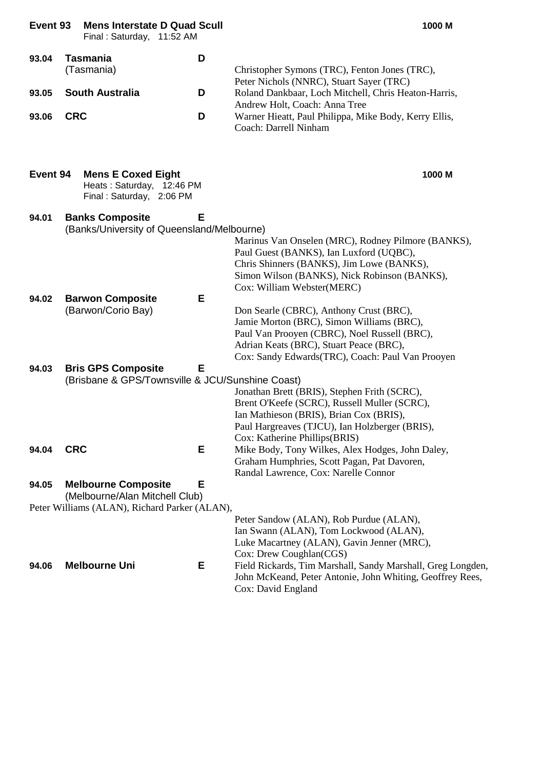## Event 93 Mens Interstate D Quad Scull — 1000 M

Final : Saturday, 11:52 AM

**93.04 Tasmania** D
(Tasmania)
Christopher Symons (TRC), Fenton Jones (TRC), Peter Nichols (NNRC), Stuart Sayer (TRC)

**93.05 South Australia** D
Roland Dankbaar, Loch Mitchell, Chris Heaton-Harris, Andrew Holt, Coach: Anna Tree

**93.06 CRC** D
Warner Hieatt, Paul Philippa, Mike Body, Kerry Ellis, Coach: Darrell Ninham

## Event 94 Mens E Coxed Eight — 1000 M

Heats : Saturday, 12:46 PM
Final : Saturday, 2:06 PM

**94.01 Banks Composite** E
(Banks/University of Queensland/Melbourne)
Marinus Van Onselen (MRC), Rodney Pilmore (BANKS), Paul Guest (BANKS), Ian Luxford (UQBC), Chris Shinners (BANKS), Jim Lowe (BANKS), Simon Wilson (BANKS), Nick Robinson (BANKS), Cox: William Webster(MERC)

**94.02 Barwon Composite** E
(Barwon/Corio Bay)
Don Searle (CBRC), Anthony Crust (BRC), Jamie Morton (BRC), Simon Williams (BRC), Paul Van Prooyen (CBRC), Noel Russell (BRC), Adrian Keats (BRC), Stuart Peace (BRC), Cox: Sandy Edwards(TRC), Coach: Paul Van Prooyen

**94.03 Bris GPS Composite** E
(Brisbane & GPS/Townsville & JCU/Sunshine Coast)
Jonathan Brett (BRIS), Stephen Frith (SCRC), Brent O'Keefe (SCRC), Russell Muller (SCRC), Ian Mathieson (BRIS), Brian Cox (BRIS), Paul Hargreaves (TJCU), Ian Holzberger (BRIS), Cox: Katherine Phillips(BRIS)

**94.04 CRC** E
Mike Body, Tony Wilkes, Alex Hodges, John Daley, Graham Humphries, Scott Pagan, Pat Davoren, Randal Lawrence, Cox: Narelle Connor

**94.05 Melbourne Composite** E
(Melbourne/Alan Mitchell Club)
Peter Williams (ALAN), Richard Parker (ALAN), Peter Sandow (ALAN), Rob Purdue (ALAN), Ian Swann (ALAN), Tom Lockwood (ALAN), Luke Macartney (ALAN), Gavin Jenner (MRC), Cox: Drew Coughlan(CGS)

**94.06 Melbourne Uni** E
Field Rickards, Tim Marshall, Sandy Marshall, Greg Longden, John McKeand, Peter Antonie, John Whiting, Geoffrey Rees, Cox: David England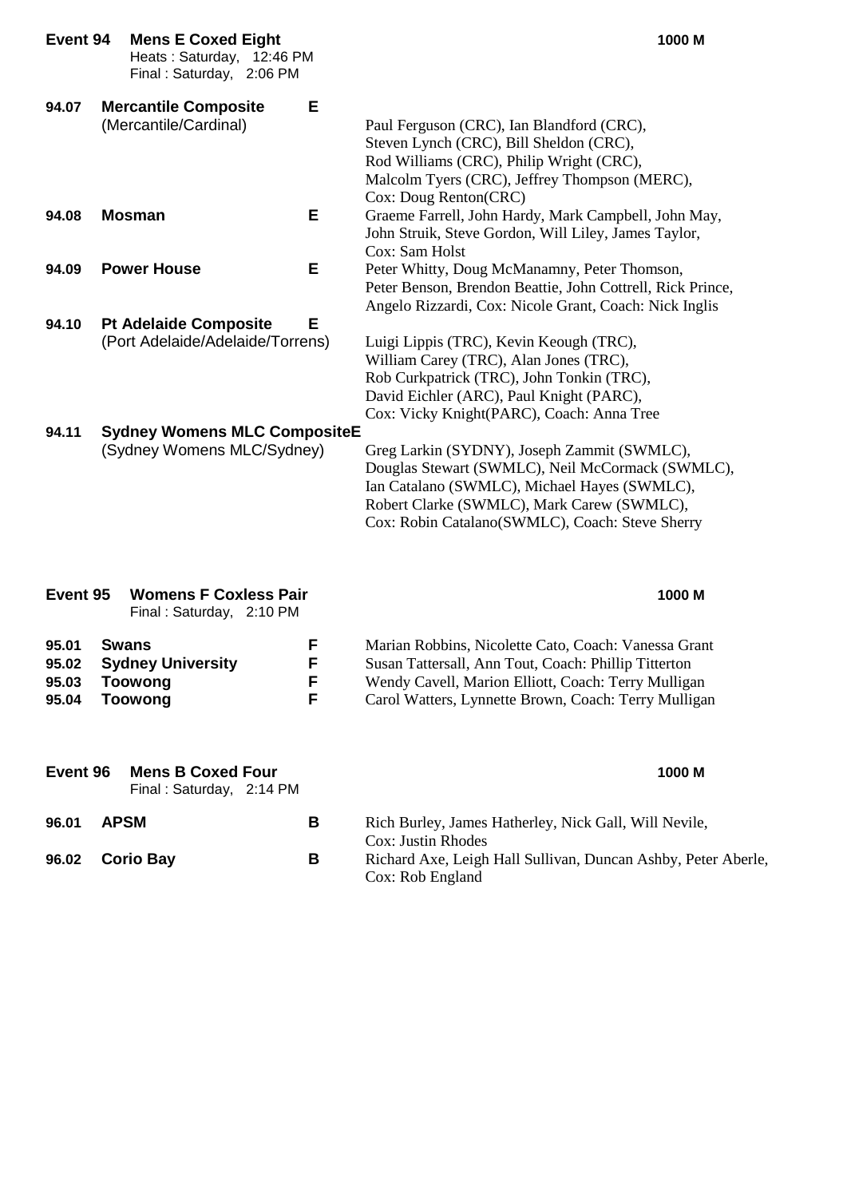**Event 94 Mens E Coxed Eight** **1000 M**

Heats : Saturday, 12:46 PM
Final : Saturday, 2:06 PM

| | | | |
|---|---|---|---|
| **94.07** | **Mercantile Composite** (Mercantile/Cardinal) | **E** | Paul Ferguson (CRC), Ian Blandford (CRC), Steven Lynch (CRC), Bill Sheldon (CRC), Rod Williams (CRC), Philip Wright (CRC), Malcolm Tyers (CRC), Jeffrey Thompson (MERC), Cox: Doug Renton(CRC) |
| **94.08** | **Mosman** | **E** | Graeme Farrell, John Hardy, Mark Campbell, John May, John Struik, Steve Gordon, Will Liley, James Taylor, Cox: Sam Holst |
| **94.09** | **Power House** | **E** | Peter Whitty, Doug McManamny, Peter Thomson, Peter Benson, Brendon Beattie, John Cottrell, Rick Prince, Angelo Rizzardi, Cox: Nicole Grant, Coach: Nick Inglis |
| **94.10** | **Pt Adelaide Composite** (Port Adelaide/Adelaide/Torrens) | **E** | Luigi Lippis (TRC), Kevin Keough (TRC), William Carey (TRC), Alan Jones (TRC), Rob Curkpatrick (TRC), John Tonkin (TRC), David Eichler (ARC), Paul Knight (PARC), Cox: Vicky Knight(PARC), Coach: Anna Tree |
| **94.11** | **Sydney Womens MLC Composite** (Sydney Womens MLC/Sydney) | **E** | Greg Larkin (SYDNY), Joseph Zammit (SWMLC), Douglas Stewart (SWMLC), Neil McCormack (SWMLC), Ian Catalano (SWMLC), Michael Hayes (SWMLC), Robert Clarke (SWMLC), Mark Carew (SWMLC), Cox: Robin Catalano(SWMLC), Coach: Steve Sherry |

**Event 95 Womens F Coxless Pair** **1000 M**

Final : Saturday, 2:10 PM

| | | | |
|---|---|---|---|
| **95.01** | **Swans** | **F** | Marian Robbins, Nicolette Cato, Coach: Vanessa Grant |
| **95.02** | **Sydney University** | **F** | Susan Tattersall, Ann Tout, Coach: Phillip Titterton |
| **95.03** | **Toowong** | **F** | Wendy Cavell, Marion Elliott, Coach: Terry Mulligan |
| **95.04** | **Toowong** | **F** | Carol Watters, Lynnette Brown, Coach: Terry Mulligan |

**Event 96 Mens B Coxed Four** **1000 M**

Final : Saturday, 2:14 PM

| | | | |
|---|---|---|---|
| **96.01** | **APSM** | **B** | Rich Burley, James Hatherley, Nick Gall, Will Nevile, Cox: Justin Rhodes |
| **96.02** | **Corio Bay** | **B** | Richard Axe, Leigh Hall Sullivan, Duncan Ashby, Peter Aberle, Cox: Rob England |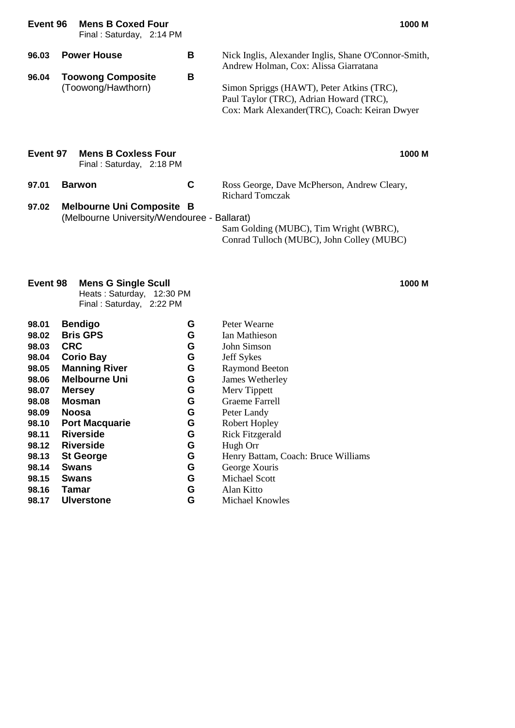## Event 96 Mens B Coxed Four

Final : Saturday, 2:14 PM

**1000 M**

| | | | |
|---|---|---|---|
| **96.03** | **Power House** | **B** | Nick Inglis, Alexander Inglis, Shane O'Connor-Smith, Andrew Holman, Cox: Alissa Giarratana |
| **96.04** | **Toowong Composite** (Toowong/Hawthorn) | **B** | Simon Spriggs (HAWT), Peter Atkins (TRC), Paul Taylor (TRC), Adrian Howard (TRC), Cox: Mark Alexander(TRC), Coach: Keiran Dwyer |

## Event 97 Mens B Coxless Four

Final : Saturday, 2:18 PM

**1000 M**

| | | | |
|---|---|---|---|
| **97.01** | **Barwon** | **C** | Ross George, Dave McPherson, Andrew Cleary, Richard Tomczak |
| **97.02** | **Melbourne Uni Composite** (Melbourne University/Wendouree - Ballarat) | **B** | Sam Golding (MUBC), Tim Wright (WBRC), Conrad Tulloch (MUBC), John Colley (MUBC) |

## Event 98 Mens G Single Scull

Heats : Saturday, 12:30 PM
Final : Saturday, 2:22 PM

**1000 M**

| | | | |
|---|---|---|---|
| **98.01** | **Bendigo** | **G** | Peter Wearne |
| **98.02** | **Bris GPS** | **G** | Ian Mathieson |
| **98.03** | **CRC** | **G** | John Simson |
| **98.04** | **Corio Bay** | **G** | Jeff Sykes |
| **98.05** | **Manning River** | **G** | Raymond Beeton |
| **98.06** | **Melbourne Uni** | **G** | James Wetherley |
| **98.07** | **Mersey** | **G** | Merv Tippett |
| **98.08** | **Mosman** | **G** | Graeme Farrell |
| **98.09** | **Noosa** | **G** | Peter Landy |
| **98.10** | **Port Macquarie** | **G** | Robert Hopley |
| **98.11** | **Riverside** | **G** | Rick Fitzgerald |
| **98.12** | **Riverside** | **G** | Hugh Orr |
| **98.13** | **St George** | **G** | Henry Battam, Coach: Bruce Williams |
| **98.14** | **Swans** | **G** | George Xouris |
| **98.15** | **Swans** | **G** | Michael Scott |
| **98.16** | **Tamar** | **G** | Alan Kitto |
| **98.17** | **Ulverstone** | **G** | Michael Knowles |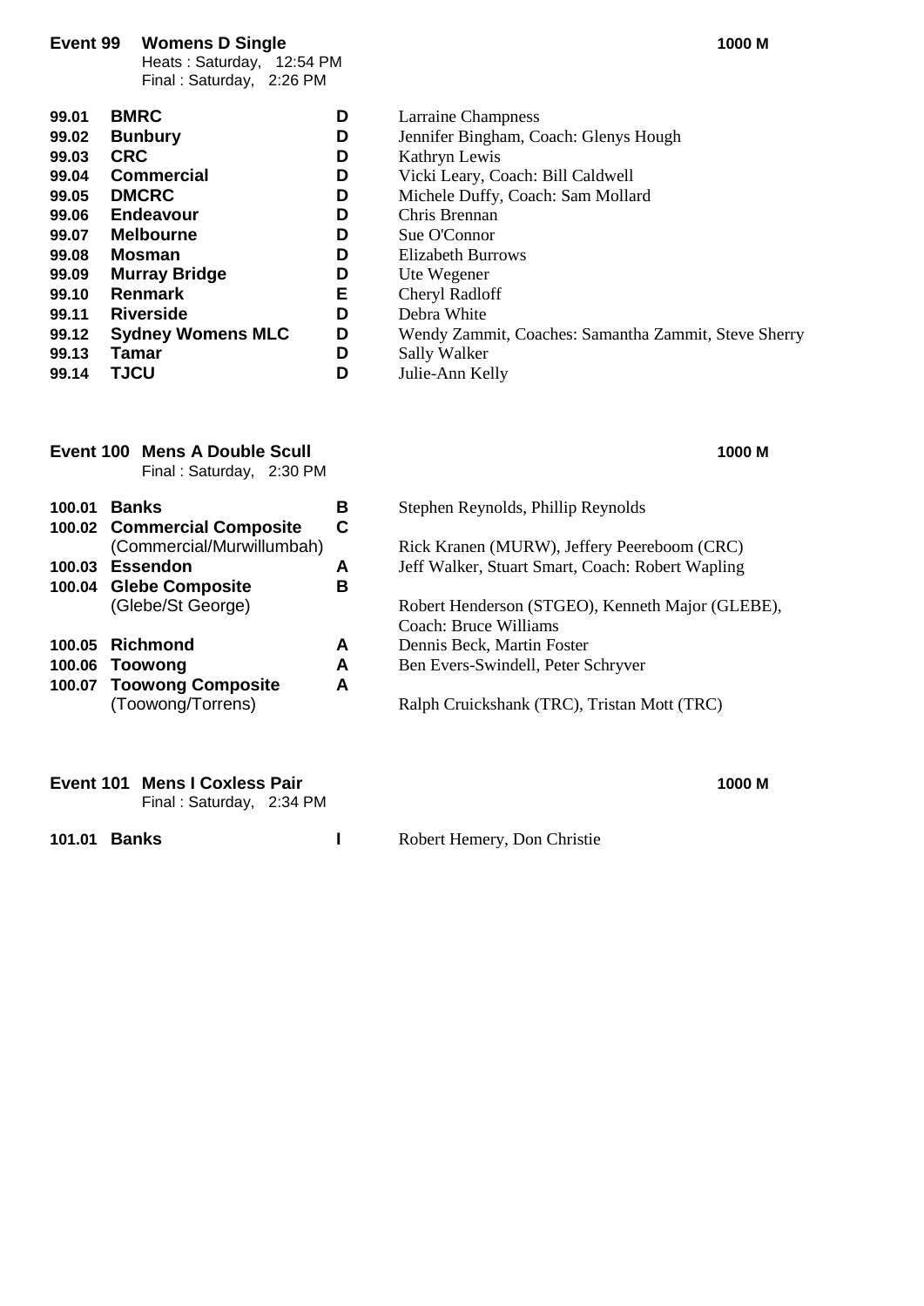## Event 99 Womens D Single

**1000 M**

Heats : Saturday, 12:54 PM
Final : Saturday, 2:26 PM

| No. | Club | Grade | Crew |
|---|---|---|---|
| 99.01 | **BMRC** | D | Larraine Champness |
| 99.02 | **Bunbury** | D | Jennifer Bingham, Coach: Glenys Hough |
| 99.03 | **CRC** | D | Kathryn Lewis |
| 99.04 | **Commercial** | D | Vicki Leary, Coach: Bill Caldwell |
| 99.05 | **DMCRC** | D | Michele Duffy, Coach: Sam Mollard |
| 99.06 | **Endeavour** | D | Chris Brennan |
| 99.07 | **Melbourne** | D | Sue O'Connor |
| 99.08 | **Mosman** | D | Elizabeth Burrows |
| 99.09 | **Murray Bridge** | D | Ute Wegener |
| 99.10 | **Renmark** | E | Cheryl Radloff |
| 99.11 | **Riverside** | D | Debra White |
| 99.12 | **Sydney Womens MLC** | D | Wendy Zammit, Coaches: Samantha Zammit, Steve Sherry |
| 99.13 | **Tamar** | D | Sally Walker |
| 99.14 | **TJCU** | D | Julie-Ann Kelly |

## Event 100 Mens A Double Scull

**1000 M**

Final : Saturday, 2:30 PM

| No. | Club | Grade | Crew |
|---|---|---|---|
| 100.01 | **Banks** | B | Stephen Reynolds, Phillip Reynolds |
| 100.02 | **Commercial Composite** (Commercial/Murwillumbah) | C | Rick Kranen (MURW), Jeffery Peereboom (CRC) |
| 100.03 | **Essendon** | A | Jeff Walker, Stuart Smart, Coach: Robert Wapling |
| 100.04 | **Glebe Composite** (Glebe/St George) | B | Robert Henderson (STGEO), Kenneth Major (GLEBE), Coach: Bruce Williams |
| 100.05 | **Richmond** | A | Dennis Beck, Martin Foster |
| 100.06 | **Toowong** | A | Ben Evers-Swindell, Peter Schryver |
| 100.07 | **Toowong Composite** (Toowong/Torrens) | A | Ralph Cruickshank (TRC), Tristan Mott (TRC) |

## Event 101 Mens I Coxless Pair

**1000 M**

Final : Saturday, 2:34 PM

| No. | Club | Grade | Crew |
|---|---|---|---|
| 101.01 | **Banks** | I | Robert Hemery, Don Christie |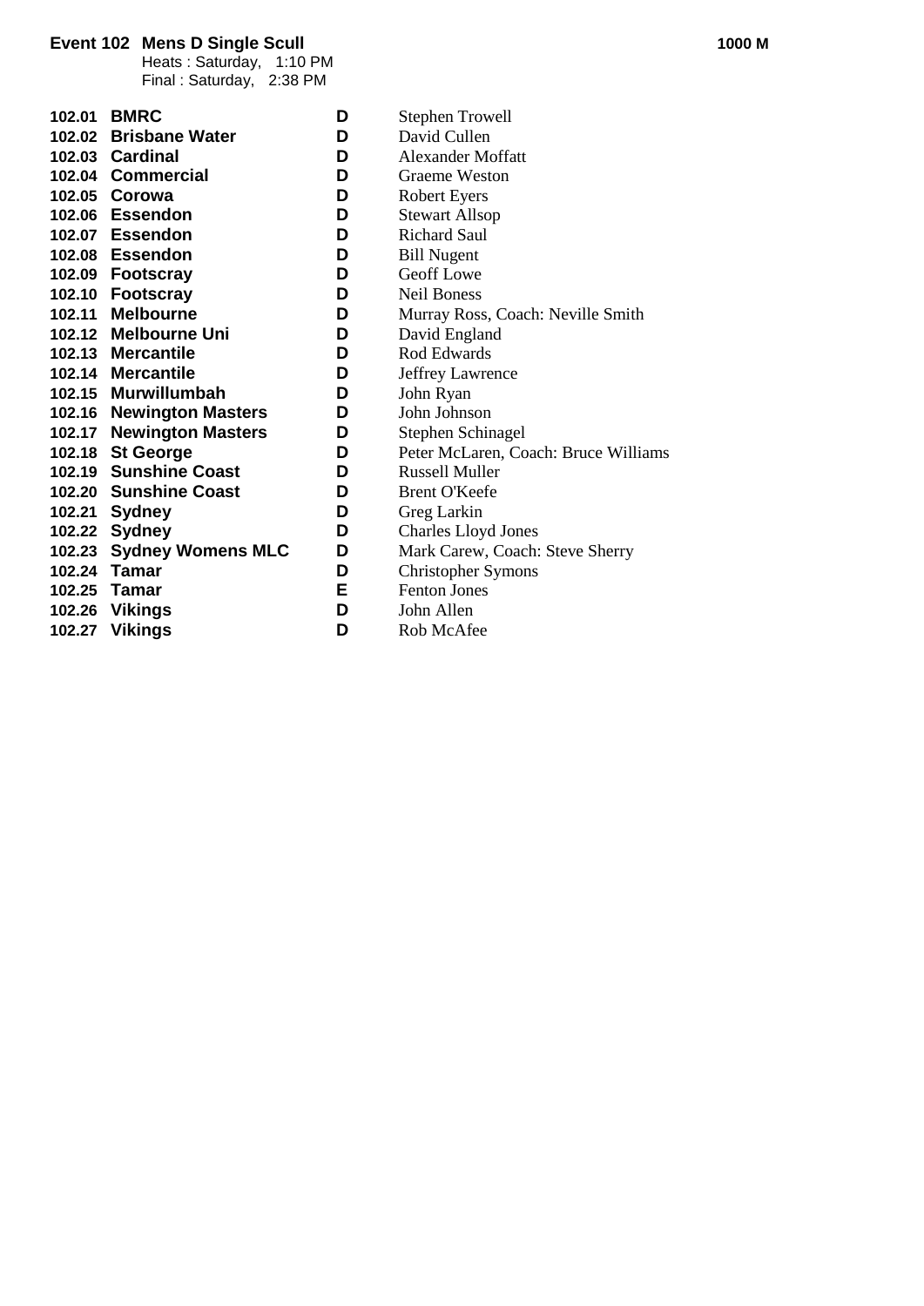**Event 102 Mens D Single Scull** **1000 M**

Heats : Saturday, 1:10 PM
Final : Saturday, 2:38 PM

| | | | |
|---|---|---|---|
| **102.01** | **BMRC** | **D** | Stephen Trowell |
| **102.02** | **Brisbane Water** | **D** | David Cullen |
| **102.03** | **Cardinal** | **D** | Alexander Moffatt |
| **102.04** | **Commercial** | **D** | Graeme Weston |
| **102.05** | **Corowa** | **D** | Robert Eyers |
| **102.06** | **Essendon** | **D** | Stewart Allsop |
| **102.07** | **Essendon** | **D** | Richard Saul |
| **102.08** | **Essendon** | **D** | Bill Nugent |
| **102.09** | **Footscray** | **D** | Geoff Lowe |
| **102.10** | **Footscray** | **D** | Neil Boness |
| **102.11** | **Melbourne** | **D** | Murray Ross, Coach: Neville Smith |
| **102.12** | **Melbourne Uni** | **D** | David England |
| **102.13** | **Mercantile** | **D** | Rod Edwards |
| **102.14** | **Mercantile** | **D** | Jeffrey Lawrence |
| **102.15** | **Murwillumbah** | **D** | John Ryan |
| **102.16** | **Newington Masters** | **D** | John Johnson |
| **102.17** | **Newington Masters** | **D** | Stephen Schinagel |
| **102.18** | **St George** | **D** | Peter McLaren, Coach: Bruce Williams |
| **102.19** | **Sunshine Coast** | **D** | Russell Muller |
| **102.20** | **Sunshine Coast** | **D** | Brent O'Keefe |
| **102.21** | **Sydney** | **D** | Greg Larkin |
| **102.22** | **Sydney** | **D** | Charles Lloyd Jones |
| **102.23** | **Sydney Womens MLC** | **D** | Mark Carew, Coach: Steve Sherry |
| **102.24** | **Tamar** | **D** | Christopher Symons |
| **102.25** | **Tamar** | **E** | Fenton Jones |
| **102.26** | **Vikings** | **D** | John Allen |
| **102.27** | **Vikings** | **D** | Rob McAfee |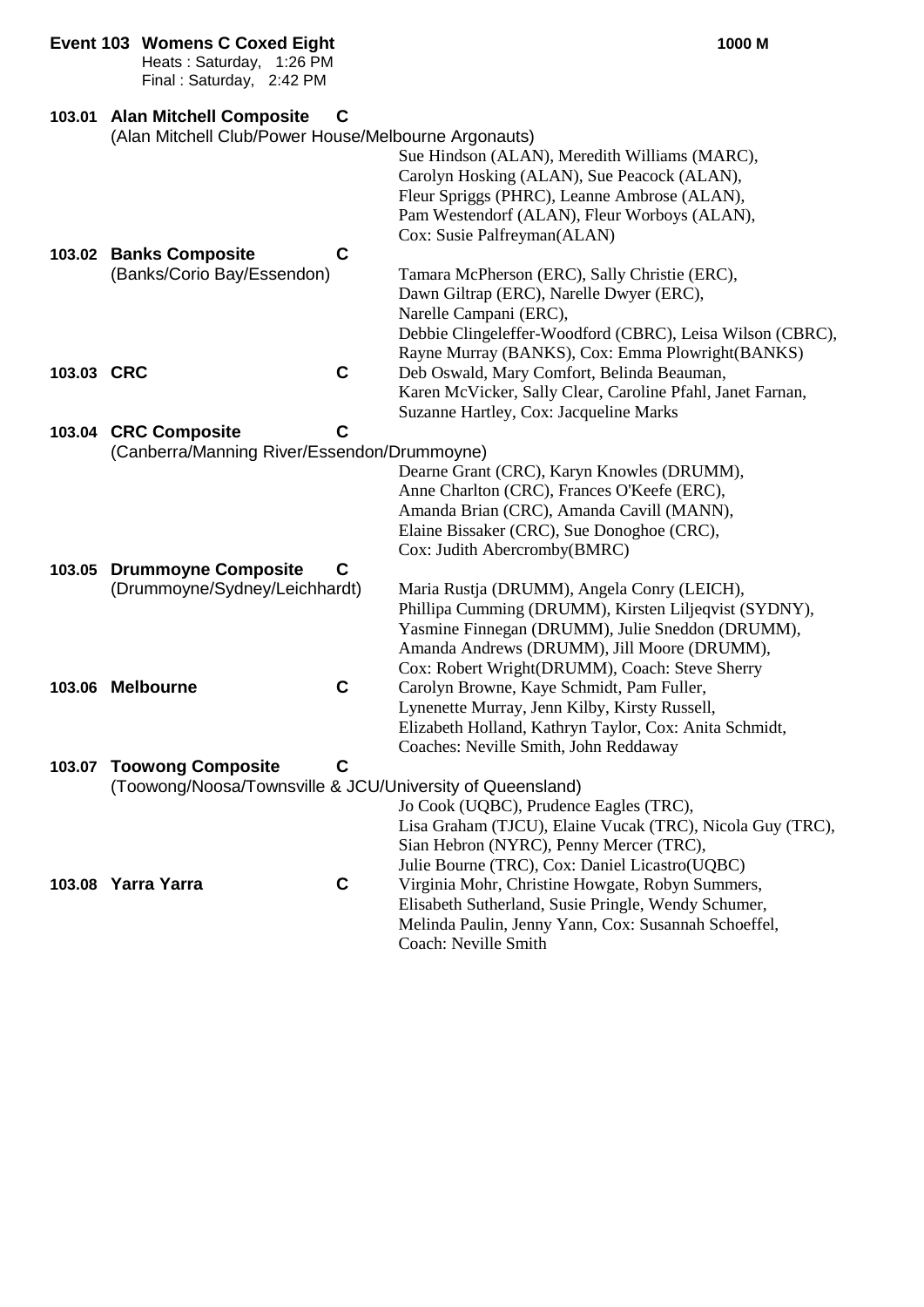**Event 103 Womens C Coxed Eight** **1000 M**

Heats : Saturday, 1:26 PM
Final : Saturday, 2:42 PM

**103.01 Alan Mitchell Composite C**
(Alan Mitchell Club/Power House/Melbourne Argonauts)
Sue Hindson (ALAN), Meredith Williams (MARC),
Carolyn Hosking (ALAN), Sue Peacock (ALAN),
Fleur Spriggs (PHRC), Leanne Ambrose (ALAN),
Pam Westendorf (ALAN), Fleur Worboys (ALAN),
Cox: Susie Palfreyman(ALAN)

**103.02 Banks Composite C**
(Banks/Corio Bay/Essendon)
Tamara McPherson (ERC), Sally Christie (ERC),
Dawn Giltrap (ERC), Narelle Dwyer (ERC),
Narelle Campani (ERC),
Debbie Clingeleffer-Woodford (CBRC), Leisa Wilson (CBRC),
Rayne Murray (BANKS), Cox: Emma Plowright(BANKS)

**103.03 CRC C**
Deb Oswald, Mary Comfort, Belinda Beauman,
Karen McVicker, Sally Clear, Caroline Pfahl, Janet Farnan,
Suzanne Hartley, Cox: Jacqueline Marks

**103.04 CRC Composite C**
(Canberra/Manning River/Essendon/Drummoyne)
Dearne Grant (CRC), Karyn Knowles (DRUMM),
Anne Charlton (CRC), Frances O'Keefe (ERC),
Amanda Brian (CRC), Amanda Cavill (MANN),
Elaine Bissaker (CRC), Sue Donoghoe (CRC),
Cox: Judith Abercromby(BMRC)

**103.05 Drummoyne Composite C**
(Drummoyne/Sydney/Leichhardt)
Maria Rustja (DRUMM), Angela Conry (LEICH),
Phillipa Cumming (DRUMM), Kirsten Liljeqvist (SYDNY),
Yasmine Finnegan (DRUMM), Julie Sneddon (DRUMM),
Amanda Andrews (DRUMM), Jill Moore (DRUMM),
Cox: Robert Wright(DRUMM), Coach: Steve Sherry

**103.06 Melbourne C**
Carolyn Browne, Kaye Schmidt, Pam Fuller,
Lynenette Murray, Jenn Kilby, Kirsty Russell,
Elizabeth Holland, Kathryn Taylor, Cox: Anita Schmidt,
Coaches: Neville Smith, John Reddaway

**103.07 Toowong Composite C**
(Toowong/Noosa/Townsville & JCU/University of Queensland)
Jo Cook (UQBC), Prudence Eagles (TRC),
Lisa Graham (TJCU), Elaine Vucak (TRC), Nicola Guy (TRC),
Sian Hebron (NYRC), Penny Mercer (TRC),
Julie Bourne (TRC), Cox: Daniel Licastro(UQBC)

**103.08 Yarra Yarra C**
Virginia Mohr, Christine Howgate, Robyn Summers,
Elisabeth Sutherland, Susie Pringle, Wendy Schumer,
Melinda Paulin, Jenny Yann, Cox: Susannah Schoeffel,
Coach: Neville Smith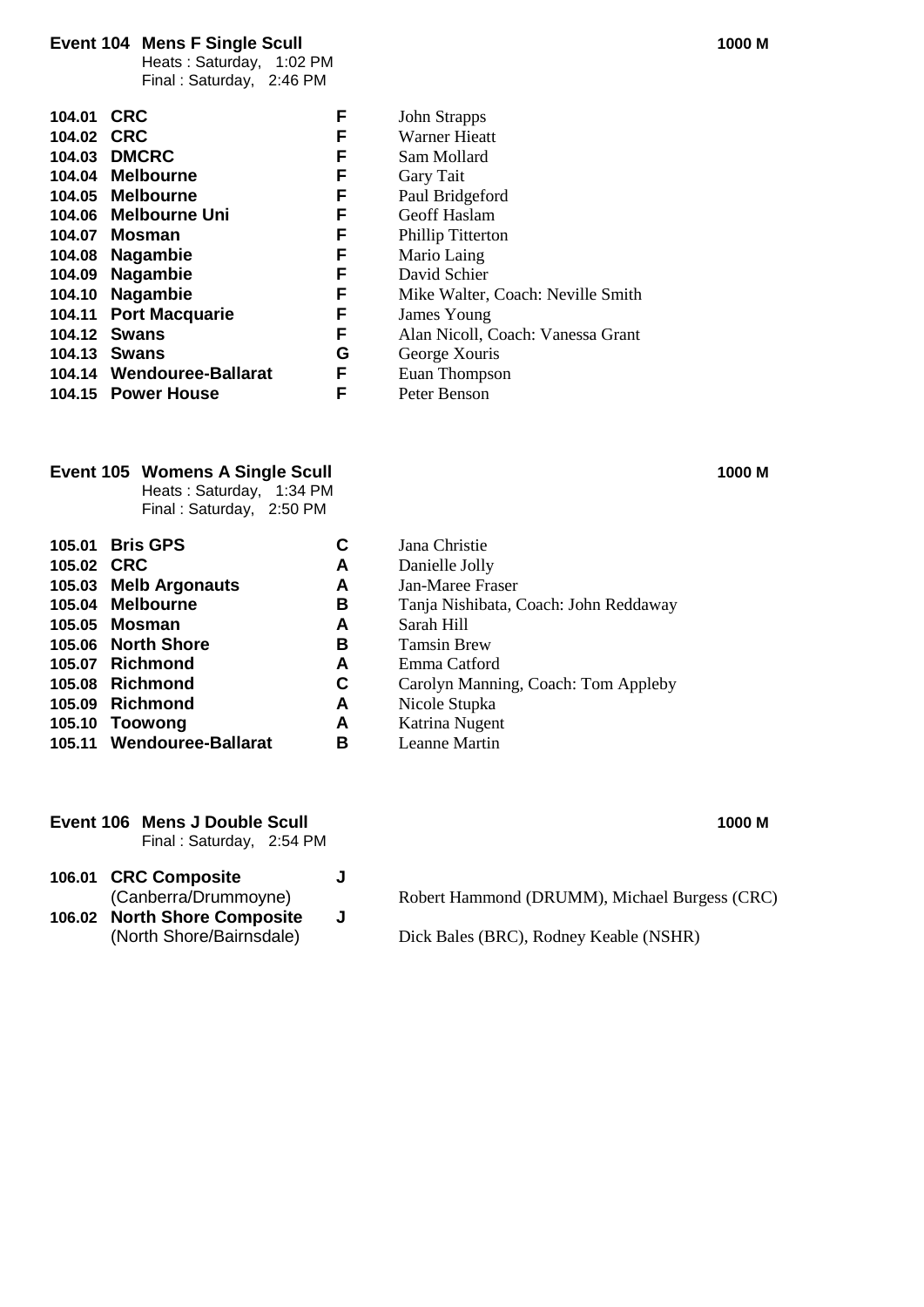## Event 104 Mens F Single Scull

**1000 M**

Heats : Saturday, 1:02 PM
Final : Saturday, 2:46 PM

| | | | |
|---|---|---|---|
| 104.01 | **CRC** | **F** | John Strapps |
| 104.02 | **CRC** | **F** | Warner Hieatt |
| 104.03 | **DMCRC** | **F** | Sam Mollard |
| 104.04 | **Melbourne** | **F** | Gary Tait |
| 104.05 | **Melbourne** | **F** | Paul Bridgeford |
| 104.06 | **Melbourne Uni** | **F** | Geoff Haslam |
| 104.07 | **Mosman** | **F** | Phillip Titterton |
| 104.08 | **Nagambie** | **F** | Mario Laing |
| 104.09 | **Nagambie** | **F** | David Schier |
| 104.10 | **Nagambie** | **F** | Mike Walter, Coach: Neville Smith |
| 104.11 | **Port Macquarie** | **F** | James Young |
| 104.12 | **Swans** | **F** | Alan Nicoll, Coach: Vanessa Grant |
| 104.13 | **Swans** | **G** | George Xouris |
| 104.14 | **Wendouree-Ballarat** | **F** | Euan Thompson |
| 104.15 | **Power House** | **F** | Peter Benson |

## Event 105 Womens A Single Scull

**1000 M**

Heats : Saturday, 1:34 PM
Final : Saturday, 2:50 PM

| | | | |
|---|---|---|---|
| 105.01 | **Bris GPS** | **C** | Jana Christie |
| 105.02 | **CRC** | **A** | Danielle Jolly |
| 105.03 | **Melb Argonauts** | **A** | Jan-Maree Fraser |
| 105.04 | **Melbourne** | **B** | Tanja Nishibata, Coach: John Reddaway |
| 105.05 | **Mosman** | **A** | Sarah Hill |
| 105.06 | **North Shore** | **B** | Tamsin Brew |
| 105.07 | **Richmond** | **A** | Emma Catford |
| 105.08 | **Richmond** | **C** | Carolyn Manning, Coach: Tom Appleby |
| 105.09 | **Richmond** | **A** | Nicole Stupka |
| 105.10 | **Toowong** | **A** | Katrina Nugent |
| 105.11 | **Wendouree-Ballarat** | **B** | Leanne Martin |

## Event 106 Mens J Double Scull

**1000 M**

Final : Saturday, 2:54 PM

| | | | |
|---|---|---|---|
| 106.01 | **CRC Composite** (Canberra/Drummoyne) | **J** | Robert Hammond (DRUMM), Michael Burgess (CRC) |
| 106.02 | **North Shore Composite** (North Shore/Bairnsdale) | **J** | Dick Bales (BRC), Rodney Keable (NSHR) |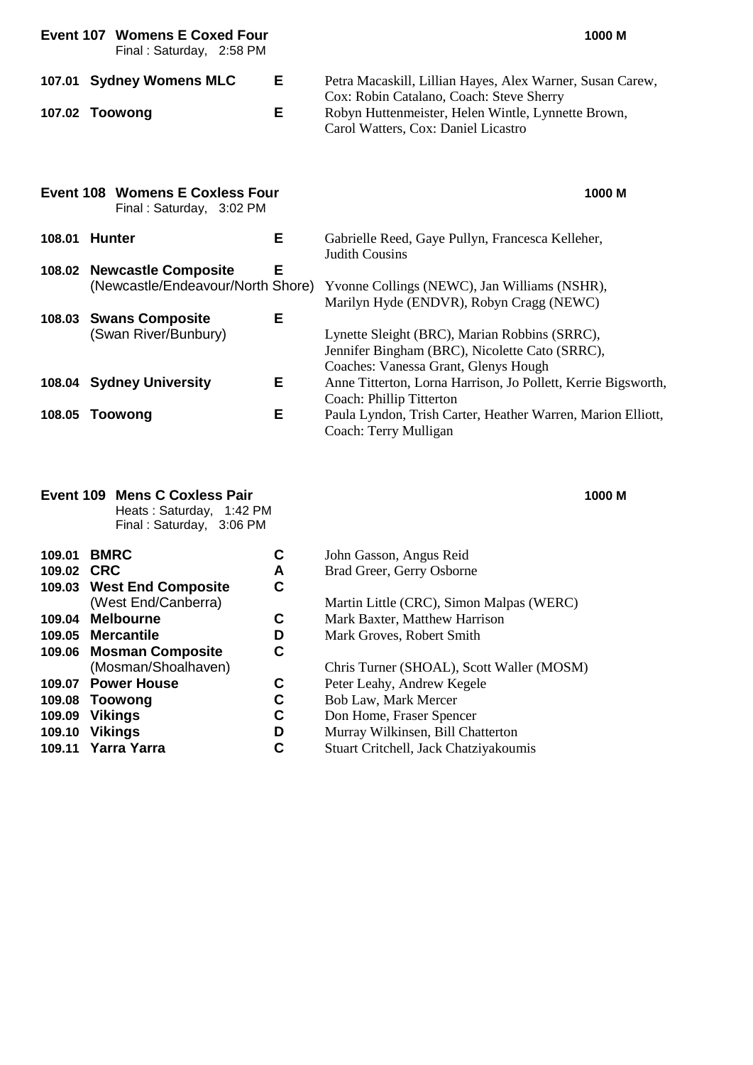## Event 107 Womens E Coxed Four

Final : Saturday, 2:58 PM

**1000 M**

| No. | Crew | Grade | Members |
|---|---|---|---|
| 107.01 | **Sydney Womens MLC** | E | Petra Macaskill, Lillian Hayes, Alex Warner, Susan Carew, Cox: Robin Catalano, Coach: Steve Sherry |
| 107.02 | **Toowong** | E | Robyn Huttenmeister, Helen Wintle, Lynnette Brown, Carol Watters, Cox: Daniel Licastro |

## Event 108 Womens E Coxless Four

Final : Saturday, 3:02 PM

**1000 M**

| No. | Crew | Grade | Members |
|---|---|---|---|
| 108.01 | **Hunter** | E | Gabrielle Reed, Gaye Pullyn, Francesca Kelleher, Judith Cousins |
| 108.02 | **Newcastle Composite** (Newcastle/Endeavour/North Shore) | E | Yvonne Collings (NEWC), Jan Williams (NSHR), Marilyn Hyde (ENDVR), Robyn Cragg (NEWC) |
| 108.03 | **Swans Composite** (Swan River/Bunbury) | E | Lynette Sleight (BRC), Marian Robbins (SRRC), Jennifer Bingham (BRC), Nicolette Cato (SRRC), Coaches: Vanessa Grant, Glenys Hough |
| 108.04 | **Sydney University** | E | Anne Titterton, Lorna Harrison, Jo Pollett, Kerrie Bigsworth, Coach: Phillip Titterton |
| 108.05 | **Toowong** | E | Paula Lyndon, Trish Carter, Heather Warren, Marion Elliott, Coach: Terry Mulligan |

## Event 109 Mens C Coxless Pair

Heats : Saturday, 1:42 PM
Final : Saturday, 3:06 PM

**1000 M**

| No. | Crew | Grade | Members |
|---|---|---|---|
| 109.01 | **BMRC** | C | John Gasson, Angus Reid |
| 109.02 | **CRC** | A | Brad Greer, Gerry Osborne |
| 109.03 | **West End Composite** (West End/Canberra) | C | Martin Little (CRC), Simon Malpas (WERC) |
| 109.04 | **Melbourne** | C | Mark Baxter, Matthew Harrison |
| 109.05 | **Mercantile** | D | Mark Groves, Robert Smith |
| 109.06 | **Mosman Composite** (Mosman/Shoalhaven) | C | Chris Turner (SHOAL), Scott Waller (MOSM) |
| 109.07 | **Power House** | C | Peter Leahy, Andrew Kegele |
| 109.08 | **Toowong** | C | Bob Law, Mark Mercer |
| 109.09 | **Vikings** | C | Don Home, Fraser Spencer |
| 109.10 | **Vikings** | D | Murray Wilkinsen, Bill Chatterton |
| 109.11 | **Yarra Yarra** | C | Stuart Critchell, Jack Chatziyakoumis |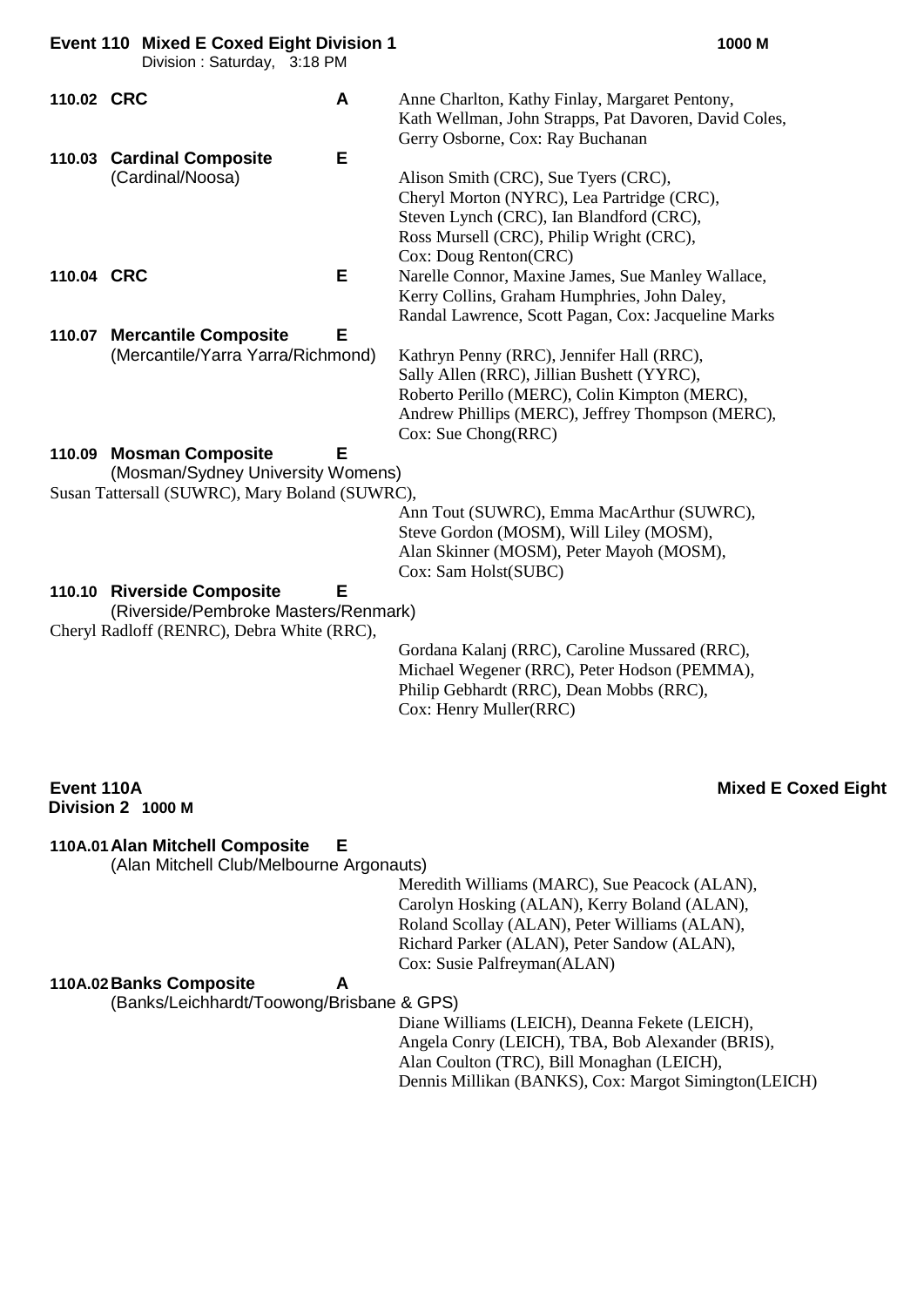## Event 110 Mixed E Coxed Eight Division 1 — 1000 M

Division : Saturday, 3:18 PM

**110.02 CRC** — **A**

Anne Charlton, Kathy Finlay, Margaret Pentony, Kath Wellman, John Strapps, Pat Davoren, David Coles, Gerry Osborne, Cox: Ray Buchanan

**110.03 Cardinal Composite** — **E**
(Cardinal/Noosa)

Alison Smith (CRC), Sue Tyers (CRC), Cheryl Morton (NYRC), Lea Partridge (CRC), Steven Lynch (CRC), Ian Blandford (CRC), Ross Mursell (CRC), Philip Wright (CRC), Cox: Doug Renton(CRC)

**110.04 CRC** — **E**

Narelle Connor, Maxine James, Sue Manley Wallace, Kerry Collins, Graham Humphries, John Daley, Randal Lawrence, Scott Pagan, Cox: Jacqueline Marks

**110.07 Mercantile Composite** — **E**
(Mercantile/Yarra Yarra/Richmond)

Kathryn Penny (RRC), Jennifer Hall (RRC), Sally Allen (RRC), Jillian Bushett (YYRC), Roberto Perillo (MERC), Colin Kimpton (MERC), Andrew Phillips (MERC), Jeffrey Thompson (MERC), Cox: Sue Chong(RRC)

**110.09 Mosman Composite** — **E**
(Mosman/Sydney University Womens)

Susan Tattersall (SUWRC), Mary Boland (SUWRC), Ann Tout (SUWRC), Emma MacArthur (SUWRC), Steve Gordon (MOSM), Will Liley (MOSM), Alan Skinner (MOSM), Peter Mayoh (MOSM), Cox: Sam Holst(SUBC)

**110.10 Riverside Composite** — **E**
(Riverside/Pembroke Masters/Renmark)

Cheryl Radloff (RENRC), Debra White (RRC), Gordana Kalanj (RRC), Caroline Mussared (RRC), Michael Wegener (RRC), Peter Hodson (PEMMA), Philip Gebhardt (RRC), Dean Mobbs (RRC), Cox: Henry Muller(RRC)

## Event 110A Mixed E Coxed Eight Division 2 — 1000 M

**110A.01 Alan Mitchell Composite** — **E**
(Alan Mitchell Club/Melbourne Argonauts)

Meredith Williams (MARC), Sue Peacock (ALAN), Carolyn Hosking (ALAN), Kerry Boland (ALAN), Roland Scollay (ALAN), Peter Williams (ALAN), Richard Parker (ALAN), Peter Sandow (ALAN), Cox: Susie Palfreyman(ALAN)

**110A.02 Banks Composite** — **A**
(Banks/Leichhardt/Toowong/Brisbane & GPS)

Diane Williams (LEICH), Deanna Fekete (LEICH), Angela Conry (LEICH), TBA, Bob Alexander (BRIS), Alan Coulton (TRC), Bill Monaghan (LEICH), Dennis Millikan (BANKS), Cox: Margot Simington(LEICH)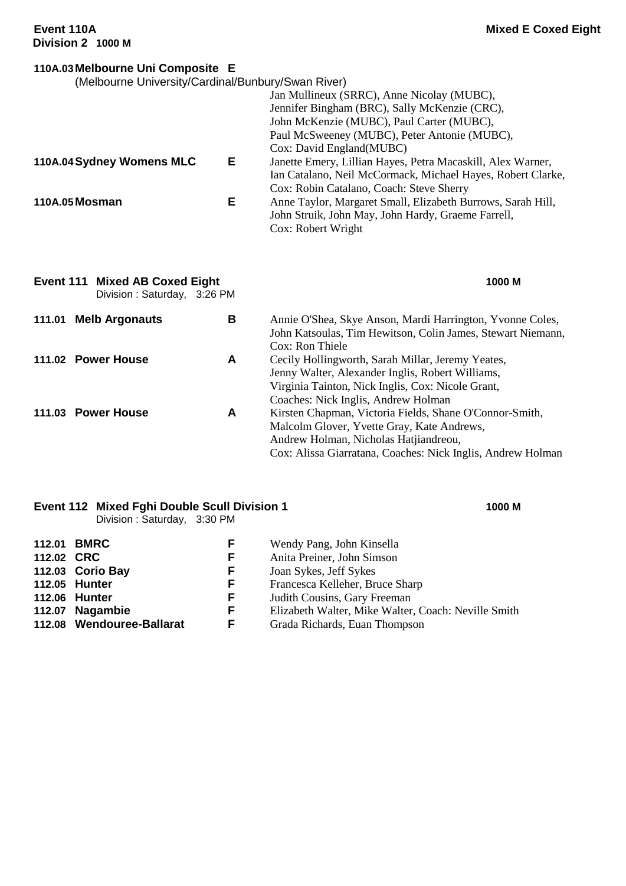**Event 110A** **Mixed E Coxed Eight**
**Division 2 1000 M**

**110A.03 Melbourne Uni Composite E**
(Melbourne University/Cardinal/Bunbury/Swan River)
Jan Mullineux (SRRC), Anne Nicolay (MUBC), Jennifer Bingham (BRC), Sally McKenzie (CRC), John McKenzie (MUBC), Paul Carter (MUBC), Paul McSweeney (MUBC), Peter Antonie (MUBC), Cox: David England(MUBC)

| | | | |
|---|---|---|---|
| **110A.04** | **Sydney Womens MLC** | **E** | Janette Emery, Lillian Hayes, Petra Macaskill, Alex Warner, Ian Catalano, Neil McCormack, Michael Hayes, Robert Clarke, Cox: Robin Catalano, Coach: Steve Sherry |
| **110A.05** | **Mosman** | **E** | Anne Taylor, Margaret Small, Elizabeth Burrows, Sarah Hill, John Struik, John May, John Hardy, Graeme Farrell, Cox: Robert Wright |

## Event 111 Mixed AB Coxed Eight — 1000 M
Division : Saturday, 3:26 PM

| | | | |
|---|---|---|---|
| **111.01** | **Melb Argonauts** | **B** | Annie O'Shea, Skye Anson, Mardi Harrington, Yvonne Coles, John Katsoulas, Tim Hewitson, Colin James, Stewart Niemann, Cox: Ron Thiele |
| **111.02** | **Power House** | **A** | Cecily Hollingworth, Sarah Millar, Jeremy Yeates, Jenny Walter, Alexander Inglis, Robert Williams, Virginia Tainton, Nick Inglis, Cox: Nicole Grant, Coaches: Nick Inglis, Andrew Holman |
| **111.03** | **Power House** | **A** | Kirsten Chapman, Victoria Fields, Shane O'Connor-Smith, Malcolm Glover, Yvette Gray, Kate Andrews, Andrew Holman, Nicholas Hatjiandreou, Cox: Alissa Giarratana, Coaches: Nick Inglis, Andrew Holman |

## Event 112 Mixed Fghi Double Scull Division 1 — 1000 M
Division : Saturday, 3:30 PM

| | | | |
|---|---|---|---|
| **112.01** | **BMRC** | **F** | Wendy Pang, John Kinsella |
| **112.02** | **CRC** | **F** | Anita Preiner, John Simson |
| **112.03** | **Corio Bay** | **F** | Joan Sykes, Jeff Sykes |
| **112.05** | **Hunter** | **F** | Francesca Kelleher, Bruce Sharp |
| **112.06** | **Hunter** | **F** | Judith Cousins, Gary Freeman |
| **112.07** | **Nagambie** | **F** | Elizabeth Walter, Mike Walter, Coach: Neville Smith |
| **112.08** | **Wendouree-Ballarat** | **F** | Grada Richards, Euan Thompson |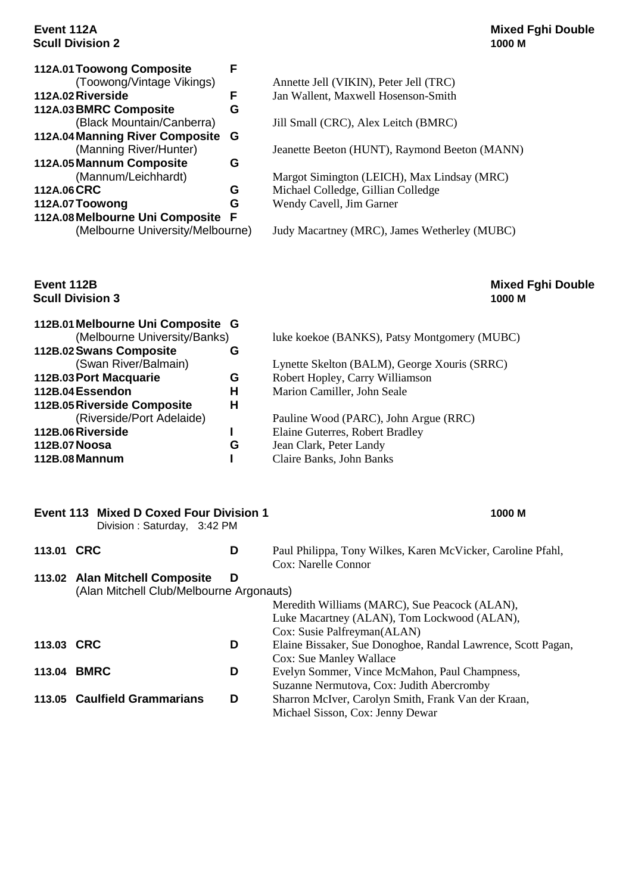## Event 112A Scull Division 2

**Mixed Fghi Double**
**1000 M**

| No. | Crew | Grade | Members |
|---|---|---|---|
| 112A.01 | **Toowong Composite** (Toowong/Vintage Vikings) | F | Annette Jell (VIKIN), Peter Jell (TRC) |
| 112A.02 | **Riverside** | F | Jan Wallent, Maxwell Hosenson-Smith |
| 112A.03 | **BMRC Composite** (Black Mountain/Canberra) | G | Jill Small (CRC), Alex Leitch (BMRC) |
| 112A.04 | **Manning River Composite** (Manning River/Hunter) | G | Jeanette Beeton (HUNT), Raymond Beeton (MANN) |
| 112A.05 | **Mannum Composite** (Mannum/Leichhardt) | G | Margot Simington (LEICH), Max Lindsay (MRC) |
| 112A.06 | **CRC** | G | Michael Colledge, Gillian Colledge |
| 112A.07 | **Toowong** | G | Wendy Cavell, Jim Garner |
| 112A.08 | **Melbourne Uni Composite** (Melbourne University/Melbourne) | F | Judy Macartney (MRC), James Wetherley (MUBC) |

## Event 112B Scull Division 3

**Mixed Fghi Double**
**1000 M**

| No. | Crew | Grade | Members |
|---|---|---|---|
| 112B.01 | **Melbourne Uni Composite** (Melbourne University/Banks) | G | luke koekoe (BANKS), Patsy Montgomery (MUBC) |
| 112B.02 | **Swans Composite** (Swan River/Balmain) | G | Lynette Skelton (BALM), George Xouris (SRRC) |
| 112B.03 | **Port Macquarie** | G | Robert Hopley, Carry Williamson |
| 112B.04 | **Essendon** | H | Marion Camiller, John Seale |
| 112B.05 | **Riverside Composite** (Riverside/Port Adelaide) | H | Pauline Wood (PARC), John Argue (RRC) |
| 112B.06 | **Riverside** | I | Elaine Guterres, Robert Bradley |
| 112B.07 | **Noosa** | G | Jean Clark, Peter Landy |
| 112B.08 | **Mannum** | I | Claire Banks, John Banks |

## Event 113 Mixed D Coxed Four Division 1

**1000 M**

Division : Saturday, 3:42 PM

| No. | Crew | Grade | Members |
|---|---|---|---|
| 113.01 | **CRC** | D | Paul Philippa, Tony Wilkes, Karen McVicker, Caroline Pfahl, Cox: Narelle Connor |
| 113.02 | **Alan Mitchell Composite** (Alan Mitchell Club/Melbourne Argonauts) | D | Meredith Williams (MARC), Sue Peacock (ALAN), Luke Macartney (ALAN), Tom Lockwood (ALAN), Cox: Susie Palfreyman(ALAN) |
| 113.03 | **CRC** | D | Elaine Bissaker, Sue Donoghoe, Randal Lawrence, Scott Pagan, Cox: Sue Manley Wallace |
| 113.04 | **BMRC** | D | Evelyn Sommer, Vince McMahon, Paul Champness, Suzanne Nermutova, Cox: Judith Abercromby |
| 113.05 | **Caulfield Grammarians** | D | Sharron McIver, Carolyn Smith, Frank Van der Kraan, Michael Sisson, Cox: Jenny Dewar |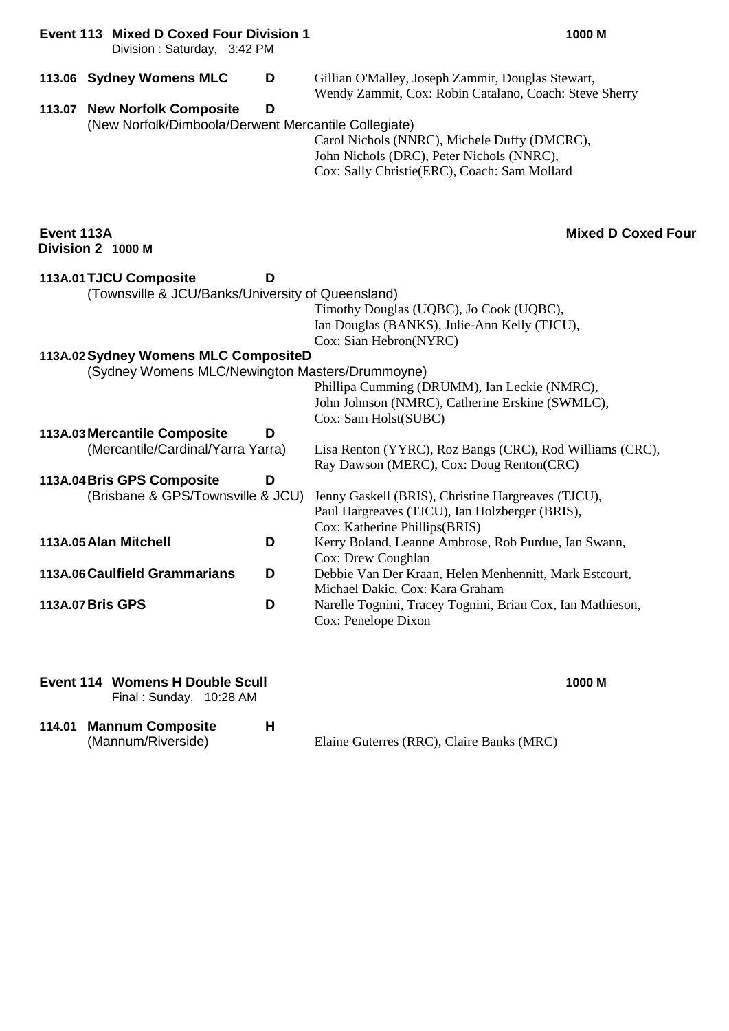**Event 113 Mixed D Coxed Four Division 1** — **1000 M**
Division : Saturday, 3:42 PM

**113.06 Sydney Womens MLC** **D**
Gillian O'Malley, Joseph Zammit, Douglas Stewart, Wendy Zammit, Cox: Robin Catalano, Coach: Steve Sherry

**113.07 New Norfolk Composite** **D**
(New Norfolk/Dimboola/Derwent Mercantile Collegiate)
Carol Nichols (NNRC), Michele Duffy (DMCRC), John Nichols (DRC), Peter Nichols (NNRC), Cox: Sally Christie(ERC), Coach: Sam Mollard

**Event 113A** — **Mixed D Coxed Four**
**Division 2 1000 M**

**113A.01 TJCU Composite** **D**
(Townsville & JCU/Banks/University of Queensland)
Timothy Douglas (UQBC), Jo Cook (UQBC), Ian Douglas (BANKS), Julie-Ann Kelly (TJCU), Cox: Sian Hebron(NYRC)

**113A.02 Sydney Womens MLC CompositeD**
(Sydney Womens MLC/Newington Masters/Drummoyne)
Phillipa Cumming (DRUMM), Ian Leckie (NMRC), John Johnson (NMRC), Catherine Erskine (SWMLC), Cox: Sam Holst(SUBC)

**113A.03 Mercantile Composite** **D**
(Mercantile/Cardinal/Yarra Yarra)
Lisa Renton (YYRC), Roz Bangs (CRC), Rod Williams (CRC), Ray Dawson (MERC), Cox: Doug Renton(CRC)

**113A.04 Bris GPS Composite** **D**
(Brisbane & GPS/Townsville & JCU)
Jenny Gaskell (BRIS), Christine Hargreaves (TJCU), Paul Hargreaves (TJCU), Ian Holzberger (BRIS), Cox: Katherine Phillips(BRIS)

**113A.05 Alan Mitchell** **D**
Kerry Boland, Leanne Ambrose, Rob Purdue, Ian Swann, Cox: Drew Coughlan

**113A.06 Caulfield Grammarians** **D**
Debbie Van Der Kraan, Helen Menhennitt, Mark Estcourt, Michael Dakic, Cox: Kara Graham

**113A.07 Bris GPS** **D**
Narelle Tognini, Tracey Tognini, Brian Cox, Ian Mathieson, Cox: Penelope Dixon

**Event 114 Womens H Double Scull** — **1000 M**
Final : Sunday, 10:28 AM

**114.01 Mannum Composite** **H**
(Mannum/Riverside)
Elaine Guterres (RRC), Claire Banks (MRC)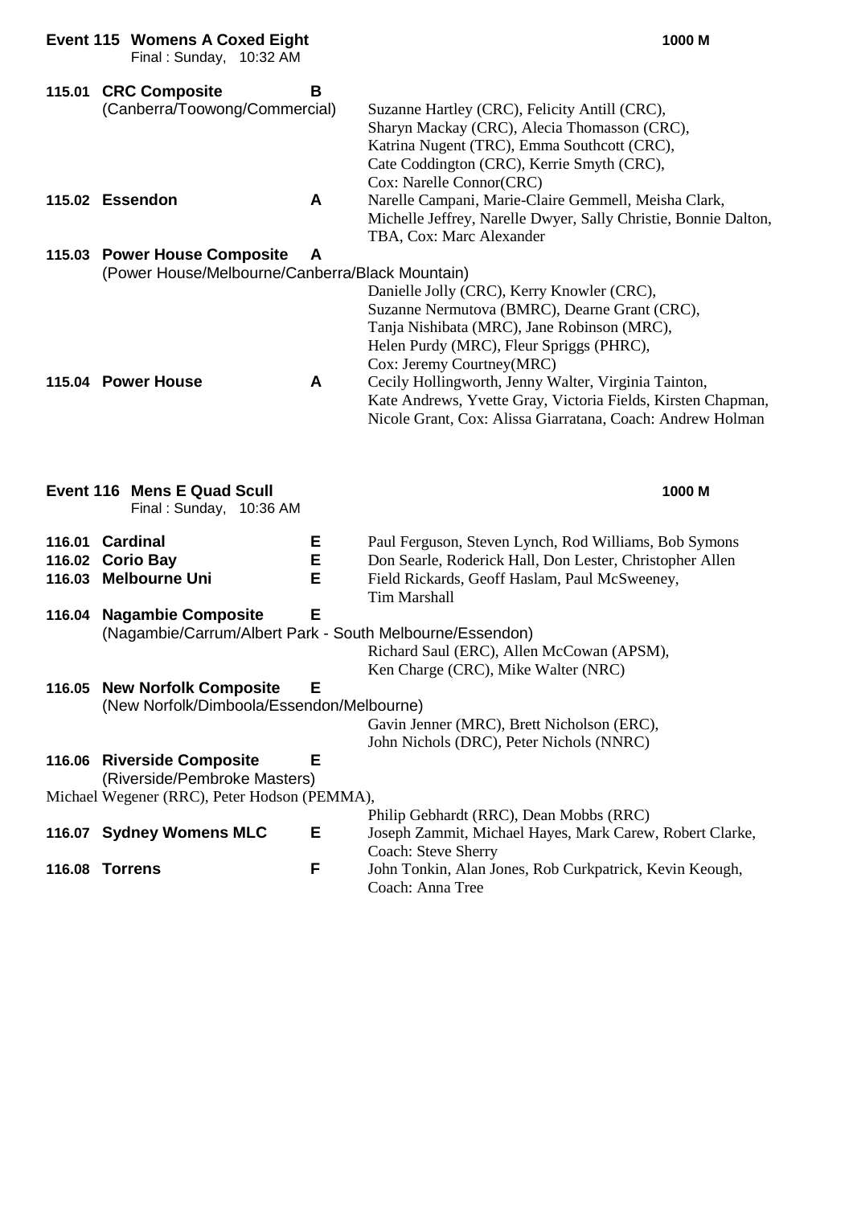## Event 115 Womens A Coxed Eight

Final : Sunday, 10:32 AM

**1000 M**

| | Crew | Grade | Members |
|---|---|---|---|
| **115.01** | **CRC Composite** (Canberra/Toowong/Commercial) | **B** | Suzanne Hartley (CRC), Felicity Antill (CRC), Sharyn Mackay (CRC), Alecia Thomasson (CRC), Katrina Nugent (TRC), Emma Southcott (CRC), Cate Coddington (CRC), Kerrie Smyth (CRC), Cox: Narelle Connor(CRC) |
| **115.02** | **Essendon** | **A** | Narelle Campani, Marie-Claire Gemmell, Meisha Clark, Michelle Jeffrey, Narelle Dwyer, Sally Christie, Bonnie Dalton, TBA, Cox: Marc Alexander |
| **115.03** | **Power House Composite** (Power House/Melbourne/Canberra/Black Mountain) | **A** | Danielle Jolly (CRC), Kerry Knowler (CRC), Suzanne Nermutova (BMRC), Dearne Grant (CRC), Tanja Nishibata (MRC), Jane Robinson (MRC), Helen Purdy (MRC), Fleur Spriggs (PHRC), Cox: Jeremy Courtney(MRC) |
| **115.04** | **Power House** | **A** | Cecily Hollingworth, Jenny Walter, Virginia Tainton, Kate Andrews, Yvette Gray, Victoria Fields, Kirsten Chapman, Nicole Grant, Cox: Alissa Giarratana, Coach: Andrew Holman |

## Event 116 Mens E Quad Scull

Final : Sunday, 10:36 AM

**1000 M**

| | Crew | Grade | Members |
|---|---|---|---|
| **116.01** | **Cardinal** | **E** | Paul Ferguson, Steven Lynch, Rod Williams, Bob Symons |
| **116.02** | **Corio Bay** | **E** | Don Searle, Roderick Hall, Don Lester, Christopher Allen |
| **116.03** | **Melbourne Uni** | **E** | Field Rickards, Geoff Haslam, Paul McSweeney, Tim Marshall |
| **116.04** | **Nagambie Composite** (Nagambie/Carrum/Albert Park - South Melbourne/Essendon) | **E** | Richard Saul (ERC), Allen McCowan (APSM), Ken Charge (CRC), Mike Walter (NRC) |
| **116.05** | **New Norfolk Composite** (New Norfolk/Dimboola/Essendon/Melbourne) | **E** | Gavin Jenner (MRC), Brett Nicholson (ERC), John Nichols (DRC), Peter Nichols (NNRC) |
| **116.06** | **Riverside Composite** (Riverside/Pembroke Masters) | **E** | Michael Wegener (RRC), Peter Hodson (PEMMA), Philip Gebhardt (RRC), Dean Mobbs (RRC) |
| **116.07** | **Sydney Womens MLC** | **E** | Joseph Zammit, Michael Hayes, Mark Carew, Robert Clarke, Coach: Steve Sherry |
| **116.08** | **Torrens** | **F** | John Tonkin, Alan Jones, Rob Curkpatrick, Kevin Keough, Coach: Anna Tree |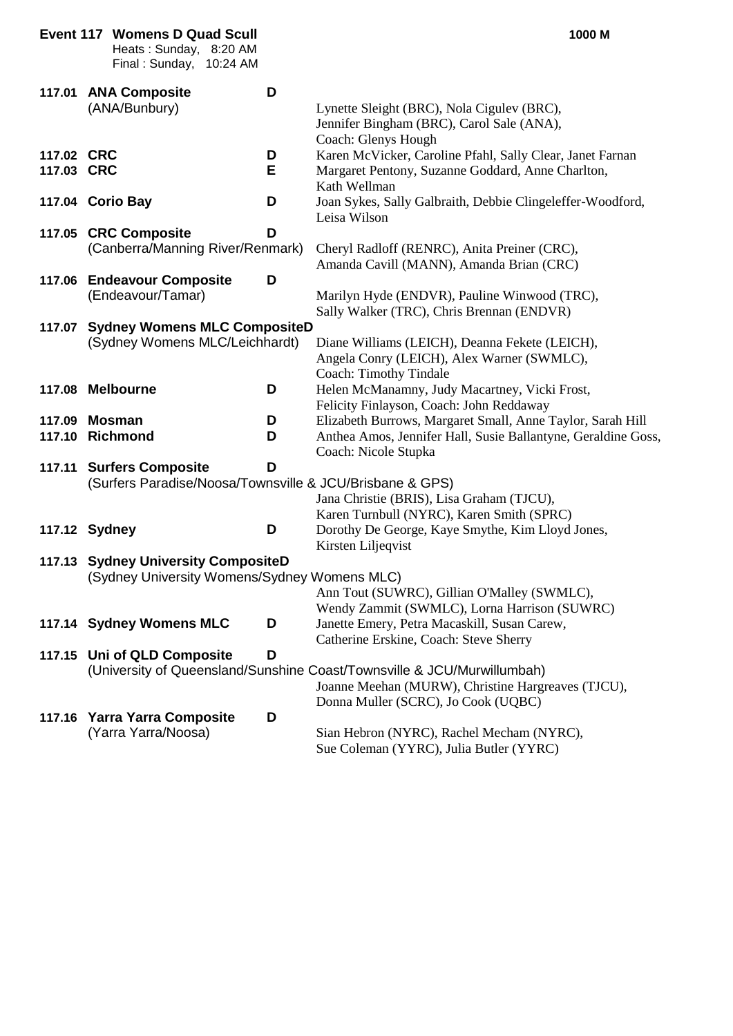## Event 117 Womens D Quad Scull

1000 M

Heats : Sunday, 8:20 AM
Final : Sunday, 10:24 AM

| No. | Crew | Grade | Members |
|---|---|---|---|
| 117.01 | **ANA Composite** (ANA/Bunbury) | D | Lynette Sleight (BRC), Nola Cigulev (BRC), Jennifer Bingham (BRC), Carol Sale (ANA), Coach: Glenys Hough |
| 117.02 | **CRC** | D | Karen McVicker, Caroline Pfahl, Sally Clear, Janet Farnan |
| 117.03 | **CRC** | E | Margaret Pentony, Suzanne Goddard, Anne Charlton, Kath Wellman |
| 117.04 | **Corio Bay** | D | Joan Sykes, Sally Galbraith, Debbie Clingeleffer-Woodford, Leisa Wilson |
| 117.05 | **CRC Composite** (Canberra/Manning River/Renmark) | D | Cheryl Radloff (RENRC), Anita Preiner (CRC), Amanda Cavill (MANN), Amanda Brian (CRC) |
| 117.06 | **Endeavour Composite** (Endeavour/Tamar) | D | Marilyn Hyde (ENDVR), Pauline Winwood (TRC), Sally Walker (TRC), Chris Brennan (ENDVR) |
| 117.07 | **Sydney Womens MLC Composite** (Sydney Womens MLC/Leichhardt) | D | Diane Williams (LEICH), Deanna Fekete (LEICH), Angela Conry (LEICH), Alex Warner (SWMLC), Coach: Timothy Tindale |
| 117.08 | **Melbourne** | D | Helen McManamny, Judy Macartney, Vicki Frost, Felicity Finlayson, Coach: John Reddaway |
| 117.09 | **Mosman** | D | Elizabeth Burrows, Margaret Small, Anne Taylor, Sarah Hill |
| 117.10 | **Richmond** | D | Anthea Amos, Jennifer Hall, Susie Ballantyne, Geraldine Goss, Coach: Nicole Stupka |
| 117.11 | **Surfers Composite** (Surfers Paradise/Noosa/Townsville & JCU/Brisbane & GPS) | D | Jana Christie (BRIS), Lisa Graham (TJCU), Karen Turnbull (NYRC), Karen Smith (SPRC) |
| 117.12 | **Sydney** | D | Dorothy De George, Kaye Smythe, Kim Lloyd Jones, Kirsten Liljeqvist |
| 117.13 | **Sydney University Composite** (Sydney University Womens/Sydney Womens MLC) | D | Ann Tout (SUWRC), Gillian O'Malley (SWMLC), Wendy Zammit (SWMLC), Lorna Harrison (SUWRC) |
| 117.14 | **Sydney Womens MLC** | D | Janette Emery, Petra Macaskill, Susan Carew, Catherine Erskine, Coach: Steve Sherry |
| 117.15 | **Uni of QLD Composite** (University of Queensland/Sunshine Coast/Townsville & JCU/Murwillumbah) | D | Joanne Meehan (MURW), Christine Hargreaves (TJCU), Donna Muller (SCRC), Jo Cook (UQBC) |
| 117.16 | **Yarra Yarra Composite** (Yarra Yarra/Noosa) | D | Sian Hebron (NYRC), Rachel Mecham (NYRC), Sue Coleman (YYRC), Julia Butler (YYRC) |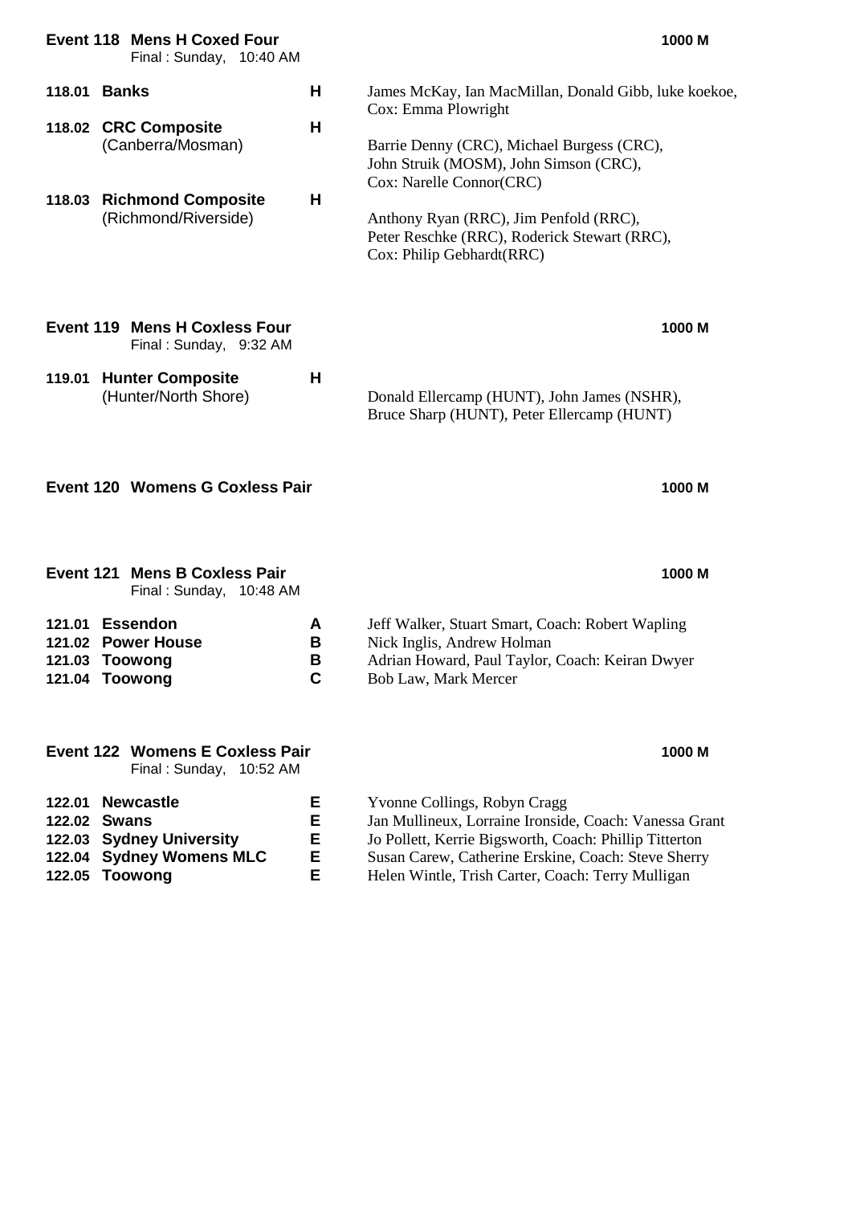## Event 118 Mens H Coxed Four

Final : Sunday, 10:40 AM

**1000 M**

| | Crew | Grade | Members |
|---|---|---|---|
| 118.01 | **Banks** | H | James McKay, Ian MacMillan, Donald Gibb, luke koekoe, Cox: Emma Plowright |
| 118.02 | **CRC Composite** (Canberra/Mosman) | H | Barrie Denny (CRC), Michael Burgess (CRC), John Struik (MOSM), John Simson (CRC), Cox: Narelle Connor(CRC) |
| 118.03 | **Richmond Composite** (Richmond/Riverside) | H | Anthony Ryan (RRC), Jim Penfold (RRC), Peter Reschke (RRC), Roderick Stewart (RRC), Cox: Philip Gebhardt(RRC) |

## Event 119 Mens H Coxless Four

Final : Sunday, 9:32 AM

**1000 M**

| | Crew | Grade | Members |
|---|---|---|---|
| 119.01 | **Hunter Composite** (Hunter/North Shore) | H | Donald Ellercamp (HUNT), John James (NSHR), Bruce Sharp (HUNT), Peter Ellercamp (HUNT) |

## Event 120 Womens G Coxless Pair

**1000 M**

## Event 121 Mens B Coxless Pair

Final : Sunday, 10:48 AM

**1000 M**

| | Crew | Grade | Members |
|---|---|---|---|
| 121.01 | **Essendon** | A | Jeff Walker, Stuart Smart, Coach: Robert Wapling |
| 121.02 | **Power House** | B | Nick Inglis, Andrew Holman |
| 121.03 | **Toowong** | B | Adrian Howard, Paul Taylor, Coach: Keiran Dwyer |
| 121.04 | **Toowong** | C | Bob Law, Mark Mercer |

## Event 122 Womens E Coxless Pair

Final : Sunday, 10:52 AM

**1000 M**

| | Crew | Grade | Members |
|---|---|---|---|
| 122.01 | **Newcastle** | E | Yvonne Collings, Robyn Cragg |
| 122.02 | **Swans** | E | Jan Mullineux, Lorraine Ironside, Coach: Vanessa Grant |
| 122.03 | **Sydney University** | E | Jo Pollett, Kerrie Bigsworth, Coach: Phillip Titterton |
| 122.04 | **Sydney Womens MLC** | E | Susan Carew, Catherine Erskine, Coach: Steve Sherry |
| 122.05 | **Toowong** | E | Helen Wintle, Trish Carter, Coach: Terry Mulligan |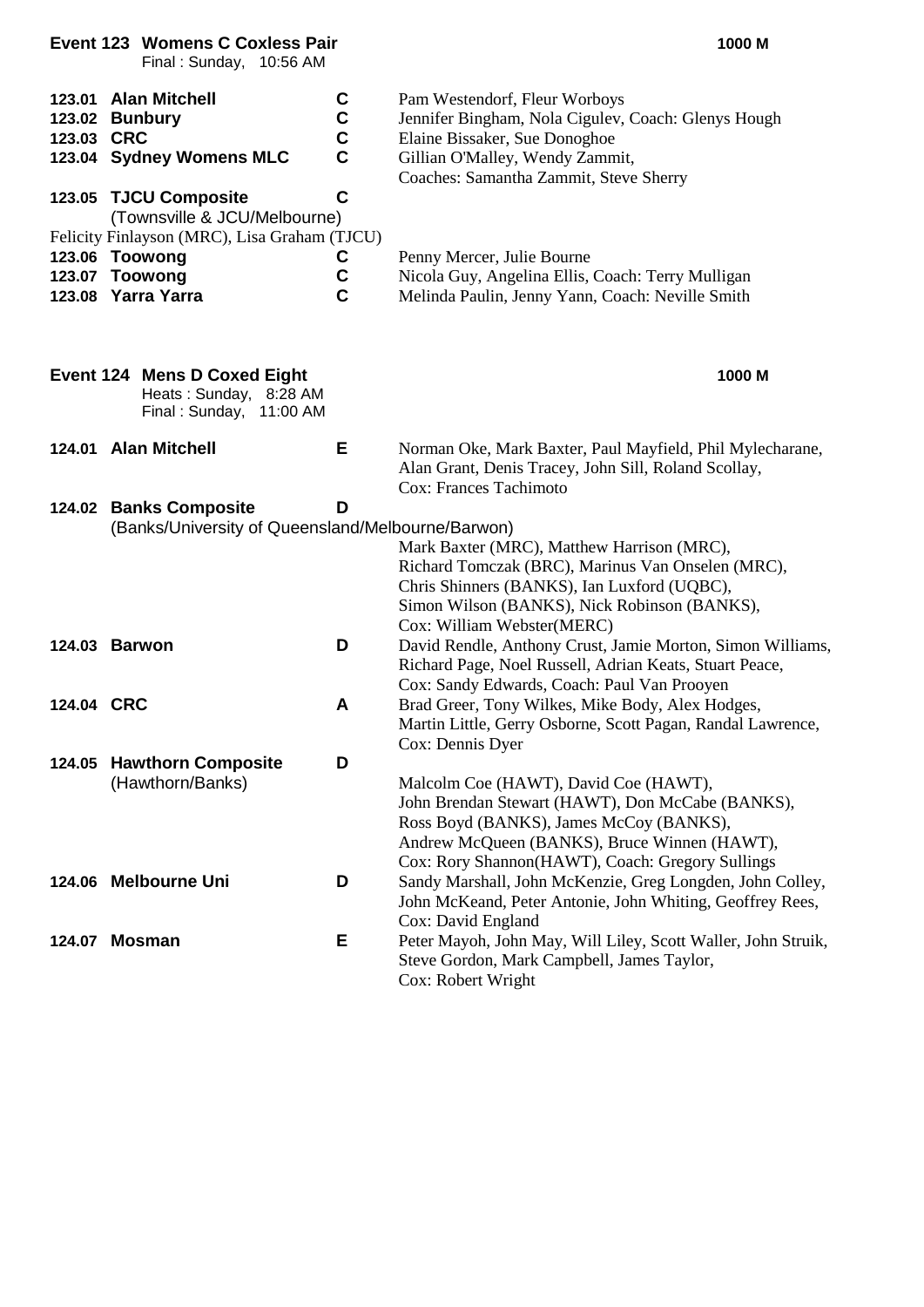**Event 123 Womens C Coxless Pair** — **1000 M**

Final : Sunday, 10:56 AM

| No. | Club | Grade | Crew |
|---|---|---|---|
| 123.01 | **Alan Mitchell** | **C** | Pam Westendorf, Fleur Worboys |
| 123.02 | **Bunbury** | **C** | Jennifer Bingham, Nola Cigulev, Coach: Glenys Hough |
| 123.03 | **CRC** | **C** | Elaine Bissaker, Sue Donoghoe |
| 123.04 | **Sydney Womens MLC** | **C** | Gillian O'Malley, Wendy Zammit, Coaches: Samantha Zammit, Steve Sherry |
| 123.05 | **TJCU Composite** (Townsville & JCU/Melbourne) | **C** | Felicity Finlayson (MRC), Lisa Graham (TJCU) |
| 123.06 | **Toowong** | **C** | Penny Mercer, Julie Bourne |
| 123.07 | **Toowong** | **C** | Nicola Guy, Angelina Ellis, Coach: Terry Mulligan |
| 123.08 | **Yarra Yarra** | **C** | Melinda Paulin, Jenny Yann, Coach: Neville Smith |

**Event 124 Mens D Coxed Eight** — **1000 M**

Heats : Sunday, 8:28 AM
Final : Sunday, 11:00 AM

| No. | Club | Grade | Crew |
|---|---|---|---|
| 124.01 | **Alan Mitchell** | **E** | Norman Oke, Mark Baxter, Paul Mayfield, Phil Mylecharane, Alan Grant, Denis Tracey, John Sill, Roland Scollay, Cox: Frances Tachimoto |
| 124.02 | **Banks Composite** (Banks/University of Queensland/Melbourne/Barwon) | **D** | Mark Baxter (MRC), Matthew Harrison (MRC), Richard Tomczak (BRC), Marinus Van Onselen (MRC), Chris Shinners (BANKS), Ian Luxford (UQBC), Simon Wilson (BANKS), Nick Robinson (BANKS), Cox: William Webster(MERC) |
| 124.03 | **Barwon** | **D** | David Rendle, Anthony Crust, Jamie Morton, Simon Williams, Richard Page, Noel Russell, Adrian Keats, Stuart Peace, Cox: Sandy Edwards, Coach: Paul Van Prooyen |
| 124.04 | **CRC** | **A** | Brad Greer, Tony Wilkes, Mike Body, Alex Hodges, Martin Little, Gerry Osborne, Scott Pagan, Randal Lawrence, Cox: Dennis Dyer |
| 124.05 | **Hawthorn Composite** (Hawthorn/Banks) | **D** | Malcolm Coe (HAWT), David Coe (HAWT), John Brendan Stewart (HAWT), Don McCabe (BANKS), Ross Boyd (BANKS), James McCoy (BANKS), Andrew McQueen (BANKS), Bruce Winnen (HAWT), Cox: Rory Shannon(HAWT), Coach: Gregory Sullings |
| 124.06 | **Melbourne Uni** | **D** | Sandy Marshall, John McKenzie, Greg Longden, John Colley, John McKeand, Peter Antonie, John Whiting, Geoffrey Rees, Cox: David England |
| 124.07 | **Mosman** | **E** | Peter Mayoh, John May, Will Liley, Scott Waller, John Struik, Steve Gordon, Mark Campbell, James Taylor, Cox: Robert Wright |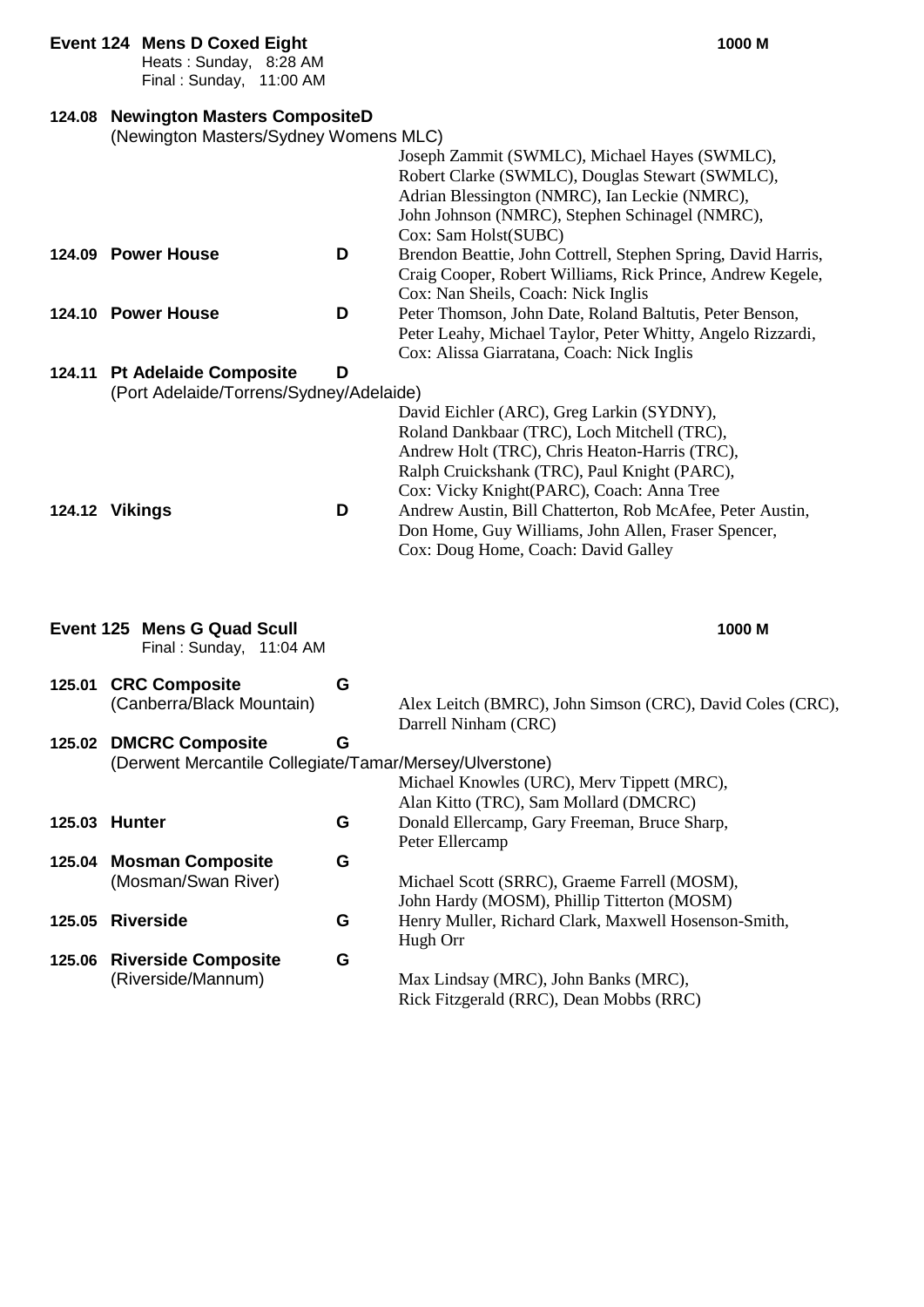## Event 124 Mens D Coxed Eight — 1000 M

Heats : Sunday, 8:28 AM
Final : Sunday, 11:00 AM

**124.08 Newington Masters CompositeD**
(Newington Masters/Sydney Womens MLC)
Joseph Zammit (SWMLC), Michael Hayes (SWMLC), Robert Clarke (SWMLC), Douglas Stewart (SWMLC), Adrian Blessington (NMRC), Ian Leckie (NMRC), John Johnson (NMRC), Stephen Schinagel (NMRC), Cox: Sam Holst(SUBC)

**124.09 Power House** — **D**
Brendon Beattie, John Cottrell, Stephen Spring, David Harris, Craig Cooper, Robert Williams, Rick Prince, Andrew Kegele, Cox: Nan Sheils, Coach: Nick Inglis

**124.10 Power House** — **D**
Peter Thomson, John Date, Roland Baltutis, Peter Benson, Peter Leahy, Michael Taylor, Peter Whitty, Angelo Rizzardi, Cox: Alissa Giarratana, Coach: Nick Inglis

**124.11 Pt Adelaide Composite** — **D**
(Port Adelaide/Torrens/Sydney/Adelaide)
David Eichler (ARC), Greg Larkin (SYDNY), Roland Dankbaar (TRC), Loch Mitchell (TRC), Andrew Holt (TRC), Chris Heaton-Harris (TRC), Ralph Cruickshank (TRC), Paul Knight (PARC), Cox: Vicky Knight(PARC), Coach: Anna Tree

**124.12 Vikings** — **D**
Andrew Austin, Bill Chatterton, Rob McAfee, Peter Austin, Don Home, Guy Williams, John Allen, Fraser Spencer, Cox: Doug Home, Coach: David Galley

## Event 125 Mens G Quad Scull — 1000 M

Final : Sunday, 11:04 AM

**125.01 CRC Composite** — **G**
(Canberra/Black Mountain)
Alex Leitch (BMRC), John Simson (CRC), David Coles (CRC), Darrell Ninham (CRC)

**125.02 DMCRC Composite** — **G**
(Derwent Mercantile Collegiate/Tamar/Mersey/Ulverstone)
Michael Knowles (URC), Merv Tippett (MRC), Alan Kitto (TRC), Sam Mollard (DMCRC)

**125.03 Hunter** — **G**
Donald Ellercamp, Gary Freeman, Bruce Sharp, Peter Ellercamp

**125.04 Mosman Composite** — **G**
(Mosman/Swan River)
Michael Scott (SRRC), Graeme Farrell (MOSM), John Hardy (MOSM), Phillip Titterton (MOSM)

**125.05 Riverside** — **G**
Henry Muller, Richard Clark, Maxwell Hosenson-Smith, Hugh Orr

**125.06 Riverside Composite** — **G**
(Riverside/Mannum)
Max Lindsay (MRC), John Banks (MRC), Rick Fitzgerald (RRC), Dean Mobbs (RRC)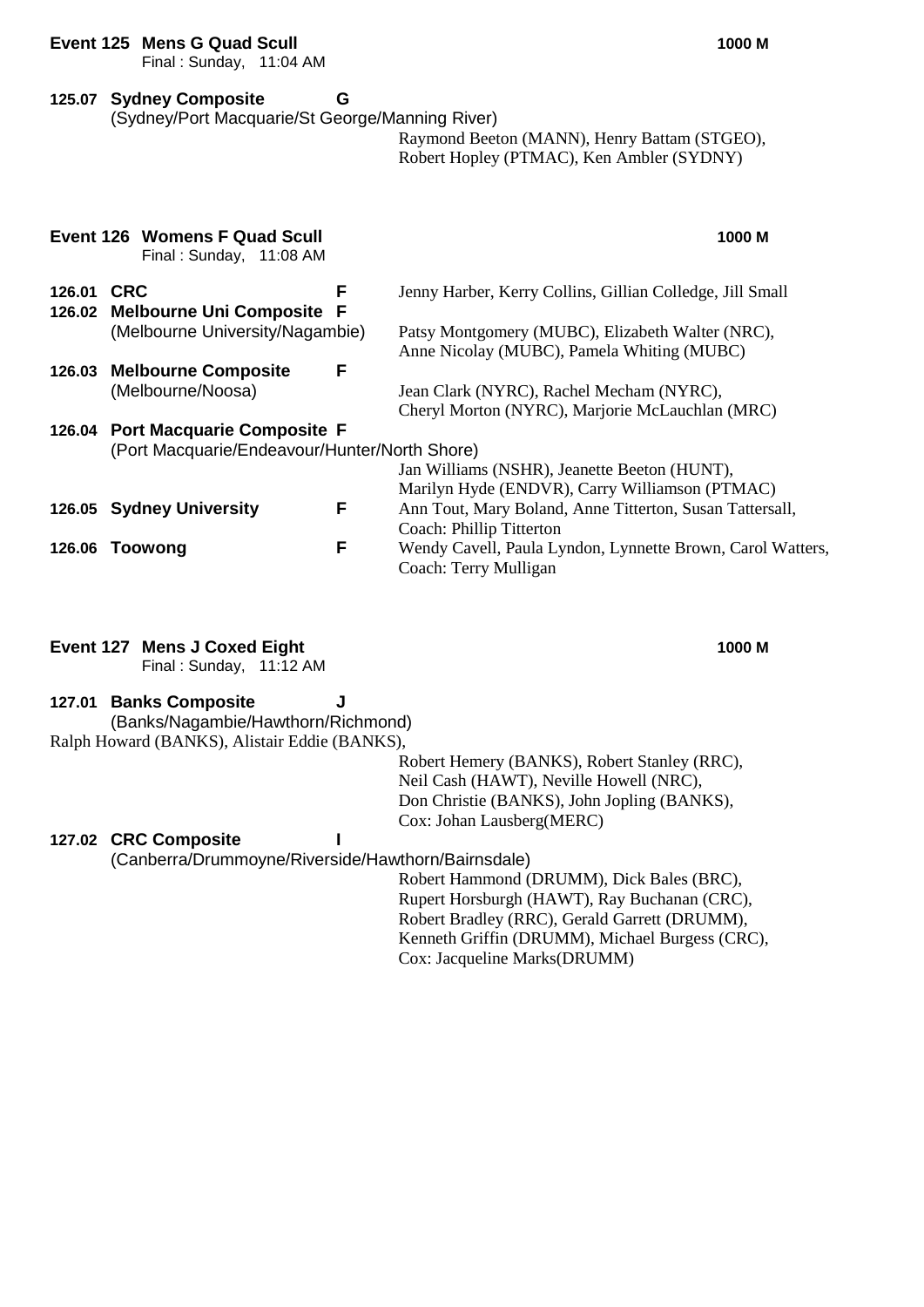**Event 125 Mens G Quad Scull** **1000 M**
Final : Sunday, 11:04 AM

**125.07 Sydney Composite G**
(Sydney/Port Macquarie/St George/Manning River)
Raymond Beeton (MANN), Henry Battam (STGEO), Robert Hopley (PTMAC), Ken Ambler (SYDNY)

**Event 126 Womens F Quad Scull** **1000 M**
Final : Sunday, 11:08 AM

**126.01 CRC F**
Jenny Harber, Kerry Collins, Gillian Colledge, Jill Small

**126.02 Melbourne Uni Composite F**
(Melbourne University/Nagambie)
Patsy Montgomery (MUBC), Elizabeth Walter (NRC), Anne Nicolay (MUBC), Pamela Whiting (MUBC)

**126.03 Melbourne Composite F**
(Melbourne/Noosa)
Jean Clark (NYRC), Rachel Mecham (NYRC), Cheryl Morton (NYRC), Marjorie McLauchlan (MRC)

**126.04 Port Macquarie Composite F**
(Port Macquarie/Endeavour/Hunter/North Shore)
Jan Williams (NSHR), Jeanette Beeton (HUNT), Marilyn Hyde (ENDVR), Carry Williamson (PTMAC)

**126.05 Sydney University F**
Ann Tout, Mary Boland, Anne Titterton, Susan Tattersall, Coach: Phillip Titterton

**126.06 Toowong F**
Wendy Cavell, Paula Lyndon, Lynnette Brown, Carol Watters, Coach: Terry Mulligan

**Event 127 Mens J Coxed Eight** **1000 M**
Final : Sunday, 11:12 AM

**127.01 Banks Composite J**
(Banks/Nagambie/Hawthorn/Richmond)
Ralph Howard (BANKS), Alistair Eddie (BANKS), Robert Hemery (BANKS), Robert Stanley (RRC), Neil Cash (HAWT), Neville Howell (NRC), Don Christie (BANKS), John Jopling (BANKS), Cox: Johan Lausberg(MERC)

**127.02 CRC Composite I**
(Canberra/Drummoyne/Riverside/Hawthorn/Bairnsdale)
Robert Hammond (DRUMM), Dick Bales (BRC), Rupert Horsburgh (HAWT), Ray Buchanan (CRC), Robert Bradley (RRC), Gerald Garrett (DRUMM), Kenneth Griffin (DRUMM), Michael Burgess (CRC), Cox: Jacqueline Marks(DRUMM)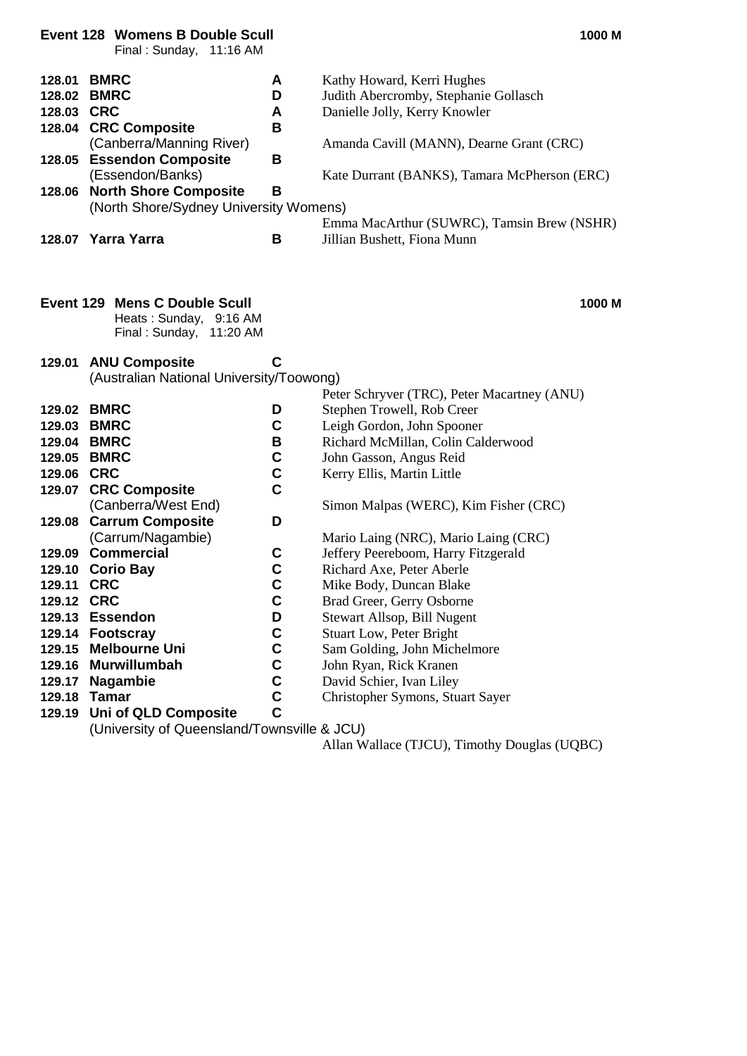## Event 128 Womens B Double Scull — 1000 M

Final : Sunday, 11:16 AM

| No. | Crew | Grade | Rowers |
|---|---|---|---|
| 128.01 | **BMRC** | **A** | Kathy Howard, Kerri Hughes |
| 128.02 | **BMRC** | **D** | Judith Abercromby, Stephanie Gollasch |
| 128.03 | **CRC** | **A** | Danielle Jolly, Kerry Knowler |
| 128.04 | **CRC Composite** (Canberra/Manning River) | **B** | Amanda Cavill (MANN), Dearne Grant (CRC) |
| 128.05 | **Essendon Composite** (Essendon/Banks) | **B** | Kate Durrant (BANKS), Tamara McPherson (ERC) |
| 128.06 | **North Shore Composite** (North Shore/Sydney University Womens) | **B** | Emma MacArthur (SUWRC), Tamsin Brew (NSHR) |
| 128.07 | **Yarra Yarra** | **B** | Jillian Bushett, Fiona Munn |

## Event 129 Mens C Double Scull — 1000 M

Heats : Sunday, 9:16 AM
Final : Sunday, 11:20 AM

| No. | Crew | Grade | Rowers |
|---|---|---|---|
| 129.01 | **ANU Composite** (Australian National University/Toowong) | **C** | Peter Schryver (TRC), Peter Macartney (ANU) |
| 129.02 | **BMRC** | **D** | Stephen Trowell, Rob Creer |
| 129.03 | **BMRC** | **C** | Leigh Gordon, John Spooner |
| 129.04 | **BMRC** | **B** | Richard McMillan, Colin Calderwood |
| 129.05 | **BMRC** | **C** | John Gasson, Angus Reid |
| 129.06 | **CRC** | **C** | Kerry Ellis, Martin Little |
| 129.07 | **CRC Composite** (Canberra/West End) | **C** | Simon Malpas (WERC), Kim Fisher (CRC) |
| 129.08 | **Carrum Composite** (Carrum/Nagambie) | **D** | Mario Laing (NRC), Mario Laing (CRC) |
| 129.09 | **Commercial** | **C** | Jeffery Peereboom, Harry Fitzgerald |
| 129.10 | **Corio Bay** | **C** | Richard Axe, Peter Aberle |
| 129.11 | **CRC** | **C** | Mike Body, Duncan Blake |
| 129.12 | **CRC** | **C** | Brad Greer, Gerry Osborne |
| 129.13 | **Essendon** | **D** | Stewart Allsop, Bill Nugent |
| 129.14 | **Footscray** | **C** | Stuart Low, Peter Bright |
| 129.15 | **Melbourne Uni** | **C** | Sam Golding, John Michelmore |
| 129.16 | **Murwillumbah** | **C** | John Ryan, Rick Kranen |
| 129.17 | **Nagambie** | **C** | David Schier, Ivan Liley |
| 129.18 | **Tamar** | **C** | Christopher Symons, Stuart Sayer |
| 129.19 | **Uni of QLD Composite** (University of Queensland/Townsville & JCU) | **C** | Allan Wallace (TJCU), Timothy Douglas (UQBC) |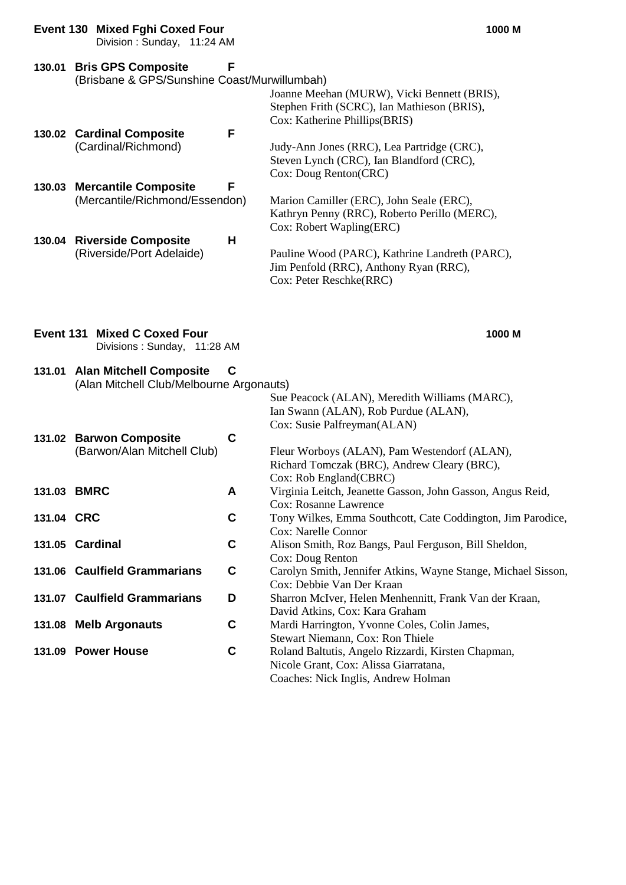## Event 130 Mixed Fghi Coxed Four

**1000 M**

Division : Sunday, 11:24 AM

| No. | Crew | Grade | Members |
|---|---|---|---|
| 130.01 | **Bris GPS Composite** (Brisbane & GPS/Sunshine Coast/Murwillumbah) | F | Joanne Meehan (MURW), Vicki Bennett (BRIS), Stephen Frith (SCRC), Ian Mathieson (BRIS), Cox: Katherine Phillips(BRIS) |
| 130.02 | **Cardinal Composite** (Cardinal/Richmond) | F | Judy-Ann Jones (RRC), Lea Partridge (CRC), Steven Lynch (CRC), Ian Blandford (CRC), Cox: Doug Renton(CRC) |
| 130.03 | **Mercantile Composite** (Mercantile/Richmond/Essendon) | F | Marion Camiller (ERC), John Seale (ERC), Kathryn Penny (RRC), Roberto Perillo (MERC), Cox: Robert Wapling(ERC) |
| 130.04 | **Riverside Composite** (Riverside/Port Adelaide) | H | Pauline Wood (PARC), Kathrine Landreth (PARC), Jim Penfold (RRC), Anthony Ryan (RRC), Cox: Peter Reschke(RRC) |

## Event 131 Mixed C Coxed Four

**1000 M**

Divisions : Sunday, 11:28 AM

| No. | Crew | Grade | Members |
|---|---|---|---|
| 131.01 | **Alan Mitchell Composite** (Alan Mitchell Club/Melbourne Argonauts) | C | Sue Peacock (ALAN), Meredith Williams (MARC), Ian Swann (ALAN), Rob Purdue (ALAN), Cox: Susie Palfreyman(ALAN) |
| 131.02 | **Barwon Composite** (Barwon/Alan Mitchell Club) | C | Fleur Worboys (ALAN), Pam Westendorf (ALAN), Richard Tomczak (BRC), Andrew Cleary (BRC), Cox: Rob England(CBRC) |
| 131.03 | **BMRC** | A | Virginia Leitch, Jeanette Gasson, John Gasson, Angus Reid, Cox: Rosanne Lawrence |
| 131.04 | **CRC** | C | Tony Wilkes, Emma Southcott, Cate Coddington, Jim Parodice, Cox: Narelle Connor |
| 131.05 | **Cardinal** | C | Alison Smith, Roz Bangs, Paul Ferguson, Bill Sheldon, Cox: Doug Renton |
| 131.06 | **Caulfield Grammarians** | C | Carolyn Smith, Jennifer Atkins, Wayne Stange, Michael Sisson, Cox: Debbie Van Der Kraan |
| 131.07 | **Caulfield Grammarians** | D | Sharron McIver, Helen Menhennitt, Frank Van der Kraan, David Atkins, Cox: Kara Graham |
| 131.08 | **Melb Argonauts** | C | Mardi Harrington, Yvonne Coles, Colin James, Stewart Niemann, Cox: Ron Thiele |
| 131.09 | **Power House** | C | Roland Baltutis, Angelo Rizzardi, Kirsten Chapman, Nicole Grant, Cox: Alissa Giarratana, Coaches: Nick Inglis, Andrew Holman |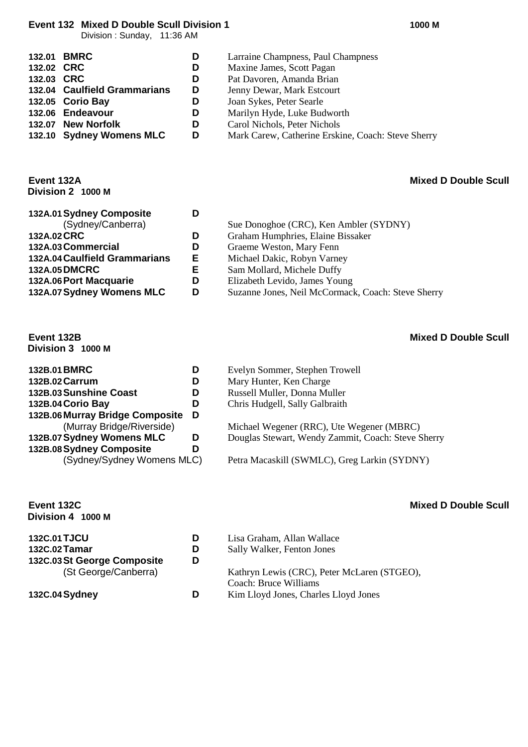## Event 132 Mixed D Double Scull Division 1

1000 M

Division : Sunday, 11:36 AM

| | | | |
|---|---|---|---|
| 132.01 | **BMRC** | **D** | Larraine Champness, Paul Champness |
| 132.02 | **CRC** | **D** | Maxine James, Scott Pagan |
| 132.03 | **CRC** | **D** | Pat Davoren, Amanda Brian |
| 132.04 | **Caulfield Grammarians** | **D** | Jenny Dewar, Mark Estcourt |
| 132.05 | **Corio Bay** | **D** | Joan Sykes, Peter Searle |
| 132.06 | **Endeavour** | **D** | Marilyn Hyde, Luke Budworth |
| 132.07 | **New Norfolk** | **D** | Carol Nichols, Peter Nichols |
| 132.10 | **Sydney Womens MLC** | **D** | Mark Carew, Catherine Erskine, Coach: Steve Sherry |

## Event 132A Mixed D Double Scull

**Division 2 1000 M**

| | | | |
|---|---|---|---|
| 132A.01 | **Sydney Composite** (Sydney/Canberra) | **D** | Sue Donoghoe (CRC), Ken Ambler (SYDNY) |
| 132A.02 | **CRC** | **D** | Graham Humphries, Elaine Bissaker |
| 132A.03 | **Commercial** | **D** | Graeme Weston, Mary Fenn |
| 132A.04 | **Caulfield Grammarians** | **E** | Michael Dakic, Robyn Varney |
| 132A.05 | **DMCRC** | **E** | Sam Mollard, Michele Duffy |
| 132A.06 | **Port Macquarie** | **D** | Elizabeth Levido, James Young |
| 132A.07 | **Sydney Womens MLC** | **D** | Suzanne Jones, Neil McCormack, Coach: Steve Sherry |

## Event 132B Mixed D Double Scull

**Division 3 1000 M**

| | | | |
|---|---|---|---|
| 132B.01 | **BMRC** | **D** | Evelyn Sommer, Stephen Trowell |
| 132B.02 | **Carrum** | **D** | Mary Hunter, Ken Charge |
| 132B.03 | **Sunshine Coast** | **D** | Russell Muller, Donna Muller |
| 132B.04 | **Corio Bay** | **D** | Chris Hudgell, Sally Galbraith |
| 132B.06 | **Murray Bridge Composite** (Murray Bridge/Riverside) | **D** | Michael Wegener (RRC), Ute Wegener (MBRC) |
| 132B.07 | **Sydney Womens MLC** | **D** | Douglas Stewart, Wendy Zammit, Coach: Steve Sherry |
| 132B.08 | **Sydney Composite** (Sydney/Sydney Womens MLC) | **D** | Petra Macaskill (SWMLC), Greg Larkin (SYDNY) |

## Event 132C Mixed D Double Scull

**Division 4 1000 M**

| | | | |
|---|---|---|---|
| 132C.01 | **TJCU** | **D** | Lisa Graham, Allan Wallace |
| 132C.02 | **Tamar** | **D** | Sally Walker, Fenton Jones |
| 132C.03 | **St George Composite** (St George/Canberra) | **D** | Kathryn Lewis (CRC), Peter McLaren (STGEO), Coach: Bruce Williams |
| 132C.04 | **Sydney** | **D** | Kim Lloyd Jones, Charles Lloyd Jones |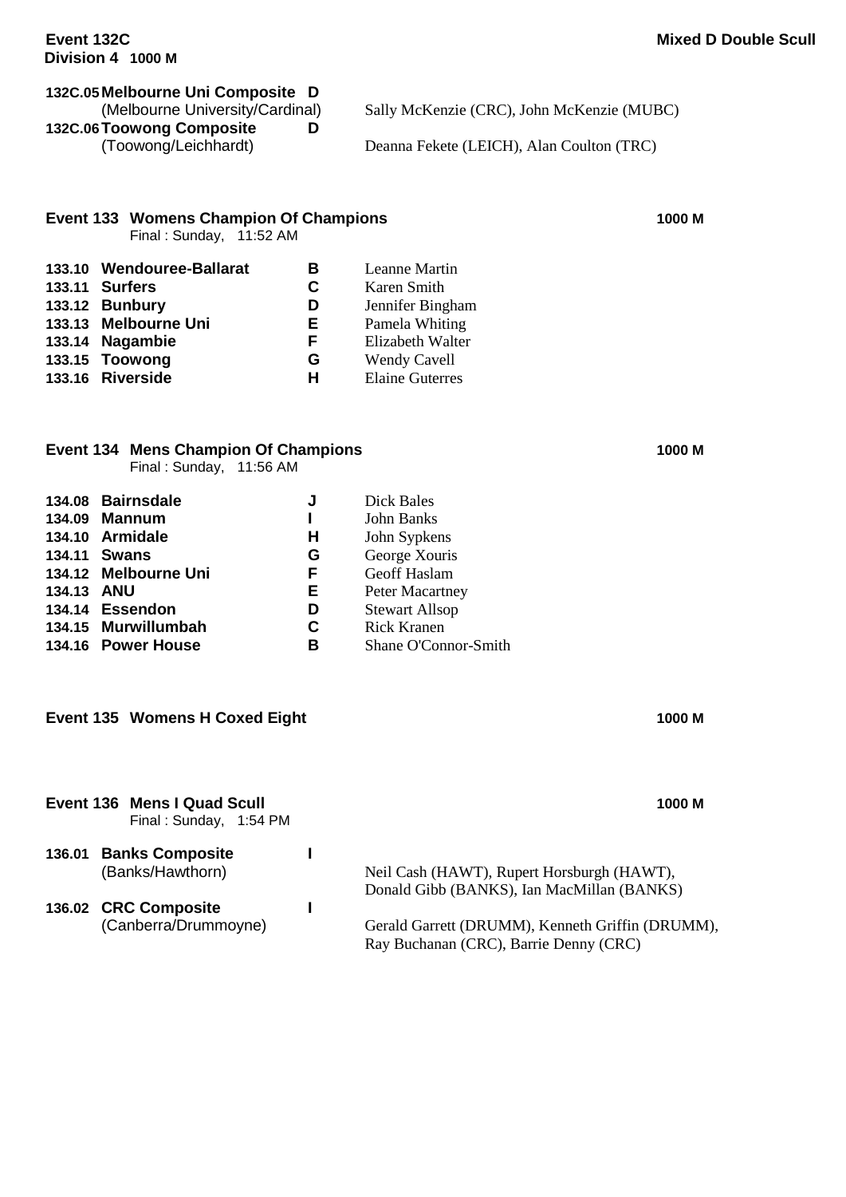**Event 132C** **Mixed D Double Scull**
**Division 4 1000 M**

| | | | |
|---|---|---|---|
| **132C.05** | **Melbourne Uni Composite** (Melbourne University/Cardinal) | **D** | Sally McKenzie (CRC), John McKenzie (MUBC) |
| **132C.06** | **Toowong Composite** (Toowong/Leichhardt) | **D** | Deanna Fekete (LEICH), Alan Coulton (TRC) |

## Event 133 Womens Champion Of Champions — 1000 M

Final : Sunday, 11:52 AM

| | | | |
|---|---|---|---|
| **133.10** | **Wendouree-Ballarat** | **B** | Leanne Martin |
| **133.11** | **Surfers** | **C** | Karen Smith |
| **133.12** | **Bunbury** | **D** | Jennifer Bingham |
| **133.13** | **Melbourne Uni** | **E** | Pamela Whiting |
| **133.14** | **Nagambie** | **F** | Elizabeth Walter |
| **133.15** | **Toowong** | **G** | Wendy Cavell |
| **133.16** | **Riverside** | **H** | Elaine Guterres |

## Event 134 Mens Champion Of Champions — 1000 M

Final : Sunday, 11:56 AM

| | | | |
|---|---|---|---|
| **134.08** | **Bairnsdale** | **J** | Dick Bales |
| **134.09** | **Mannum** | **I** | John Banks |
| **134.10** | **Armidale** | **H** | John Sypkens |
| **134.11** | **Swans** | **G** | George Xouris |
| **134.12** | **Melbourne Uni** | **F** | Geoff Haslam |
| **134.13** | **ANU** | **E** | Peter Macartney |
| **134.14** | **Essendon** | **D** | Stewart Allsop |
| **134.15** | **Murwillumbah** | **C** | Rick Kranen |
| **134.16** | **Power House** | **B** | Shane O'Connor-Smith |

## Event 135 Womens H Coxed Eight — 1000 M

## Event 136 Mens I Quad Scull — 1000 M

Final : Sunday, 1:54 PM

| | | | |
|---|---|---|---|
| **136.01** | **Banks Composite** (Banks/Hawthorn) | **I** | Neil Cash (HAWT), Rupert Horsburgh (HAWT), Donald Gibb (BANKS), Ian MacMillan (BANKS) |
| **136.02** | **CRC Composite** (Canberra/Drummoyne) | **I** | Gerald Garrett (DRUMM), Kenneth Griffin (DRUMM), Ray Buchanan (CRC), Barrie Denny (CRC) |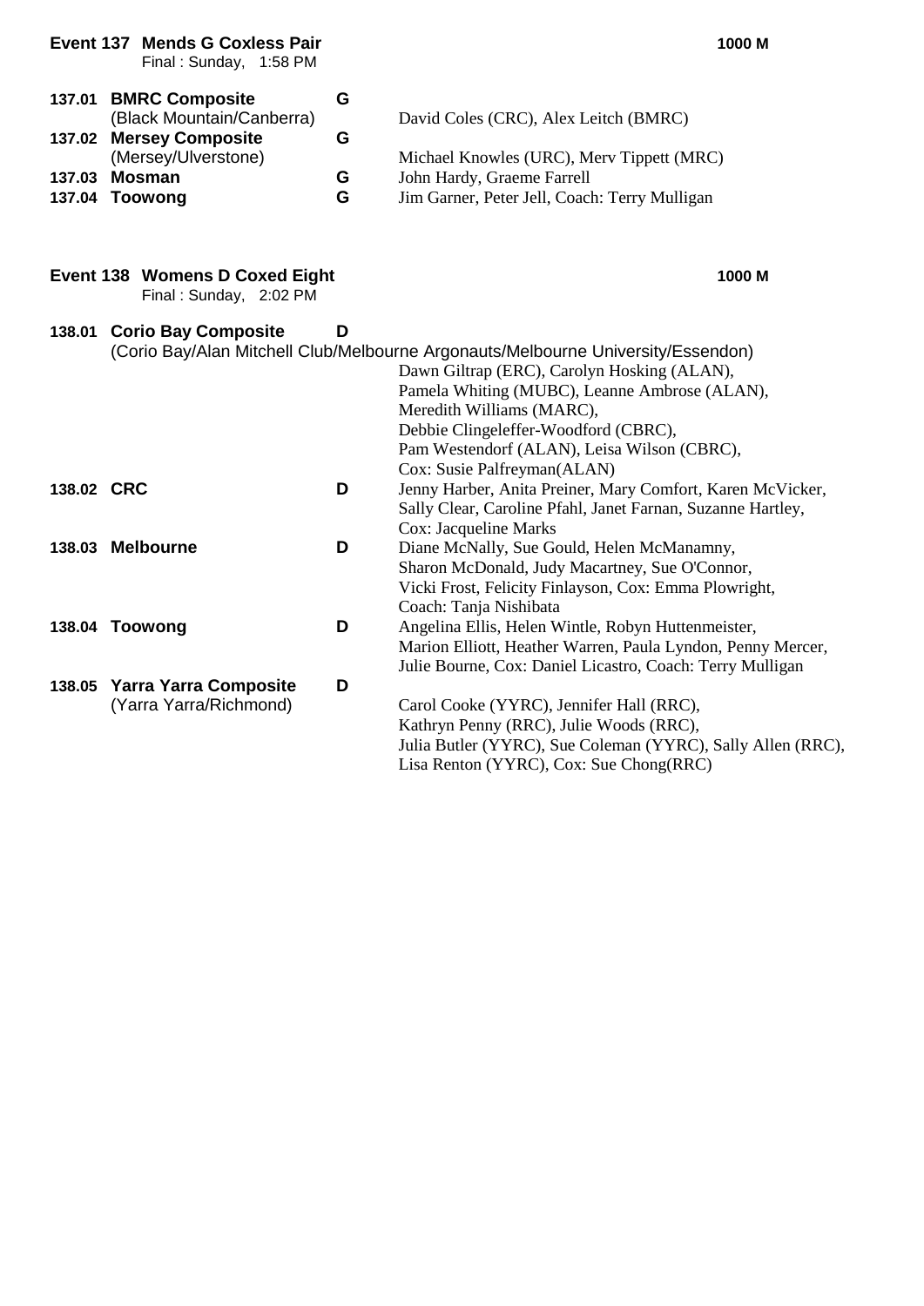## Event 137 Mends G Coxless Pair — 1000 M

Final : Sunday, 1:58 PM

| No. | Crew | Grade | Members |
|---|---|---|---|
| 137.01 | **BMRC Composite** (Black Mountain/Canberra) | G | David Coles (CRC), Alex Leitch (BMRC) |
| 137.02 | **Mersey Composite** (Mersey/Ulverstone) | G | Michael Knowles (URC), Merv Tippett (MRC) |
| 137.03 | **Mosman** | G | John Hardy, Graeme Farrell |
| 137.04 | **Toowong** | G | Jim Garner, Peter Jell, Coach: Terry Mulligan |

## Event 138 Womens D Coxed Eight — 1000 M

Final : Sunday, 2:02 PM

| No. | Crew | Grade | Members |
|---|---|---|---|
| 138.01 | **Corio Bay Composite** (Corio Bay/Alan Mitchell Club/Melbourne Argonauts/Melbourne University/Essendon) | D | Dawn Giltrap (ERC), Carolyn Hosking (ALAN), Pamela Whiting (MUBC), Leanne Ambrose (ALAN), Meredith Williams (MARC), Debbie Clingeleffer-Woodford (CBRC), Pam Westendorf (ALAN), Leisa Wilson (CBRC), Cox: Susie Palfreyman(ALAN) |
| 138.02 | **CRC** | D | Jenny Harber, Anita Preiner, Mary Comfort, Karen McVicker, Sally Clear, Caroline Pfahl, Janet Farnan, Suzanne Hartley, Cox: Jacqueline Marks |
| 138.03 | **Melbourne** | D | Diane McNally, Sue Gould, Helen McManamny, Sharon McDonald, Judy Macartney, Sue O'Connor, Vicki Frost, Felicity Finlayson, Cox: Emma Plowright, Coach: Tanja Nishibata |
| 138.04 | **Toowong** | D | Angelina Ellis, Helen Wintle, Robyn Huttenmeister, Marion Elliott, Heather Warren, Paula Lyndon, Penny Mercer, Julie Bourne, Cox: Daniel Licastro, Coach: Terry Mulligan |
| 138.05 | **Yarra Yarra Composite** (Yarra Yarra/Richmond) | D | Carol Cooke (YYRC), Jennifer Hall (RRC), Kathryn Penny (RRC), Julie Woods (RRC), Julia Butler (YYRC), Sue Coleman (YYRC), Sally Allen (RRC), Lisa Renton (YYRC), Cox: Sue Chong(RRC) |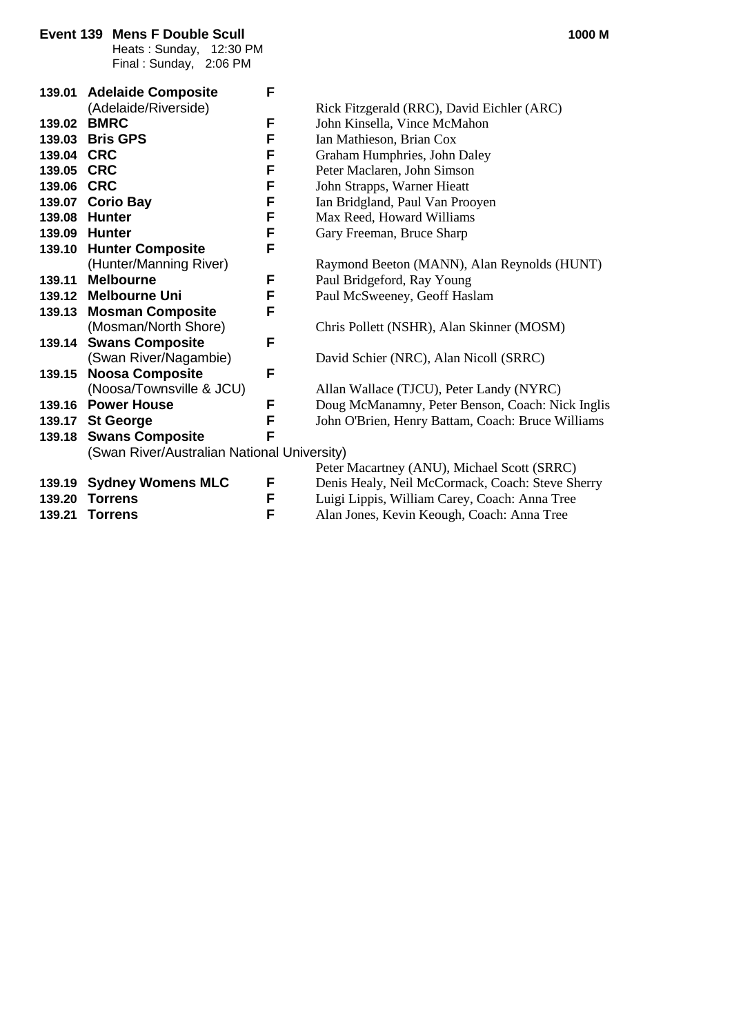**Event 139 Mens F Double Scull** **1000 M**

Heats : Sunday, 12:30 PM
Final : Sunday, 2:06 PM

| | | | |
|---|---|---|---|
| **139.01** | **Adelaide Composite** (Adelaide/Riverside) | **F** | Rick Fitzgerald (RRC), David Eichler (ARC) |
| **139.02** | **BMRC** | **F** | John Kinsella, Vince McMahon |
| **139.03** | **Bris GPS** | **F** | Ian Mathieson, Brian Cox |
| **139.04** | **CRC** | **F** | Graham Humphries, John Daley |
| **139.05** | **CRC** | **F** | Peter Maclaren, John Simson |
| **139.06** | **CRC** | **F** | John Strapps, Warner Hieatt |
| **139.07** | **Corio Bay** | **F** | Ian Bridgland, Paul Van Prooyen |
| **139.08** | **Hunter** | **F** | Max Reed, Howard Williams |
| **139.09** | **Hunter** | **F** | Gary Freeman, Bruce Sharp |
| **139.10** | **Hunter Composite** (Hunter/Manning River) | **F** | Raymond Beeton (MANN), Alan Reynolds (HUNT) |
| **139.11** | **Melbourne** | **F** | Paul Bridgeford, Ray Young |
| **139.12** | **Melbourne Uni** | **F** | Paul McSweeney, Geoff Haslam |
| **139.13** | **Mosman Composite** (Mosman/North Shore) | **F** | Chris Pollett (NSHR), Alan Skinner (MOSM) |
| **139.14** | **Swans Composite** (Swan River/Nagambie) | **F** | David Schier (NRC), Alan Nicoll (SRRC) |
| **139.15** | **Noosa Composite** (Noosa/Townsville & JCU) | **F** | Allan Wallace (TJCU), Peter Landy (NYRC) |
| **139.16** | **Power House** | **F** | Doug McManamny, Peter Benson, Coach: Nick Inglis |
| **139.17** | **St George** | **F** | John O'Brien, Henry Battam, Coach: Bruce Williams |
| **139.18** | **Swans Composite** (Swan River/Australian National University) | **F** | Peter Macartney (ANU), Michael Scott (SRRC) |
| **139.19** | **Sydney Womens MLC** | **F** | Denis Healy, Neil McCormack, Coach: Steve Sherry |
| **139.20** | **Torrens** | **F** | Luigi Lippis, William Carey, Coach: Anna Tree |
| **139.21** | **Torrens** | **F** | Alan Jones, Kevin Keough, Coach: Anna Tree |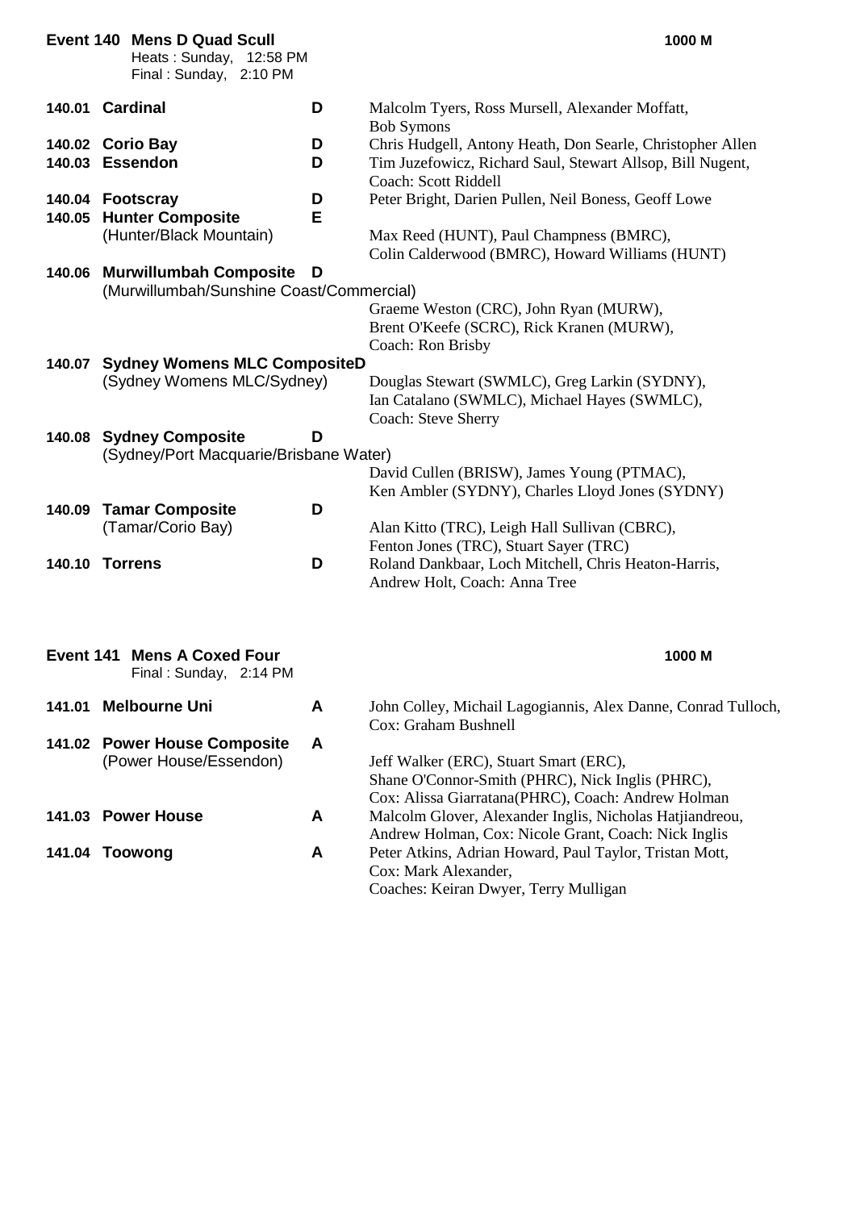## Event 140 Mens D Quad Scull

**1000 M**

Heats : Sunday, 12:58 PM
Final : Sunday, 2:10 PM

| | Crew | Grade | Members |
|---|---|---|---|
| 140.01 | **Cardinal** | **D** | Malcolm Tyers, Ross Mursell, Alexander Moffatt, Bob Symons |
| 140.02 | **Corio Bay** | **D** | Chris Hudgell, Antony Heath, Don Searle, Christopher Allen |
| 140.03 | **Essendon** | **D** | Tim Juzefowicz, Richard Saul, Stewart Allsop, Bill Nugent, Coach: Scott Riddell |
| 140.04 | **Footscray** | **D** | Peter Bright, Darien Pullen, Neil Boness, Geoff Lowe |
| 140.05 | **Hunter Composite** (Hunter/Black Mountain) | **E** | Max Reed (HUNT), Paul Champness (BMRC), Colin Calderwood (BMRC), Howard Williams (HUNT) |
| 140.06 | **Murwillumbah Composite** (Murwillumbah/Sunshine Coast/Commercial) | **D** | Graeme Weston (CRC), John Ryan (MURW), Brent O'Keefe (SCRC), Rick Kranen (MURW), Coach: Ron Brisby |
| 140.07 | **Sydney Womens MLC Composite** (Sydney Womens MLC/Sydney) | **D** | Douglas Stewart (SWMLC), Greg Larkin (SYDNY), Ian Catalano (SWMLC), Michael Hayes (SWMLC), Coach: Steve Sherry |
| 140.08 | **Sydney Composite** (Sydney/Port Macquarie/Brisbane Water) | **D** | David Cullen (BRISW), James Young (PTMAC), Ken Ambler (SYDNY), Charles Lloyd Jones (SYDNY) |
| 140.09 | **Tamar Composite** (Tamar/Corio Bay) | **D** | Alan Kitto (TRC), Leigh Hall Sullivan (CBRC), Fenton Jones (TRC), Stuart Sayer (TRC) |
| 140.10 | **Torrens** | **D** | Roland Dankbaar, Loch Mitchell, Chris Heaton-Harris, Andrew Holt, Coach: Anna Tree |

## Event 141 Mens A Coxed Four

**1000 M**

Final : Sunday, 2:14 PM

| | Crew | Grade | Members |
|---|---|---|---|
| 141.01 | **Melbourne Uni** | **A** | John Colley, Michail Lagogiannis, Alex Danne, Conrad Tulloch, Cox: Graham Bushnell |
| 141.02 | **Power House Composite** (Power House/Essendon) | **A** | Jeff Walker (ERC), Stuart Smart (ERC), Shane O'Connor-Smith (PHRC), Nick Inglis (PHRC), Cox: Alissa Giarratana(PHRC), Coach: Andrew Holman |
| 141.03 | **Power House** | **A** | Malcolm Glover, Alexander Inglis, Nicholas Hatjiandreou, Andrew Holman, Cox: Nicole Grant, Coach: Nick Inglis |
| 141.04 | **Toowong** | **A** | Peter Atkins, Adrian Howard, Paul Taylor, Tristan Mott, Cox: Mark Alexander, Coaches: Keiran Dwyer, Terry Mulligan |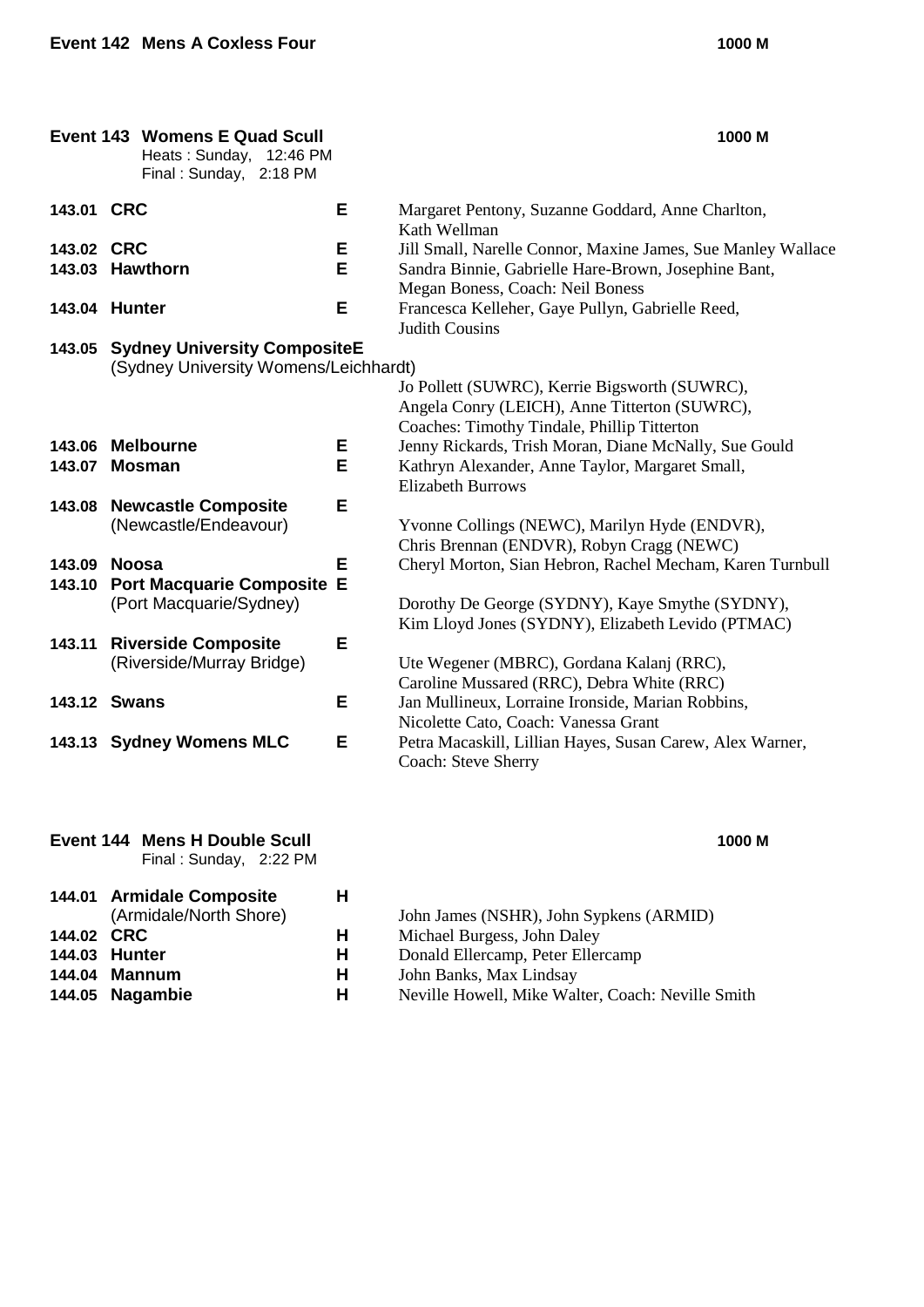## Event 142 Mens A Coxless Four — 1000 M

## Event 143 Womens E Quad Scull — 1000 M

Heats : Sunday, 12:46 PM
Final : Sunday, 2:18 PM

| No. | Crew | Grade | Members |
|---|---|---|---|
| 143.01 | **CRC** | E | Margaret Pentony, Suzanne Goddard, Anne Charlton, Kath Wellman |
| 143.02 | **CRC** | E | Jill Small, Narelle Connor, Maxine James, Sue Manley Wallace |
| 143.03 | **Hawthorn** | E | Sandra Binnie, Gabrielle Hare-Brown, Josephine Bant, Megan Boness, Coach: Neil Boness |
| 143.04 | **Hunter** | E | Francesca Kelleher, Gaye Pullyn, Gabrielle Reed, Judith Cousins |
| 143.05 | **Sydney University Composite** (Sydney University Womens/Leichhardt) | E | Jo Pollett (SUWRC), Kerrie Bigsworth (SUWRC), Angela Conry (LEICH), Anne Titterton (SUWRC), Coaches: Timothy Tindale, Phillip Titterton |
| 143.06 | **Melbourne** | E | Jenny Rickards, Trish Moran, Diane McNally, Sue Gould |
| 143.07 | **Mosman** | E | Kathryn Alexander, Anne Taylor, Margaret Small, Elizabeth Burrows |
| 143.08 | **Newcastle Composite** (Newcastle/Endeavour) | E | Yvonne Collings (NEWC), Marilyn Hyde (ENDVR), Chris Brennan (ENDVR), Robyn Cragg (NEWC) |
| 143.09 | **Noosa** | E | Cheryl Morton, Sian Hebron, Rachel Mecham, Karen Turnbull |
| 143.10 | **Port Macquarie Composite** (Port Macquarie/Sydney) | E | Dorothy De George (SYDNY), Kaye Smythe (SYDNY), Kim Lloyd Jones (SYDNY), Elizabeth Levido (PTMAC) |
| 143.11 | **Riverside Composite** (Riverside/Murray Bridge) | E | Ute Wegener (MBRC), Gordana Kalanj (RRC), Caroline Mussared (RRC), Debra White (RRC) |
| 143.12 | **Swans** | E | Jan Mullineux, Lorraine Ironside, Marian Robbins, Nicolette Cato, Coach: Vanessa Grant |
| 143.13 | **Sydney Womens MLC** | E | Petra Macaskill, Lillian Hayes, Susan Carew, Alex Warner, Coach: Steve Sherry |

## Event 144 Mens H Double Scull — 1000 M

Final : Sunday, 2:22 PM

| No. | Crew | Grade | Members |
|---|---|---|---|
| 144.01 | **Armidale Composite** (Armidale/North Shore) | H | John James (NSHR), John Sypkens (ARMID) |
| 144.02 | **CRC** | H | Michael Burgess, John Daley |
| 144.03 | **Hunter** | H | Donald Ellercamp, Peter Ellercamp |
| 144.04 | **Mannum** | H | John Banks, Max Lindsay |
| 144.05 | **Nagambie** | H | Neville Howell, Mike Walter, Coach: Neville Smith |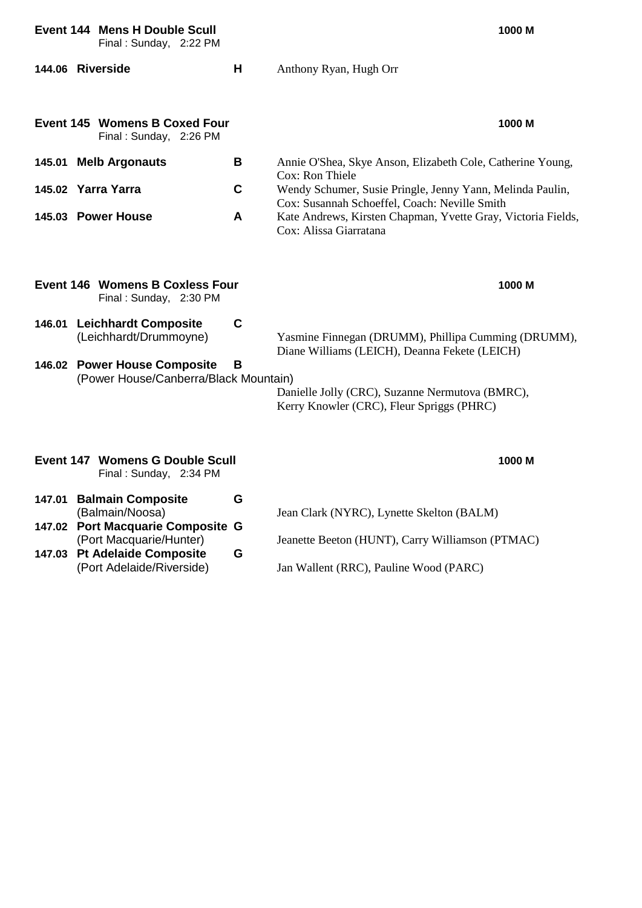## Event 144 Mens H Double Scull — 1000 M

Final : Sunday, 2:22 PM

| No. | Crew | Grade | Members |
|---|---|---|---|
| 144.06 | **Riverside** | **H** | Anthony Ryan, Hugh Orr |

## Event 145 Womens B Coxed Four — 1000 M

Final : Sunday, 2:26 PM

| No. | Crew | Grade | Members |
|---|---|---|---|
| 145.01 | **Melb Argonauts** | **B** | Annie O'Shea, Skye Anson, Elizabeth Cole, Catherine Young, Cox: Ron Thiele |
| 145.02 | **Yarra Yarra** | **C** | Wendy Schumer, Susie Pringle, Jenny Yann, Melinda Paulin, Cox: Susannah Schoeffel, Coach: Neville Smith |
| 145.03 | **Power House** | **A** | Kate Andrews, Kirsten Chapman, Yvette Gray, Victoria Fields, Cox: Alissa Giarratana |

## Event 146 Womens B Coxless Four — 1000 M

Final : Sunday, 2:30 PM

| No. | Crew | Grade | Members |
|---|---|---|---|
| 146.01 | **Leichhardt Composite** (Leichhardt/Drummoyne) | **C** | Yasmine Finnegan (DRUMM), Phillipa Cumming (DRUMM), Diane Williams (LEICH), Deanna Fekete (LEICH) |
| 146.02 | **Power House Composite** (Power House/Canberra/Black Mountain) | **B** | Danielle Jolly (CRC), Suzanne Nermutova (BMRC), Kerry Knowler (CRC), Fleur Spriggs (PHRC) |

## Event 147 Womens G Double Scull — 1000 M

Final : Sunday, 2:34 PM

| No. | Crew | Grade | Members |
|---|---|---|---|
| 147.01 | **Balmain Composite** (Balmain/Noosa) | **G** | Jean Clark (NYRC), Lynette Skelton (BALM) |
| 147.02 | **Port Macquarie Composite** (Port Macquarie/Hunter) | **G** | Jeanette Beeton (HUNT), Carry Williamson (PTMAC) |
| 147.03 | **Pt Adelaide Composite** (Port Adelaide/Riverside) | **G** | Jan Wallent (RRC), Pauline Wood (PARC) |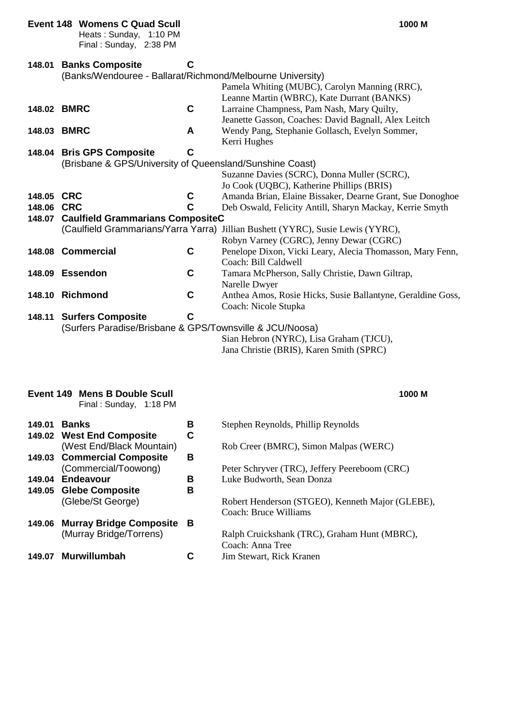**Event 148 Womens C Quad Scull** — 1000 M

Heats : Sunday, 1:10 PM
Final : Sunday, 2:38 PM

| No. | Crew | Grade | Members |
|---|---|---|---|
| 148.01 | **Banks Composite** (Banks/Wendouree - Ballarat/Richmond/Melbourne University) | C | Pamela Whiting (MUBC), Carolyn Manning (RRC), Leanne Martin (WBRC), Kate Durrant (BANKS) |
| 148.02 | **BMRC** | C | Larraine Champness, Pam Nash, Mary Quilty, Jeanette Gasson, Coaches: David Bagnall, Alex Leitch |
| 148.03 | **BMRC** | A | Wendy Pang, Stephanie Gollasch, Evelyn Sommer, Kerri Hughes |
| 148.04 | **Bris GPS Composite** (Brisbane & GPS/University of Queensland/Sunshine Coast) | C | Suzanne Davies (SCRC), Donna Muller (SCRC), Jo Cook (UQBC), Katherine Phillips (BRIS) |
| 148.05 | **CRC** | C | Amanda Brian, Elaine Bissaker, Dearne Grant, Sue Donoghoe |
| 148.06 | **CRC** | C | Deb Oswald, Felicity Antill, Sharyn Mackay, Kerrie Smyth |
| 148.07 | **Caulfield Grammarians Composite** (Caulfield Grammarians/Yarra Yarra) | C | Jillian Bushett (YYRC), Susie Lewis (YYRC), Robyn Varney (CGRC), Jenny Dewar (CGRC) |
| 148.08 | **Commercial** | C | Penelope Dixon, Vicki Leary, Alecia Thomasson, Mary Fenn, Coach: Bill Caldwell |
| 148.09 | **Essendon** | C | Tamara McPherson, Sally Christie, Dawn Giltrap, Narelle Dwyer |
| 148.10 | **Richmond** | C | Anthea Amos, Rosie Hicks, Susie Ballantyne, Geraldine Goss, Coach: Nicole Stupka |
| 148.11 | **Surfers Composite** (Surfers Paradise/Brisbane & GPS/Townsville & JCU/Noosa) | C | Sian Hebron (NYRC), Lisa Graham (TJCU), Jana Christie (BRIS), Karen Smith (SPRC) |

**Event 149 Mens B Double Scull** — 1000 M

Final : Sunday, 1:18 PM

| No. | Crew | Grade | Members |
|---|---|---|---|
| 149.01 | **Banks** | B | Stephen Reynolds, Phillip Reynolds |
| 149.02 | **West End Composite** (West End/Black Mountain) | C | Rob Creer (BMRC), Simon Malpas (WERC) |
| 149.03 | **Commercial Composite** (Commercial/Toowong) | B | Peter Schryver (TRC), Jeffery Peereboom (CRC) |
| 149.04 | **Endeavour** | B | Luke Budworth, Sean Donza |
| 149.05 | **Glebe Composite** (Glebe/St George) | B | Robert Henderson (STGEO), Kenneth Major (GLEBE), Coach: Bruce Williams |
| 149.06 | **Murray Bridge Composite** (Murray Bridge/Torrens) | B | Ralph Cruickshank (TRC), Graham Hunt (MBRC), Coach: Anna Tree |
| 149.07 | **Murwillumbah** | C | Jim Stewart, Rick Kranen |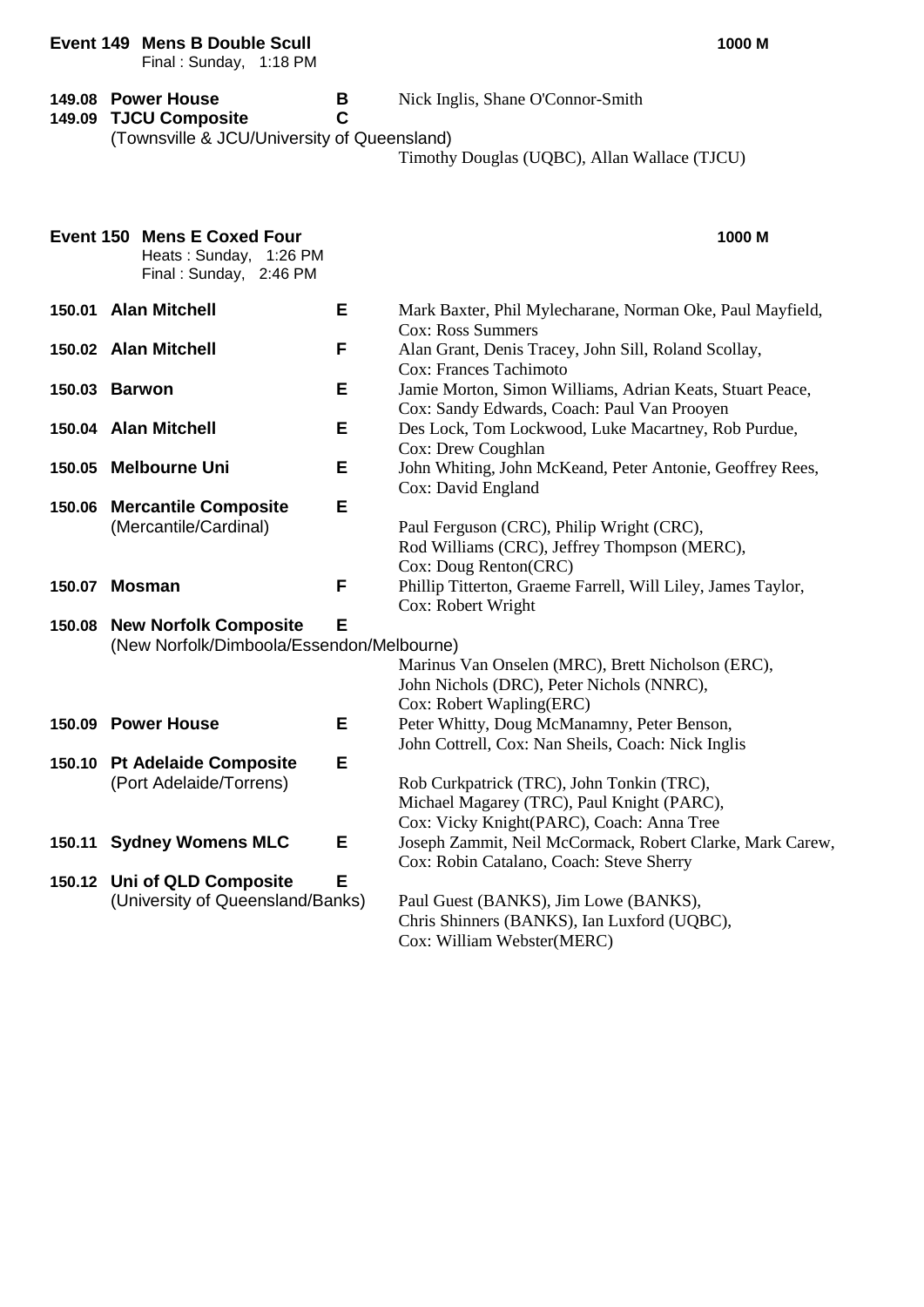**Event 149 Mens B Double Scull** — **1000 M**

Final : Sunday, 1:18 PM

| No. | Crew | Grade | Rowers |
|---|---|---|---|
| **149.08** | **Power House** | **B** | Nick Inglis, Shane O'Connor-Smith |
| **149.09** | **TJCU Composite** (Townsville & JCU/University of Queensland) | **C** | Timothy Douglas (UQBC), Allan Wallace (TJCU) |

**Event 150 Mens E Coxed Four** — **1000 M**

Heats : Sunday, 1:26 PM
Final : Sunday, 2:46 PM

| No. | Crew | Grade | Rowers |
|---|---|---|---|
| **150.01** | **Alan Mitchell** | **E** | Mark Baxter, Phil Mylecharane, Norman Oke, Paul Mayfield, Cox: Ross Summers |
| **150.02** | **Alan Mitchell** | **F** | Alan Grant, Denis Tracey, John Sill, Roland Scollay, Cox: Frances Tachimoto |
| **150.03** | **Barwon** | **E** | Jamie Morton, Simon Williams, Adrian Keats, Stuart Peace, Cox: Sandy Edwards, Coach: Paul Van Prooyen |
| **150.04** | **Alan Mitchell** | **E** | Des Lock, Tom Lockwood, Luke Macartney, Rob Purdue, Cox: Drew Coughlan |
| **150.05** | **Melbourne Uni** | **E** | John Whiting, John McKeand, Peter Antonie, Geoffrey Rees, Cox: David England |
| **150.06** | **Mercantile Composite** (Mercantile/Cardinal) | **E** | Paul Ferguson (CRC), Philip Wright (CRC), Rod Williams (CRC), Jeffrey Thompson (MERC), Cox: Doug Renton(CRC) |
| **150.07** | **Mosman** | **F** | Phillip Titterton, Graeme Farrell, Will Liley, James Taylor, Cox: Robert Wright |
| **150.08** | **New Norfolk Composite** (New Norfolk/Dimboola/Essendon/Melbourne) | **E** | Marinus Van Onselen (MRC), Brett Nicholson (ERC), John Nichols (DRC), Peter Nichols (NNRC), Cox: Robert Wapling(ERC) |
| **150.09** | **Power House** | **E** | Peter Whitty, Doug McManamny, Peter Benson, John Cottrell, Cox: Nan Sheils, Coach: Nick Inglis |
| **150.10** | **Pt Adelaide Composite** (Port Adelaide/Torrens) | **E** | Rob Curkpatrick (TRC), John Tonkin (TRC), Michael Magarey (TRC), Paul Knight (PARC), Cox: Vicky Knight(PARC), Coach: Anna Tree |
| **150.11** | **Sydney Womens MLC** | **E** | Joseph Zammit, Neil McCormack, Robert Clarke, Mark Carew, Cox: Robin Catalano, Coach: Steve Sherry |
| **150.12** | **Uni of QLD Composite** (University of Queensland/Banks) | **E** | Paul Guest (BANKS), Jim Lowe (BANKS), Chris Shinners (BANKS), Ian Luxford (UQBC), Cox: William Webster(MERC) |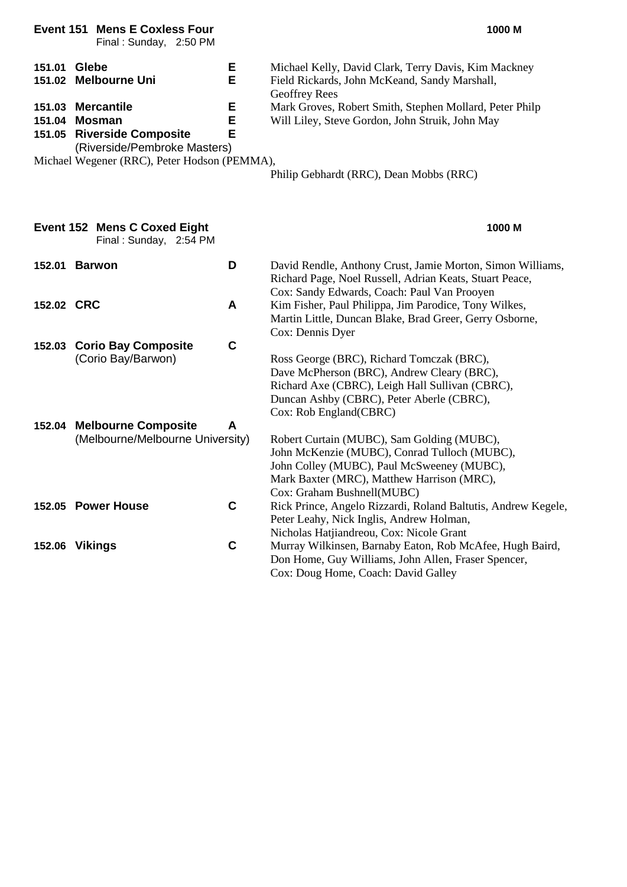## Event 151 Mens E Coxless Four

1000 M

Final : Sunday, 2:50 PM

| | | | |
|---|---|---|---|
| 151.01 | **Glebe** | **E** | Michael Kelly, David Clark, Terry Davis, Kim Mackney |
| 151.02 | **Melbourne Uni** | **E** | Field Rickards, John McKeand, Sandy Marshall, Geoffrey Rees |
| 151.03 | **Mercantile** | **E** | Mark Groves, Robert Smith, Stephen Mollard, Peter Philp |
| 151.04 | **Mosman** | **E** | Will Liley, Steve Gordon, John Struik, John May |
| 151.05 | **Riverside Composite** (Riverside/Pembroke Masters) | **E** | Michael Wegener (RRC), Peter Hodson (PEMMA), Philip Gebhardt (RRC), Dean Mobbs (RRC) |

## Event 152 Mens C Coxed Eight

1000 M

Final : Sunday, 2:54 PM

| | | | |
|---|---|---|---|
| 152.01 | **Barwon** | **D** | David Rendle, Anthony Crust, Jamie Morton, Simon Williams, Richard Page, Noel Russell, Adrian Keats, Stuart Peace, Cox: Sandy Edwards, Coach: Paul Van Prooyen |
| 152.02 | **CRC** | **A** | Kim Fisher, Paul Philippa, Jim Parodice, Tony Wilkes, Martin Little, Duncan Blake, Brad Greer, Gerry Osborne, Cox: Dennis Dyer |
| 152.03 | **Corio Bay Composite** (Corio Bay/Barwon) | **C** | Ross George (BRC), Richard Tomczak (BRC), Dave McPherson (BRC), Andrew Cleary (BRC), Richard Axe (CBRC), Leigh Hall Sullivan (CBRC), Duncan Ashby (CBRC), Peter Aberle (CBRC), Cox: Rob England(CBRC) |
| 152.04 | **Melbourne Composite** (Melbourne/Melbourne University) | **A** | Robert Curtain (MUBC), Sam Golding (MUBC), John McKenzie (MUBC), Conrad Tulloch (MUBC), John Colley (MUBC), Paul McSweeney (MUBC), Mark Baxter (MRC), Matthew Harrison (MRC), Cox: Graham Bushnell(MUBC) |
| 152.05 | **Power House** | **C** | Rick Prince, Angelo Rizzardi, Roland Baltutis, Andrew Kegele, Peter Leahy, Nick Inglis, Andrew Holman, Nicholas Hatjiandreou, Cox: Nicole Grant |
| 152.06 | **Vikings** | **C** | Murray Wilkinsen, Barnaby Eaton, Rob McAfee, Hugh Baird, Don Home, Guy Williams, John Allen, Fraser Spencer, Cox: Doug Home, Coach: David Galley |